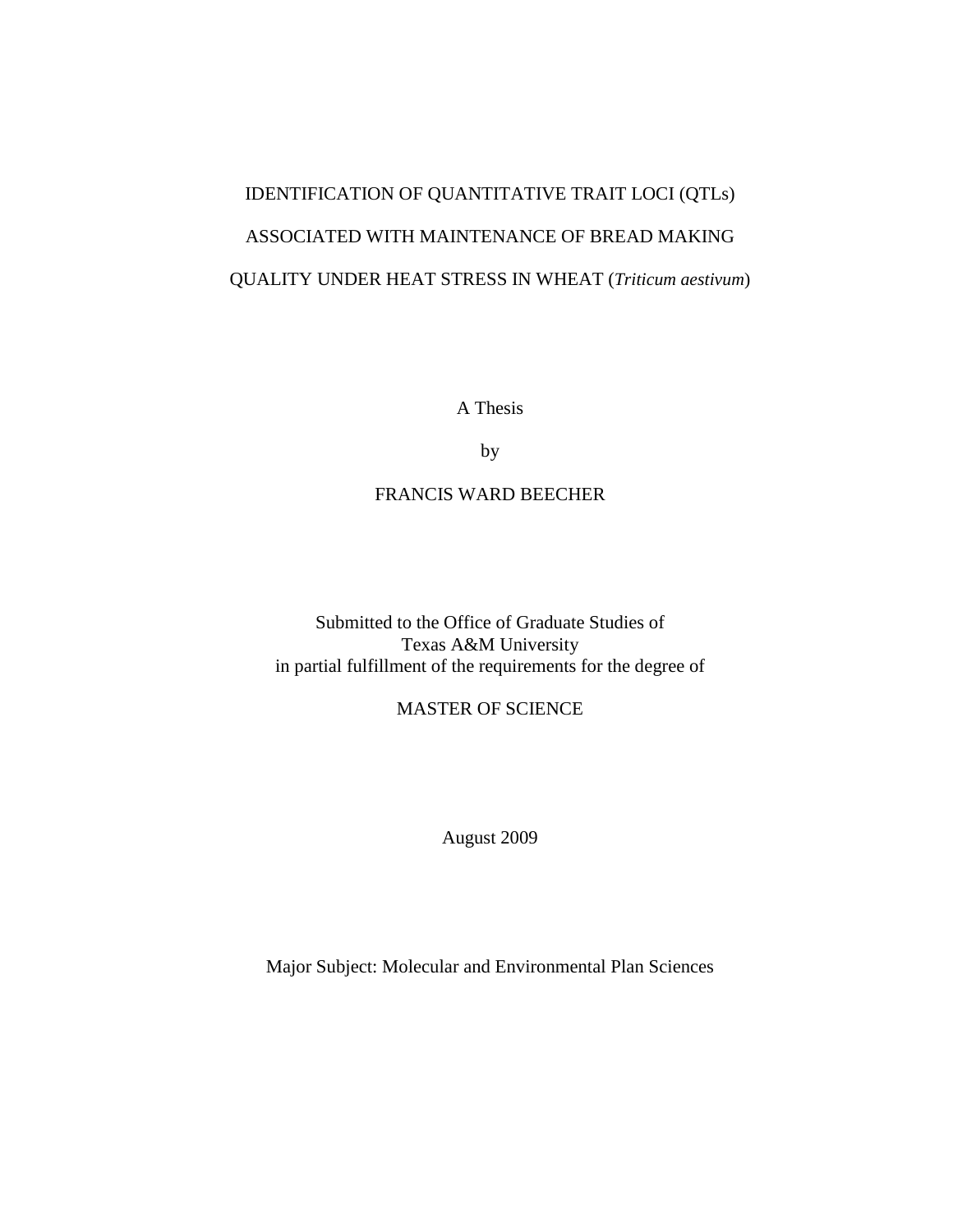# IDENTIFICATION OF QUANTITATIVE TRAIT LOCI (QTLs) ASSOCIATED WITH MAINTENANCE OF BREAD MAKING QUALITY UNDER HEAT STRESS IN WHEAT (*Triticum aestivum*)

A Thesis

by

FRANCIS WARD BEECHER

Submitted to the Office of Graduate Studies of
Texas A&M University
in partial fulfillment of the requirements for the degree of

MASTER OF SCIENCE

August 2009

Major Subject: Molecular and Environmental Plan Sciences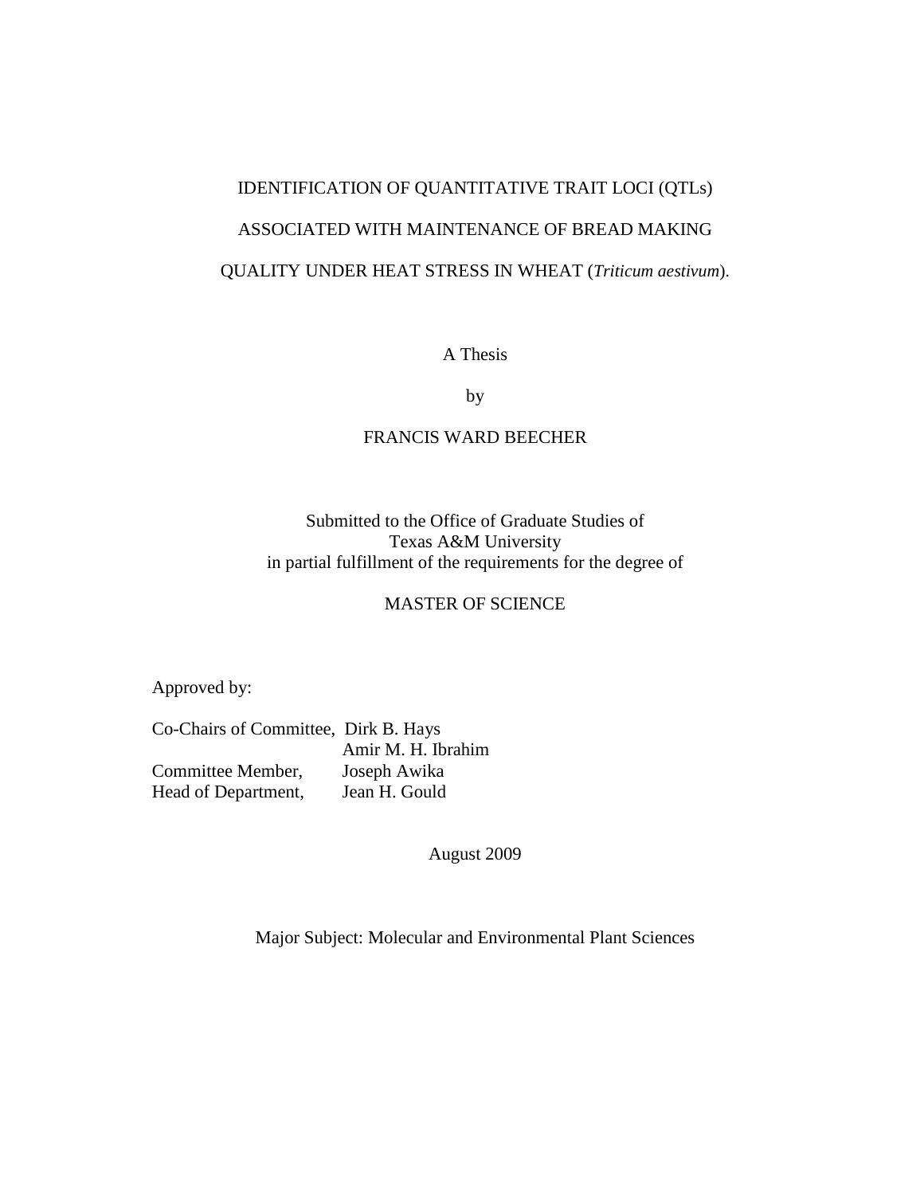IDENTIFICATION OF QUANTITATIVE TRAIT LOCI (QTLs)

ASSOCIATED WITH MAINTENANCE OF BREAD MAKING

QUALITY UNDER HEAT STRESS IN WHEAT (*Triticum aestivum*).

A Thesis

by

FRANCIS WARD BEECHER

Submitted to the Office of Graduate Studies of
Texas A&M University
in partial fulfillment of the requirements for the degree of

MASTER OF SCIENCE

Approved by:

Co-Chairs of Committee, Dirk B. Hays
Amir M. H. Ibrahim
Committee Member, Joseph Awika
Head of Department, Jean H. Gould

August 2009

Major Subject: Molecular and Environmental Plant Sciences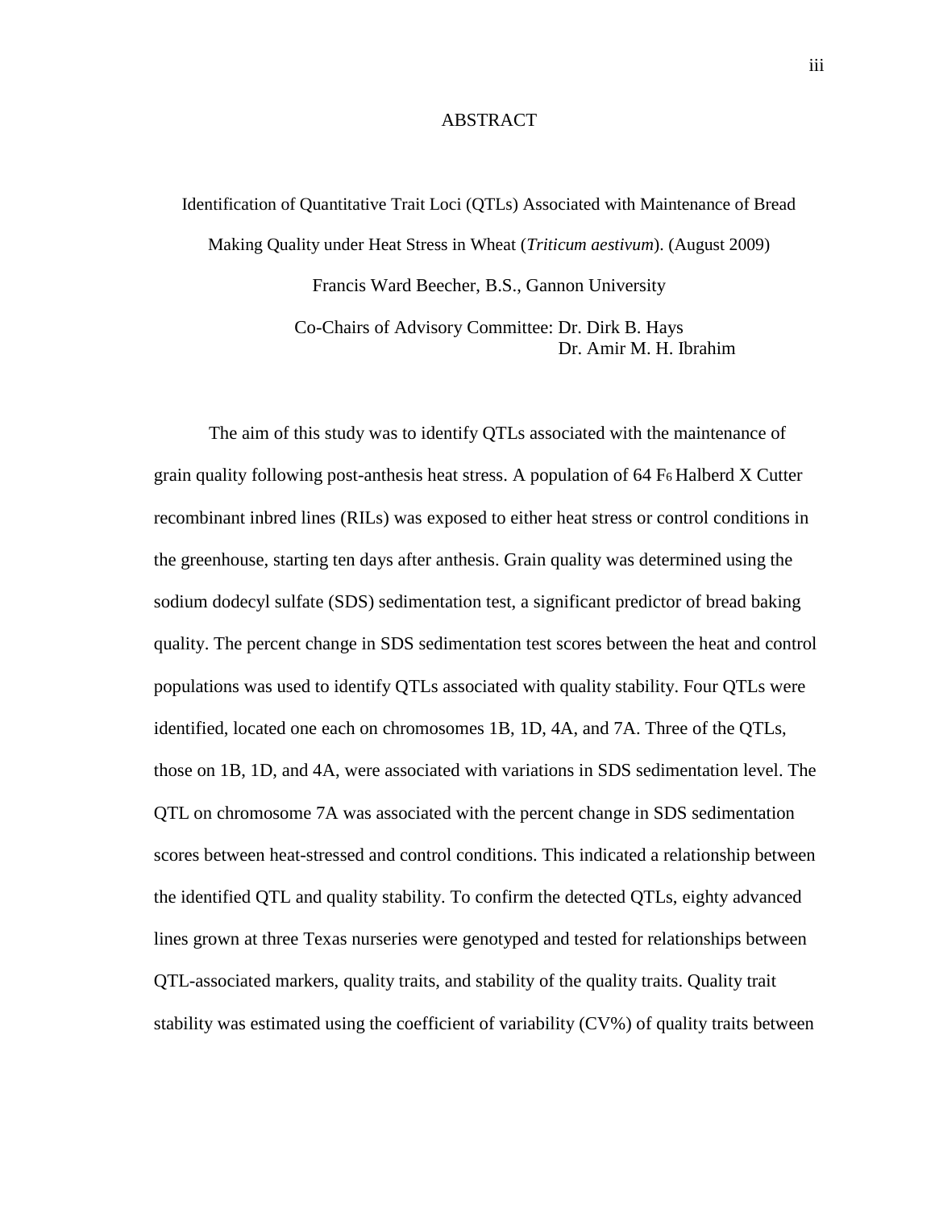# ABSTRACT

Identification of Quantitative Trait Loci (QTLs) Associated with Maintenance of Bread Making Quality under Heat Stress in Wheat (*Triticum aestivum*). (August 2009)

Francis Ward Beecher, B.S., Gannon University

Co-Chairs of Advisory Committee: Dr. Dirk B. Hays
Dr. Amir M. H. Ibrahim

The aim of this study was to identify QTLs associated with the maintenance of grain quality following post-anthesis heat stress. A population of 64 $F_6$ Halberd X Cutter recombinant inbred lines (RILs) was exposed to either heat stress or control conditions in the greenhouse, starting ten days after anthesis. Grain quality was determined using the sodium dodecyl sulfate (SDS) sedimentation test, a significant predictor of bread baking quality. The percent change in SDS sedimentation test scores between the heat and control populations was used to identify QTLs associated with quality stability. Four QTLs were identified, located one each on chromosomes 1B, 1D, 4A, and 7A. Three of the QTLs, those on 1B, 1D, and 4A, were associated with variations in SDS sedimentation level. The QTL on chromosome 7A was associated with the percent change in SDS sedimentation scores between heat-stressed and control conditions. This indicated a relationship between the identified QTL and quality stability. To confirm the detected QTLs, eighty advanced lines grown at three Texas nurseries were genotyped and tested for relationships between QTL-associated markers, quality traits, and stability of the quality traits. Quality trait stability was estimated using the coefficient of variability (CV%) of quality traits between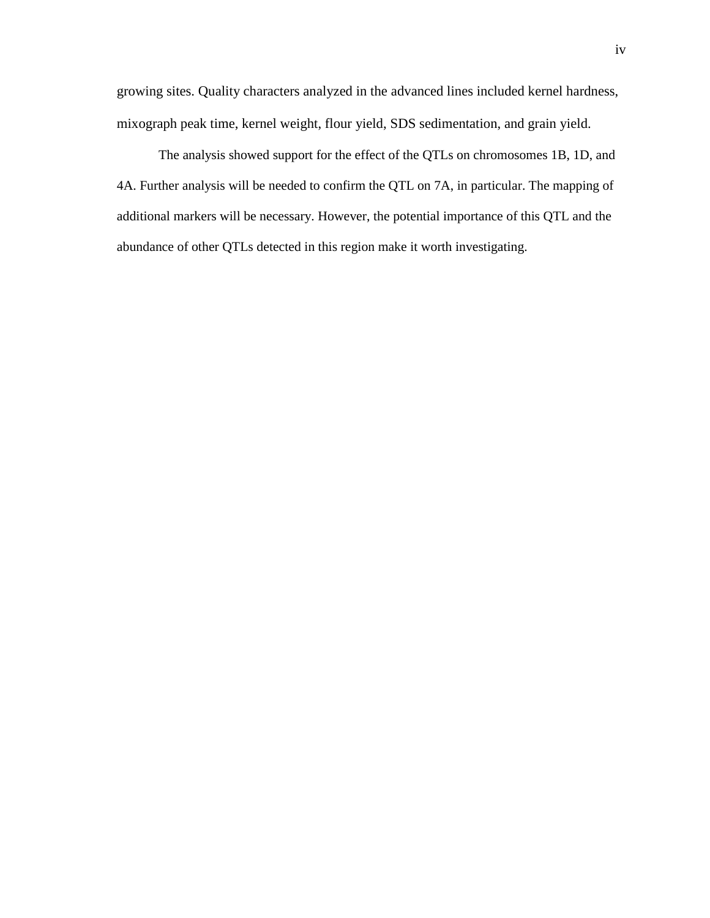growing sites. Quality characters analyzed in the advanced lines included kernel hardness, mixograph peak time, kernel weight, flour yield, SDS sedimentation, and grain yield.

The analysis showed support for the effect of the QTLs on chromosomes 1B, 1D, and 4A. Further analysis will be needed to confirm the QTL on 7A, in particular. The mapping of additional markers will be necessary. However, the potential importance of this QTL and the abundance of other QTLs detected in this region make it worth investigating.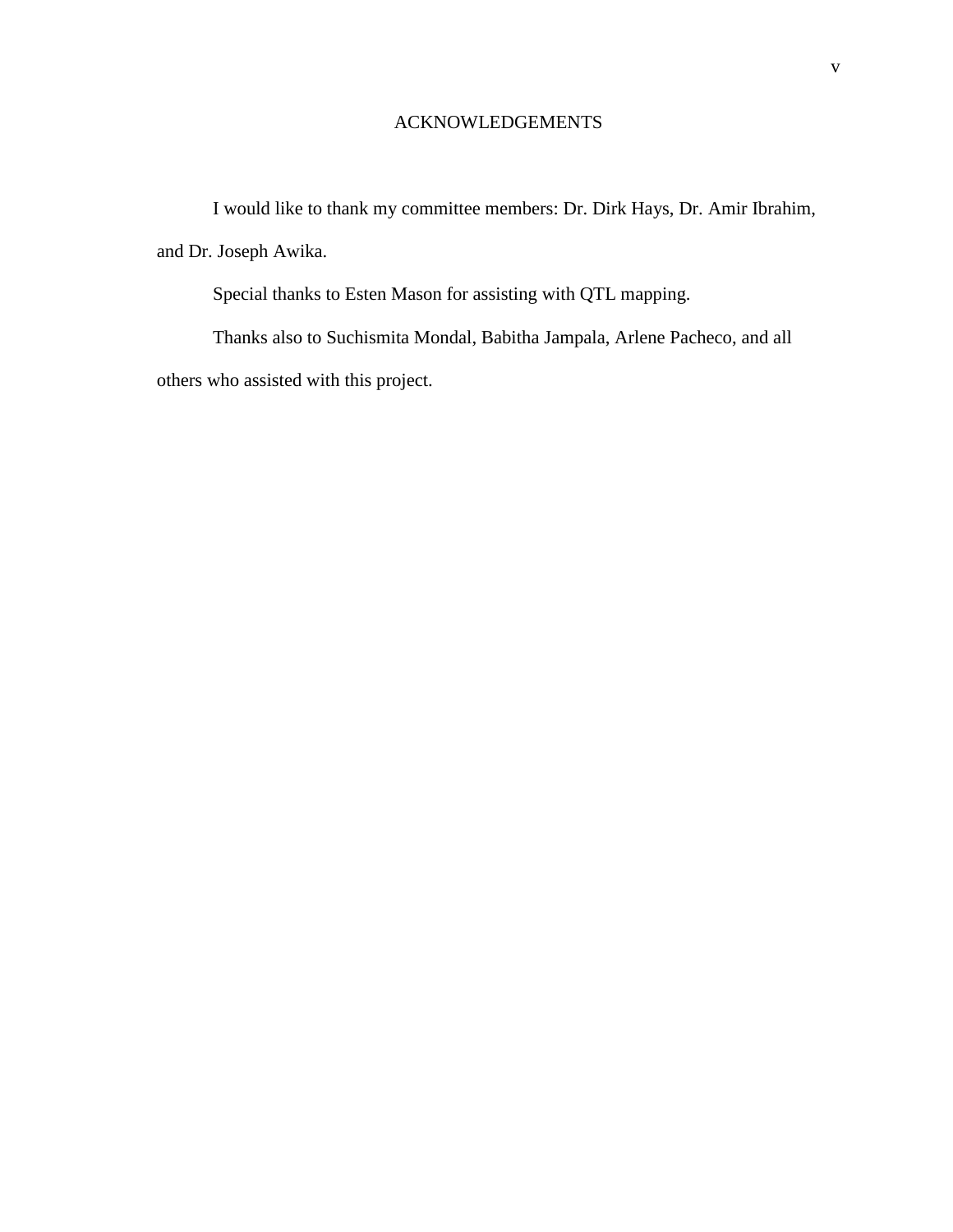# ACKNOWLEDGEMENTS

I would like to thank my committee members: Dr. Dirk Hays, Dr. Amir Ibrahim, and Dr. Joseph Awika.

Special thanks to Esten Mason for assisting with QTL mapping.

Thanks also to Suchismita Mondal, Babitha Jampala, Arlene Pacheco, and all others who assisted with this project.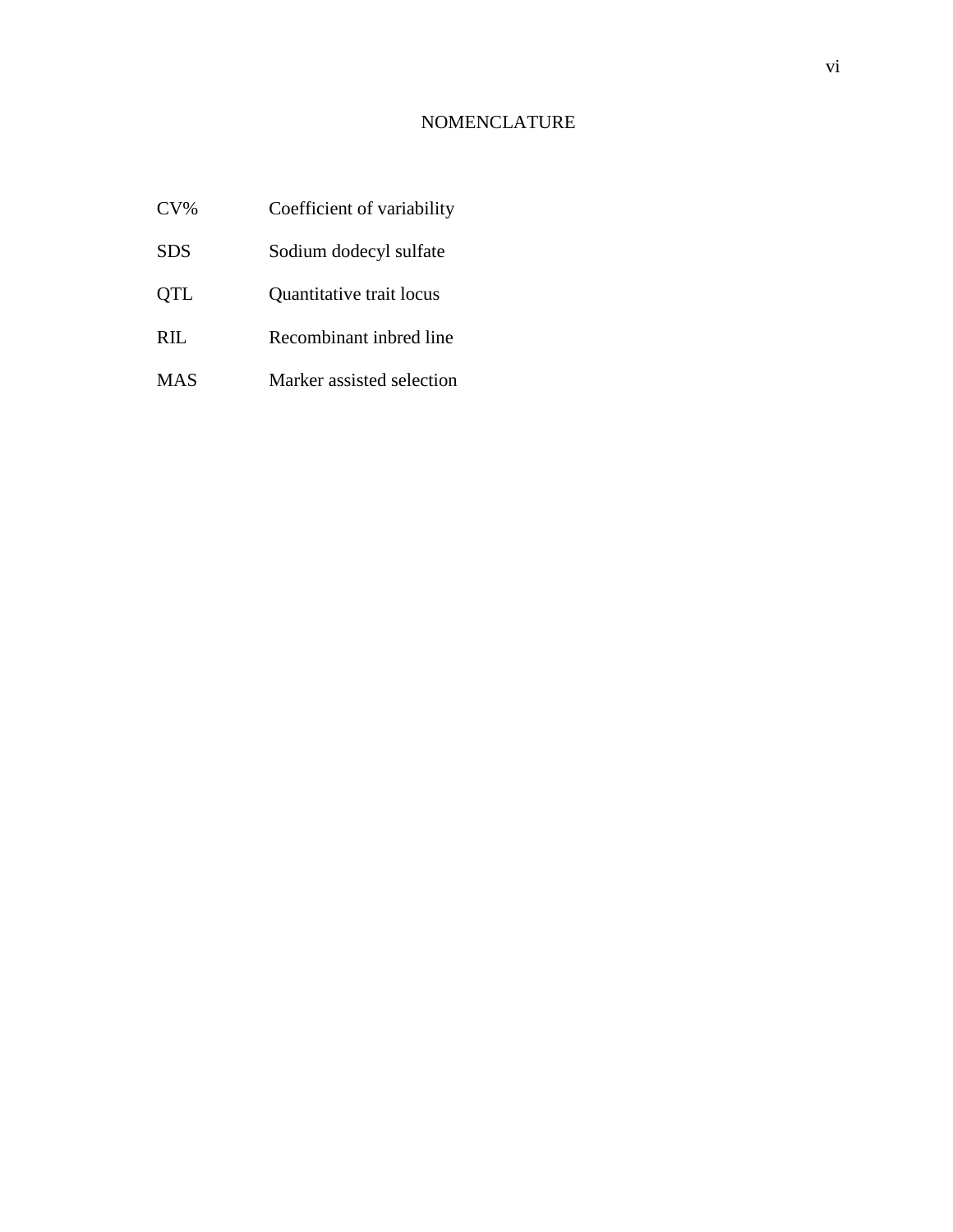# NOMENCLATURE

| | |
|---|---|
| CV% | Coefficient of variability |
| SDS | Sodium dodecyl sulfate |
| QTL | Quantitative trait locus |
| RIL | Recombinant inbred line |
| MAS | Marker assisted selection |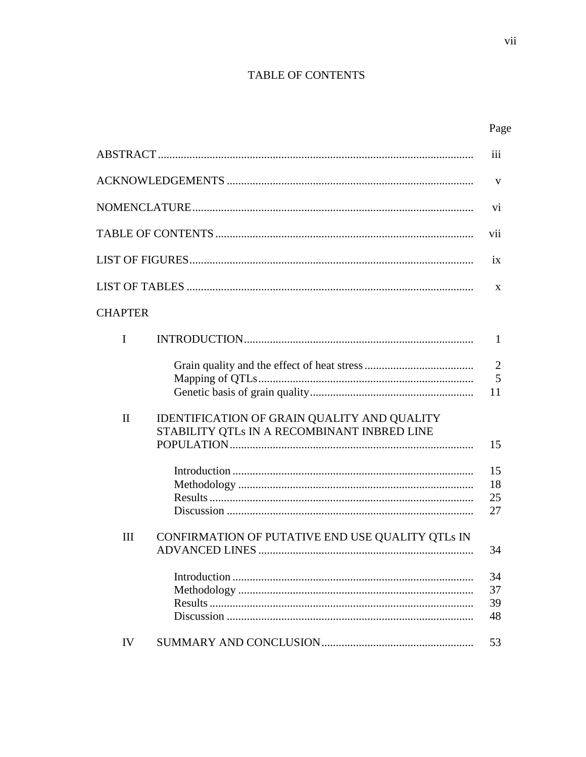# TABLE OF CONTENTS

| | | Page |
|---|---|---|
| ABSTRACT | | iii |
| ACKNOWLEDGEMENTS | | v |
| NOMENCLATURE | | vi |
| TABLE OF CONTENTS | | vii |
| LIST OF FIGURES | | ix |
| LIST OF TABLES | | x |
| CHAPTER | | |
| I | INTRODUCTION | 1 |
| | Grain quality and the effect of heat stress | 2 |
| | Mapping of QTLs | 5 |
| | Genetic basis of grain quality | 11 |
| II | IDENTIFICATION OF GRAIN QUALITY AND QUALITY STABILITY QTLs IN A RECOMBINANT INBRED LINE POPULATION | 15 |
| | Introduction | 15 |
| | Methodology | 18 |
| | Results | 25 |
| | Discussion | 27 |
| III | CONFIRMATION OF PUTATIVE END USE QUALITY QTLs IN ADVANCED LINES | 34 |
| | Introduction | 34 |
| | Methodology | 37 |
| | Results | 39 |
| | Discussion | 48 |
| IV | SUMMARY AND CONCLUSION | 53 |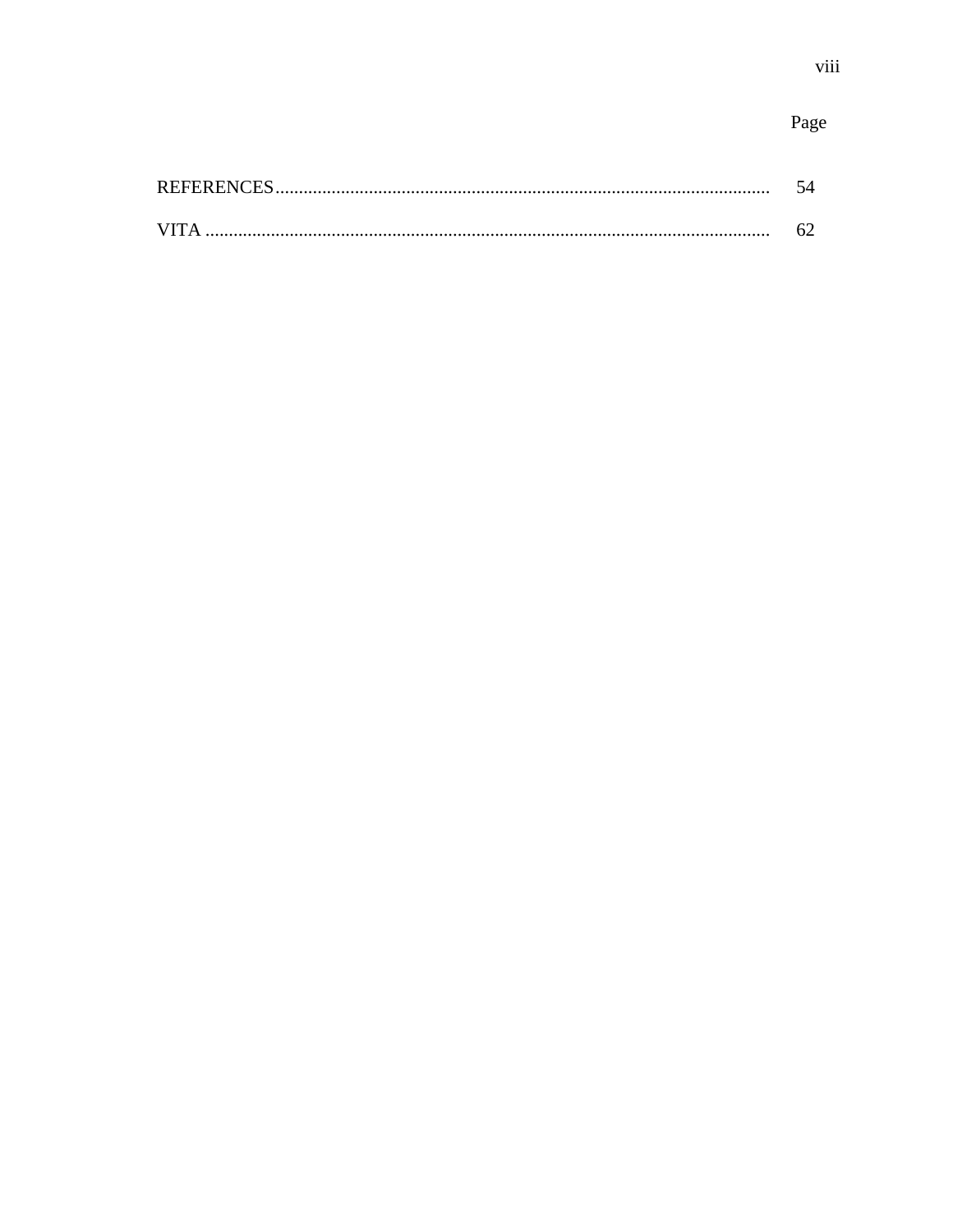| | Page |
|---|---|
| REFERENCES | 54 |
| VITA | 62 |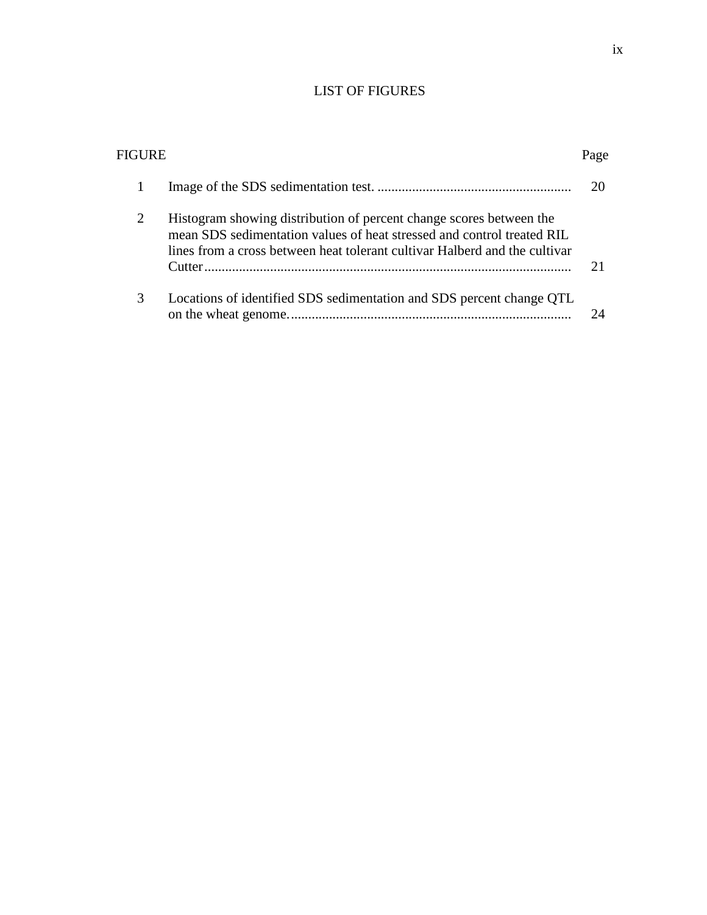# LIST OF FIGURES

| FIGURE | | Page |
|---|---|---|
| 1 | Image of the SDS sedimentation test. | 20 |
| 2 | Histogram showing distribution of percent change scores between the mean SDS sedimentation values of heat stressed and control treated RIL lines from a cross between heat tolerant cultivar Halberd and the cultivar Cutter | 21 |
| 3 | Locations of identified SDS sedimentation and SDS percent change QTL on the wheat genome. | 24 |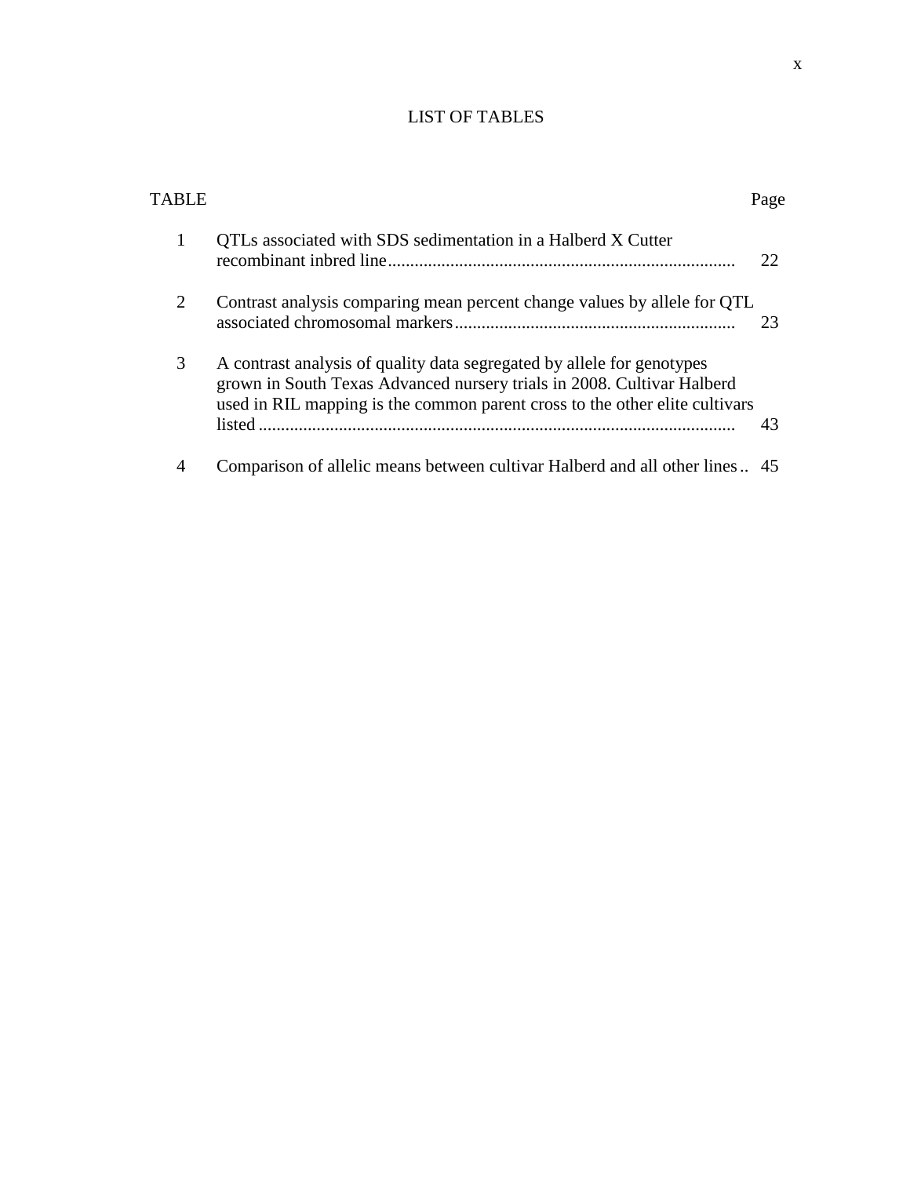# LIST OF TABLES

| TABLE | | Page |
|---|---|---|
| 1 | QTLs associated with SDS sedimentation in a Halberd X Cutter recombinant inbred line | 22 |
| 2 | Contrast analysis comparing mean percent change values by allele for QTL associated chromosomal markers | 23 |
| 3 | A contrast analysis of quality data segregated by allele for genotypes grown in South Texas Advanced nursery trials in 2008. Cultivar Halberd used in RIL mapping is the common parent cross to the other elite cultivars listed | 43 |
| 4 | Comparison of allelic means between cultivar Halberd and all other lines | 45 |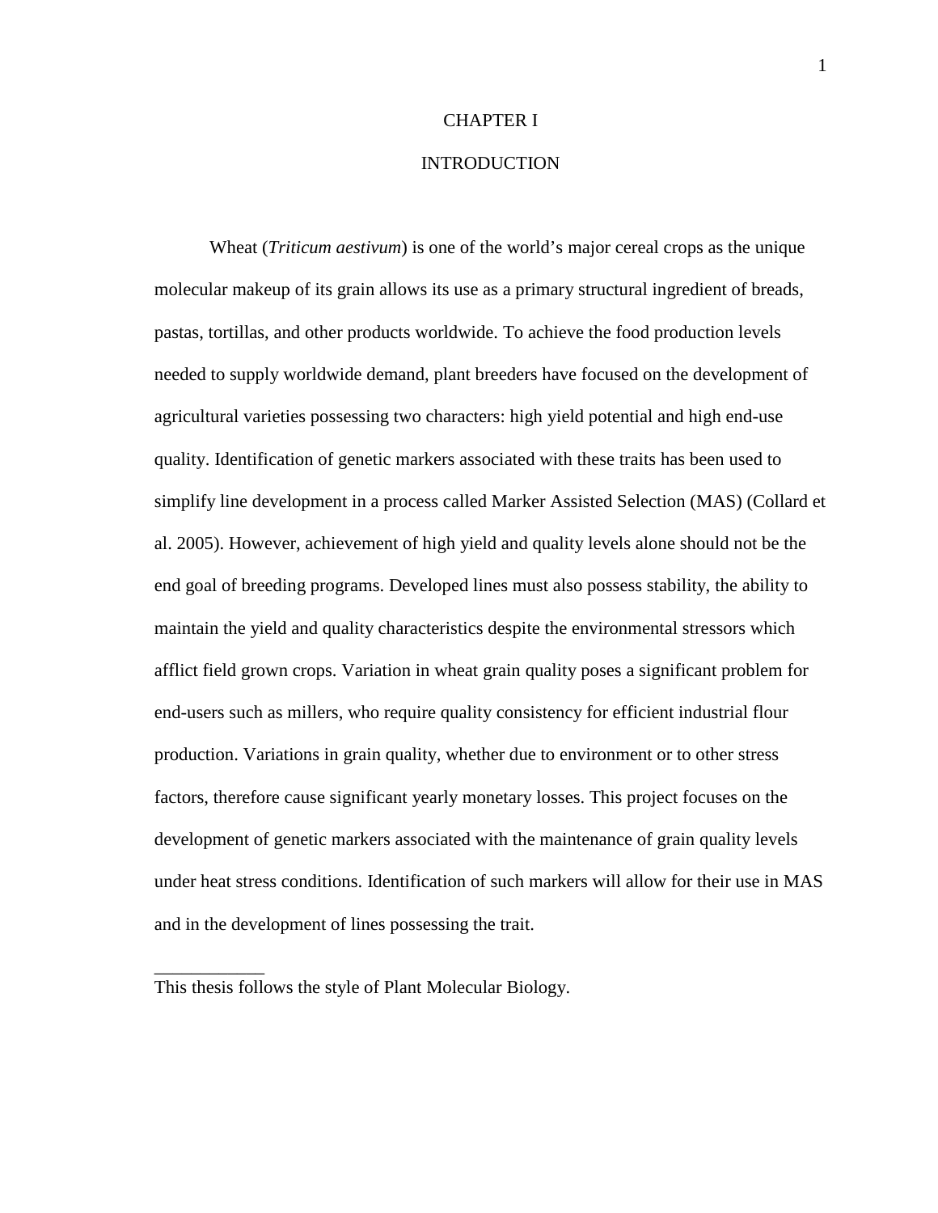# CHAPTER I

# INTRODUCTION

Wheat (*Triticum aestivum*) is one of the world's major cereal crops as the unique molecular makeup of its grain allows its use as a primary structural ingredient of breads, pastas, tortillas, and other products worldwide. To achieve the food production levels needed to supply worldwide demand, plant breeders have focused on the development of agricultural varieties possessing two characters: high yield potential and high end-use quality. Identification of genetic markers associated with these traits has been used to simplify line development in a process called Marker Assisted Selection (MAS) (Collard et al. 2005). However, achievement of high yield and quality levels alone should not be the end goal of breeding programs. Developed lines must also possess stability, the ability to maintain the yield and quality characteristics despite the environmental stressors which afflict field grown crops. Variation in wheat grain quality poses a significant problem for end-users such as millers, who require quality consistency for efficient industrial flour production. Variations in grain quality, whether due to environment or to other stress factors, therefore cause significant yearly monetary losses. This project focuses on the development of genetic markers associated with the maintenance of grain quality levels under heat stress conditions. Identification of such markers will allow for their use in MAS and in the development of lines possessing the trait.

---

This thesis follows the style of Plant Molecular Biology.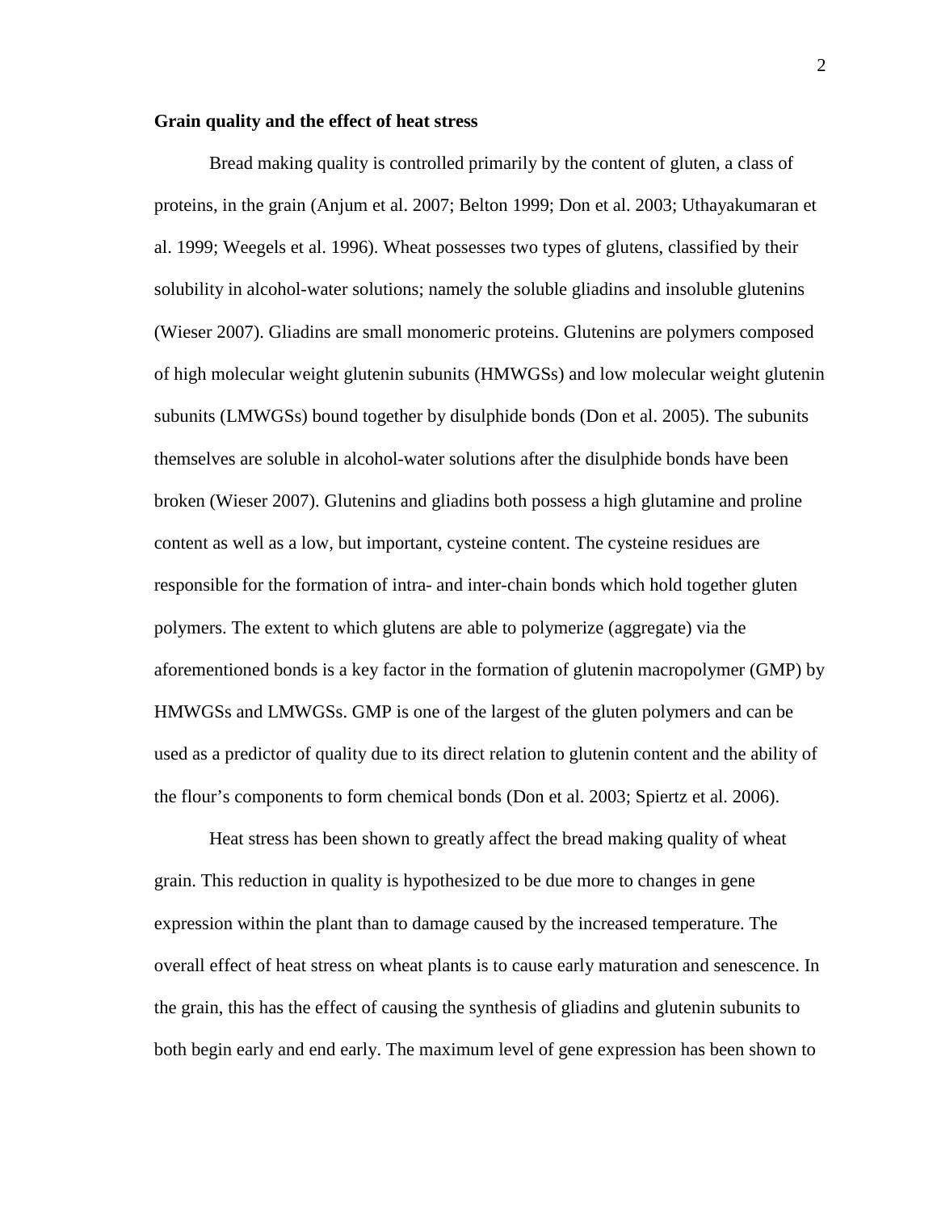**Grain quality and the effect of heat stress**

Bread making quality is controlled primarily by the content of gluten, a class of proteins, in the grain (Anjum et al. 2007; Belton 1999; Don et al. 2003; Uthayakumaran et al. 1999; Weegels et al. 1996). Wheat possesses two types of glutens, classified by their solubility in alcohol-water solutions; namely the soluble gliadins and insoluble glutenins (Wieser 2007). Gliadins are small monomeric proteins. Glutenins are polymers composed of high molecular weight glutenin subunits (HMWGSs) and low molecular weight glutenin subunits (LMWGSs) bound together by disulphide bonds (Don et al. 2005). The subunits themselves are soluble in alcohol-water solutions after the disulphide bonds have been broken (Wieser 2007). Glutenins and gliadins both possess a high glutamine and proline content as well as a low, but important, cysteine content. The cysteine residues are responsible for the formation of intra- and inter-chain bonds which hold together gluten polymers. The extent to which glutens are able to polymerize (aggregate) via the aforementioned bonds is a key factor in the formation of glutenin macropolymer (GMP) by HMWGSs and LMWGSs. GMP is one of the largest of the gluten polymers and can be used as a predictor of quality due to its direct relation to glutenin content and the ability of the flour's components to form chemical bonds (Don et al. 2003; Spiertz et al. 2006).

Heat stress has been shown to greatly affect the bread making quality of wheat grain. This reduction in quality is hypothesized to be due more to changes in gene expression within the plant than to damage caused by the increased temperature. The overall effect of heat stress on wheat plants is to cause early maturation and senescence. In the grain, this has the effect of causing the synthesis of gliadins and glutenin subunits to both begin early and end early. The maximum level of gene expression has been shown to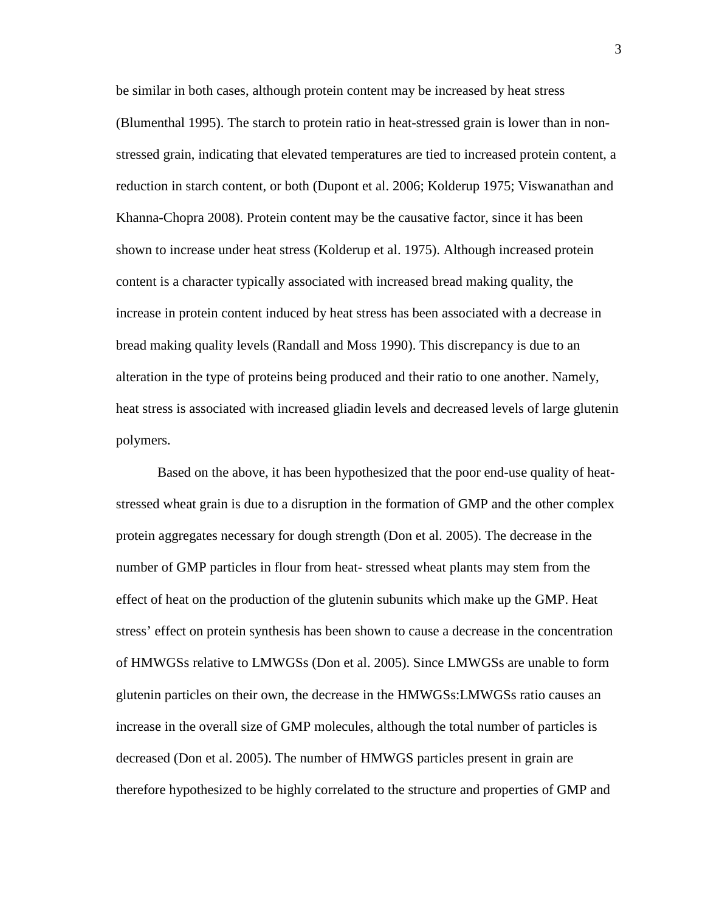be similar in both cases, although protein content may be increased by heat stress (Blumenthal 1995). The starch to protein ratio in heat-stressed grain is lower than in non-stressed grain, indicating that elevated temperatures are tied to increased protein content, a reduction in starch content, or both (Dupont et al. 2006; Kolderup 1975; Viswanathan and Khanna-Chopra 2008). Protein content may be the causative factor, since it has been shown to increase under heat stress (Kolderup et al. 1975). Although increased protein content is a character typically associated with increased bread making quality, the increase in protein content induced by heat stress has been associated with a decrease in bread making quality levels (Randall and Moss 1990). This discrepancy is due to an alteration in the type of proteins being produced and their ratio to one another. Namely, heat stress is associated with increased gliadin levels and decreased levels of large glutenin polymers.

Based on the above, it has been hypothesized that the poor end-use quality of heat-stressed wheat grain is due to a disruption in the formation of GMP and the other complex protein aggregates necessary for dough strength (Don et al. 2005). The decrease in the number of GMP particles in flour from heat- stressed wheat plants may stem from the effect of heat on the production of the glutenin subunits which make up the GMP. Heat stress' effect on protein synthesis has been shown to cause a decrease in the concentration of HMWGSs relative to LMWGSs (Don et al. 2005). Since LMWGSs are unable to form glutenin particles on their own, the decrease in the HMWGSs:LMWGSs ratio causes an increase in the overall size of GMP molecules, although the total number of particles is decreased (Don et al. 2005). The number of HMWGS particles present in grain are therefore hypothesized to be highly correlated to the structure and properties of GMP and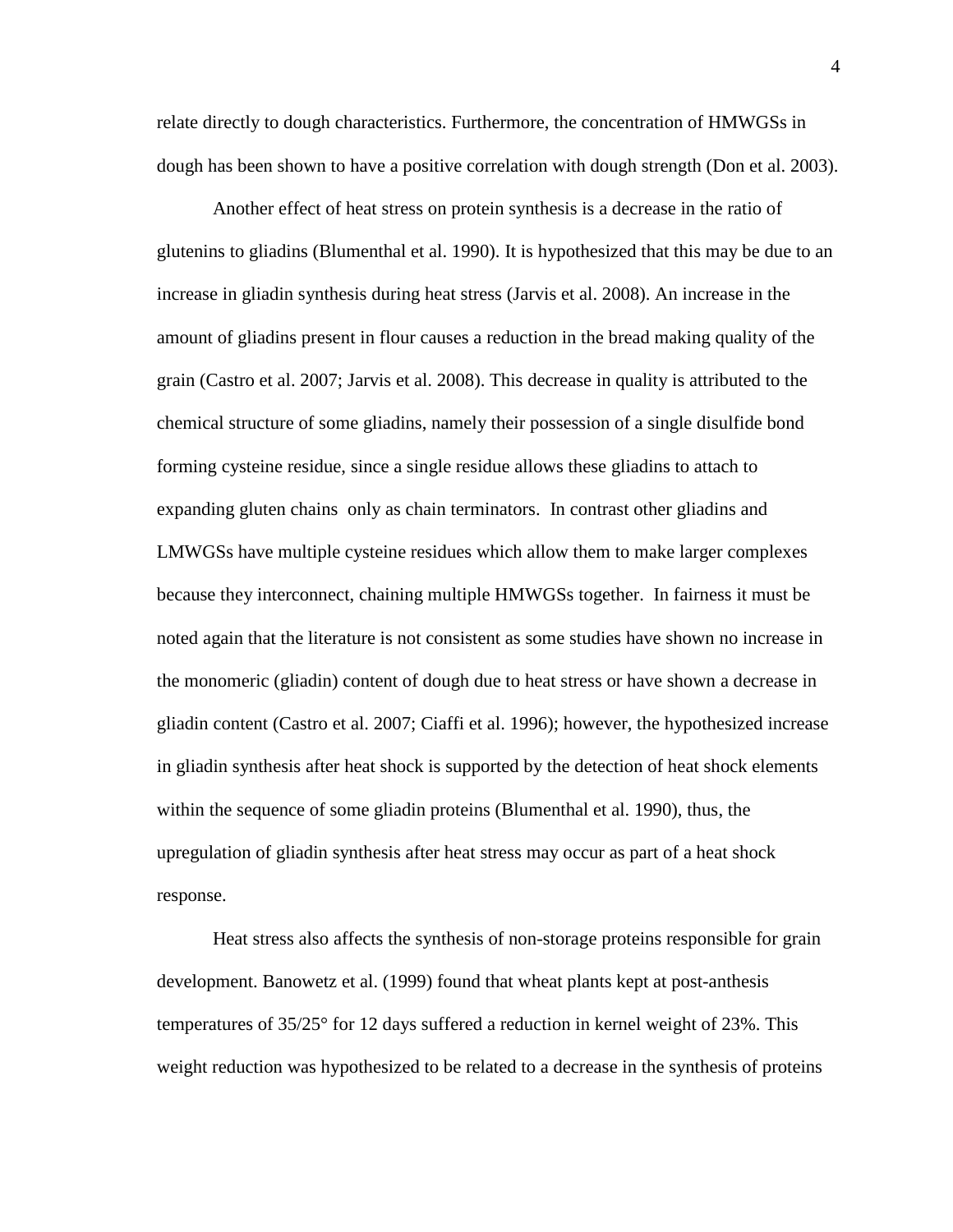relate directly to dough characteristics. Furthermore, the concentration of HMWGSs in dough has been shown to have a positive correlation with dough strength (Don et al. 2003).

Another effect of heat stress on protein synthesis is a decrease in the ratio of glutenins to gliadins (Blumenthal et al. 1990). It is hypothesized that this may be due to an increase in gliadin synthesis during heat stress (Jarvis et al. 2008). An increase in the amount of gliadins present in flour causes a reduction in the bread making quality of the grain (Castro et al. 2007; Jarvis et al. 2008). This decrease in quality is attributed to the chemical structure of some gliadins, namely their possession of a single disulfide bond forming cysteine residue, since a single residue allows these gliadins to attach to expanding gluten chains only as chain terminators. In contrast other gliadins and LMWGSs have multiple cysteine residues which allow them to make larger complexes because they interconnect, chaining multiple HMWGSs together. In fairness it must be noted again that the literature is not consistent as some studies have shown no increase in the monomeric (gliadin) content of dough due to heat stress or have shown a decrease in gliadin content (Castro et al. 2007; Ciaffi et al. 1996); however, the hypothesized increase in gliadin synthesis after heat shock is supported by the detection of heat shock elements within the sequence of some gliadin proteins (Blumenthal et al. 1990), thus, the upregulation of gliadin synthesis after heat stress may occur as part of a heat shock response.

Heat stress also affects the synthesis of non-storage proteins responsible for grain development. Banowetz et al. (1999) found that wheat plants kept at post-anthesis temperatures of 35/25° for 12 days suffered a reduction in kernel weight of 23%. This weight reduction was hypothesized to be related to a decrease in the synthesis of proteins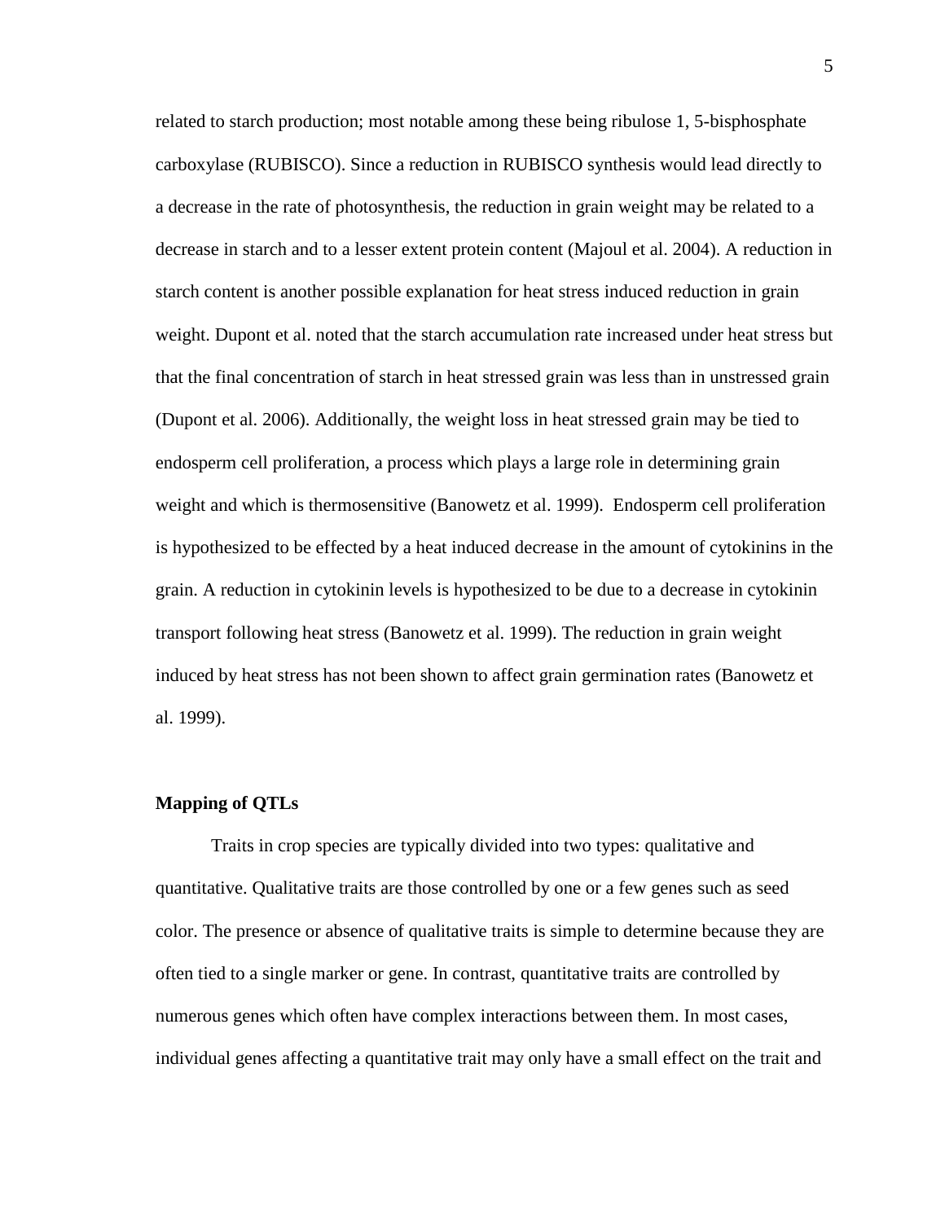related to starch production; most notable among these being ribulose 1, 5-bisphosphate carboxylase (RUBISCO). Since a reduction in RUBISCO synthesis would lead directly to a decrease in the rate of photosynthesis, the reduction in grain weight may be related to a decrease in starch and to a lesser extent protein content (Majoul et al. 2004). A reduction in starch content is another possible explanation for heat stress induced reduction in grain weight. Dupont et al. noted that the starch accumulation rate increased under heat stress but that the final concentration of starch in heat stressed grain was less than in unstressed grain (Dupont et al. 2006). Additionally, the weight loss in heat stressed grain may be tied to endosperm cell proliferation, a process which plays a large role in determining grain weight and which is thermosensitive (Banowetz et al. 1999). Endosperm cell proliferation is hypothesized to be effected by a heat induced decrease in the amount of cytokinins in the grain. A reduction in cytokinin levels is hypothesized to be due to a decrease in cytokinin transport following heat stress (Banowetz et al. 1999). The reduction in grain weight induced by heat stress has not been shown to affect grain germination rates (Banowetz et al. 1999).

**Mapping of QTLs**

Traits in crop species are typically divided into two types: qualitative and quantitative. Qualitative traits are those controlled by one or a few genes such as seed color. The presence or absence of qualitative traits is simple to determine because they are often tied to a single marker or gene. In contrast, quantitative traits are controlled by numerous genes which often have complex interactions between them. In most cases, individual genes affecting a quantitative trait may only have a small effect on the trait and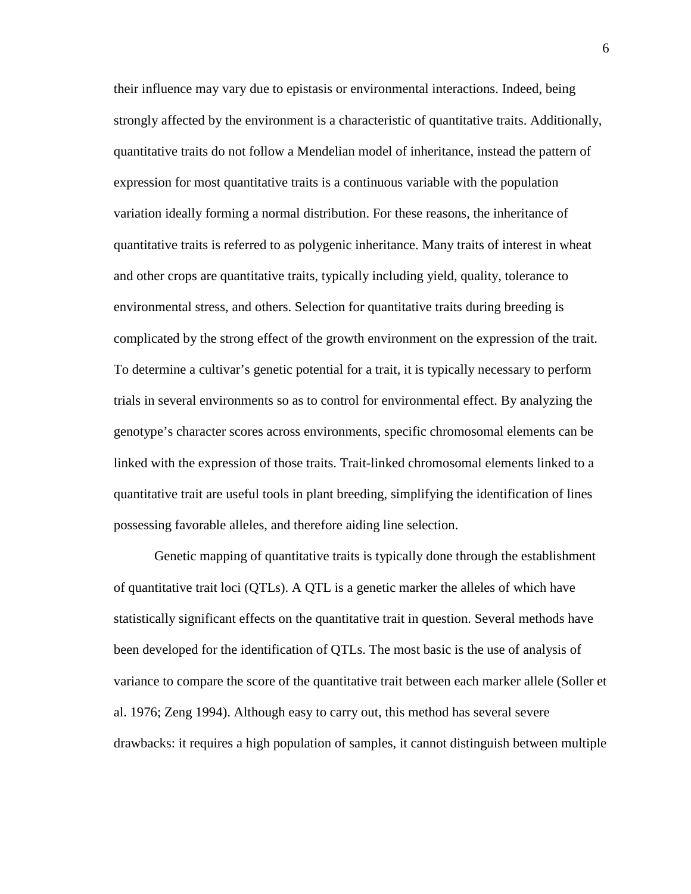their influence may vary due to epistasis or environmental interactions. Indeed, being strongly affected by the environment is a characteristic of quantitative traits. Additionally, quantitative traits do not follow a Mendelian model of inheritance, instead the pattern of expression for most quantitative traits is a continuous variable with the population variation ideally forming a normal distribution. For these reasons, the inheritance of quantitative traits is referred to as polygenic inheritance. Many traits of interest in wheat and other crops are quantitative traits, typically including yield, quality, tolerance to environmental stress, and others. Selection for quantitative traits during breeding is complicated by the strong effect of the growth environment on the expression of the trait. To determine a cultivar's genetic potential for a trait, it is typically necessary to perform trials in several environments so as to control for environmental effect. By analyzing the genotype's character scores across environments, specific chromosomal elements can be linked with the expression of those traits. Trait-linked chromosomal elements linked to a quantitative trait are useful tools in plant breeding, simplifying the identification of lines possessing favorable alleles, and therefore aiding line selection.

Genetic mapping of quantitative traits is typically done through the establishment of quantitative trait loci (QTLs). A QTL is a genetic marker the alleles of which have statistically significant effects on the quantitative trait in question. Several methods have been developed for the identification of QTLs. The most basic is the use of analysis of variance to compare the score of the quantitative trait between each marker allele (Soller et al. 1976; Zeng 1994). Although easy to carry out, this method has several severe drawbacks: it requires a high population of samples, it cannot distinguish between multiple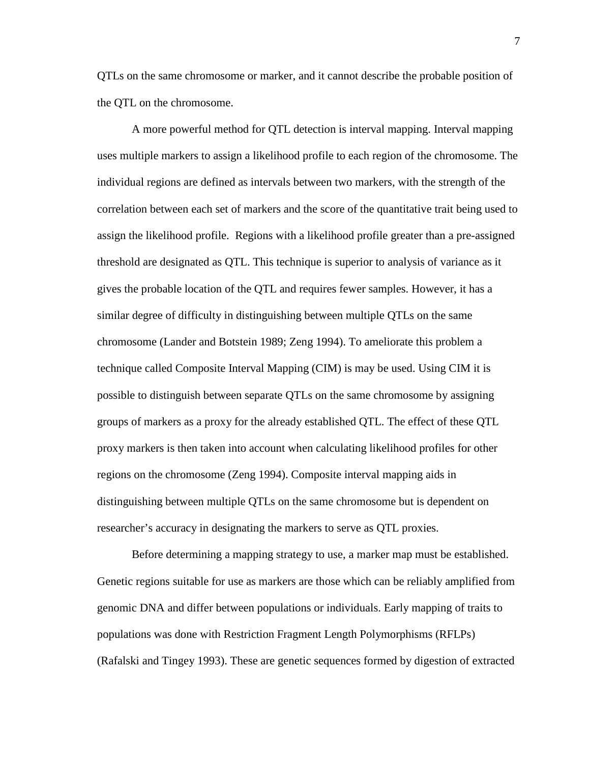QTLs on the same chromosome or marker, and it cannot describe the probable position of the QTL on the chromosome.

A more powerful method for QTL detection is interval mapping. Interval mapping uses multiple markers to assign a likelihood profile to each region of the chromosome. The individual regions are defined as intervals between two markers, with the strength of the correlation between each set of markers and the score of the quantitative trait being used to assign the likelihood profile. Regions with a likelihood profile greater than a pre-assigned threshold are designated as QTL. This technique is superior to analysis of variance as it gives the probable location of the QTL and requires fewer samples. However, it has a similar degree of difficulty in distinguishing between multiple QTLs on the same chromosome (Lander and Botstein 1989; Zeng 1994). To ameliorate this problem a technique called Composite Interval Mapping (CIM) is may be used. Using CIM it is possible to distinguish between separate QTLs on the same chromosome by assigning groups of markers as a proxy for the already established QTL. The effect of these QTL proxy markers is then taken into account when calculating likelihood profiles for other regions on the chromosome (Zeng 1994). Composite interval mapping aids in distinguishing between multiple QTLs on the same chromosome but is dependent on researcher's accuracy in designating the markers to serve as QTL proxies.

Before determining a mapping strategy to use, a marker map must be established. Genetic regions suitable for use as markers are those which can be reliably amplified from genomic DNA and differ between populations or individuals. Early mapping of traits to populations was done with Restriction Fragment Length Polymorphisms (RFLPs) (Rafalski and Tingey 1993). These are genetic sequences formed by digestion of extracted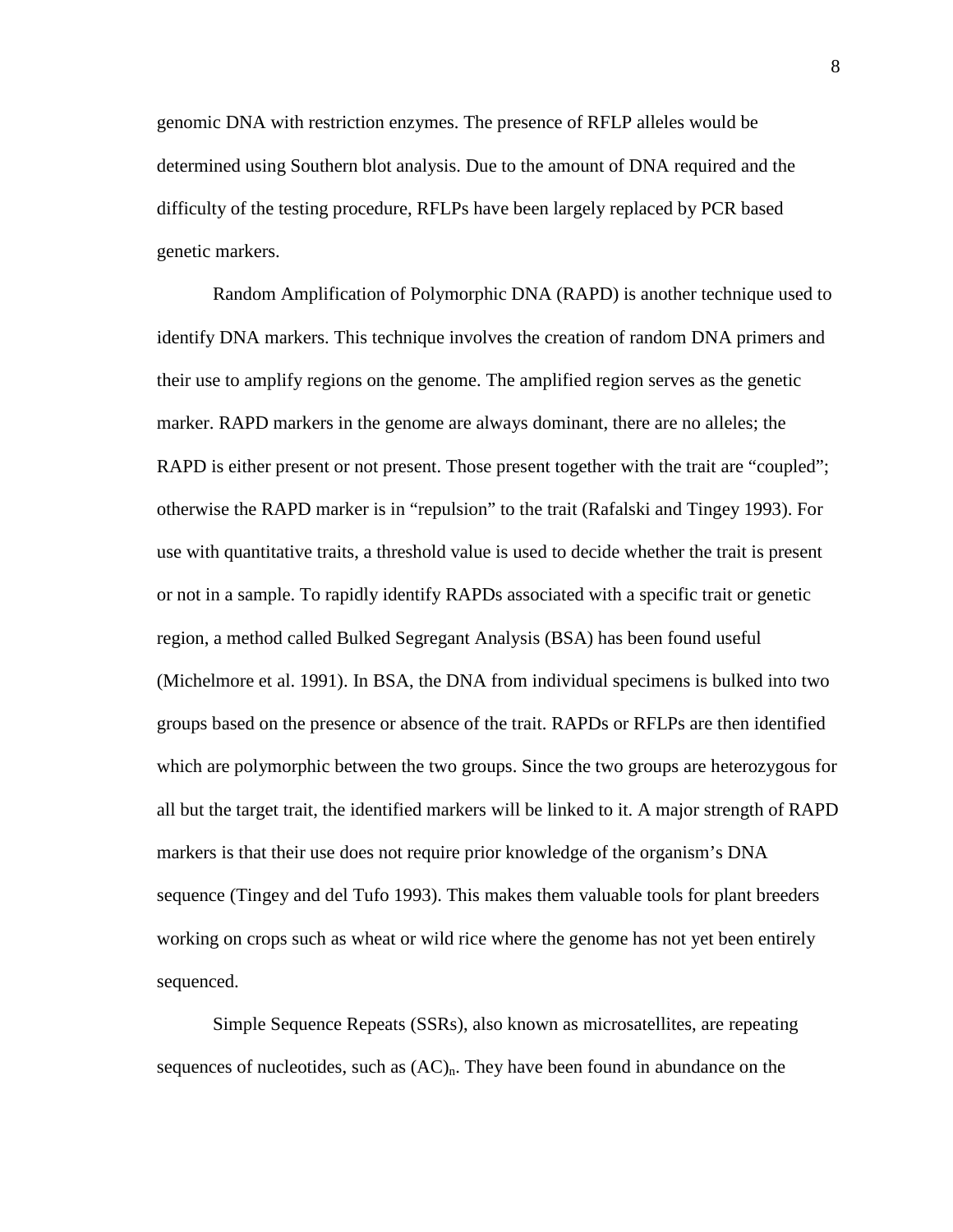genomic DNA with restriction enzymes. The presence of RFLP alleles would be determined using Southern blot analysis. Due to the amount of DNA required and the difficulty of the testing procedure, RFLPs have been largely replaced by PCR based genetic markers.

Random Amplification of Polymorphic DNA (RAPD) is another technique used to identify DNA markers. This technique involves the creation of random DNA primers and their use to amplify regions on the genome. The amplified region serves as the genetic marker. RAPD markers in the genome are always dominant, there are no alleles; the RAPD is either present or not present. Those present together with the trait are "coupled"; otherwise the RAPD marker is in "repulsion" to the trait (Rafalski and Tingey 1993). For use with quantitative traits, a threshold value is used to decide whether the trait is present or not in a sample. To rapidly identify RAPDs associated with a specific trait or genetic region, a method called Bulked Segregant Analysis (BSA) has been found useful (Michelmore et al. 1991). In BSA, the DNA from individual specimens is bulked into two groups based on the presence or absence of the trait. RAPDs or RFLPs are then identified which are polymorphic between the two groups. Since the two groups are heterozygous for all but the target trait, the identified markers will be linked to it. A major strength of RAPD markers is that their use does not require prior knowledge of the organism's DNA sequence (Tingey and del Tufo 1993). This makes them valuable tools for plant breeders working on crops such as wheat or wild rice where the genome has not yet been entirely sequenced.

Simple Sequence Repeats (SSRs), also known as microsatellites, are repeating sequences of nucleotides, such as $(AC)_n$. They have been found in abundance on the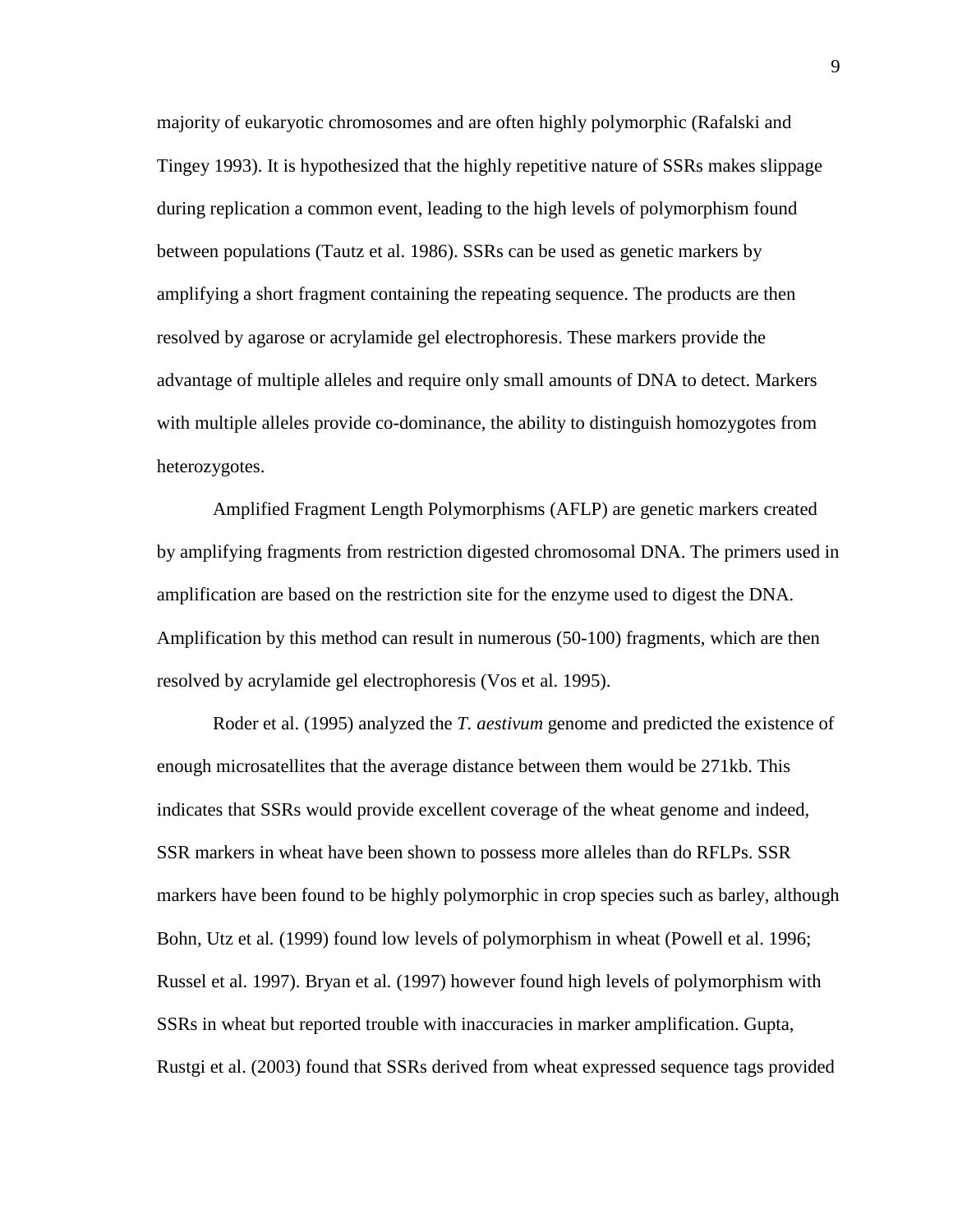majority of eukaryotic chromosomes and are often highly polymorphic (Rafalski and Tingey 1993). It is hypothesized that the highly repetitive nature of SSRs makes slippage during replication a common event, leading to the high levels of polymorphism found between populations (Tautz et al. 1986). SSRs can be used as genetic markers by amplifying a short fragment containing the repeating sequence. The products are then resolved by agarose or acrylamide gel electrophoresis. These markers provide the advantage of multiple alleles and require only small amounts of DNA to detect. Markers with multiple alleles provide co-dominance, the ability to distinguish homozygotes from heterozygotes.

Amplified Fragment Length Polymorphisms (AFLP) are genetic markers created by amplifying fragments from restriction digested chromosomal DNA. The primers used in amplification are based on the restriction site for the enzyme used to digest the DNA. Amplification by this method can result in numerous (50-100) fragments, which are then resolved by acrylamide gel electrophoresis (Vos et al. 1995).

Roder et al. (1995) analyzed the *T. aestivum* genome and predicted the existence of enough microsatellites that the average distance between them would be 271kb. This indicates that SSRs would provide excellent coverage of the wheat genome and indeed, SSR markers in wheat have been shown to possess more alleles than do RFLPs. SSR markers have been found to be highly polymorphic in crop species such as barley, although Bohn, Utz et al*.* (1999) found low levels of polymorphism in wheat (Powell et al. 1996; Russel et al. 1997). Bryan et al*.* (1997) however found high levels of polymorphism with SSRs in wheat but reported trouble with inaccuracies in marker amplification. Gupta, Rustgi et al. (2003) found that SSRs derived from wheat expressed sequence tags provided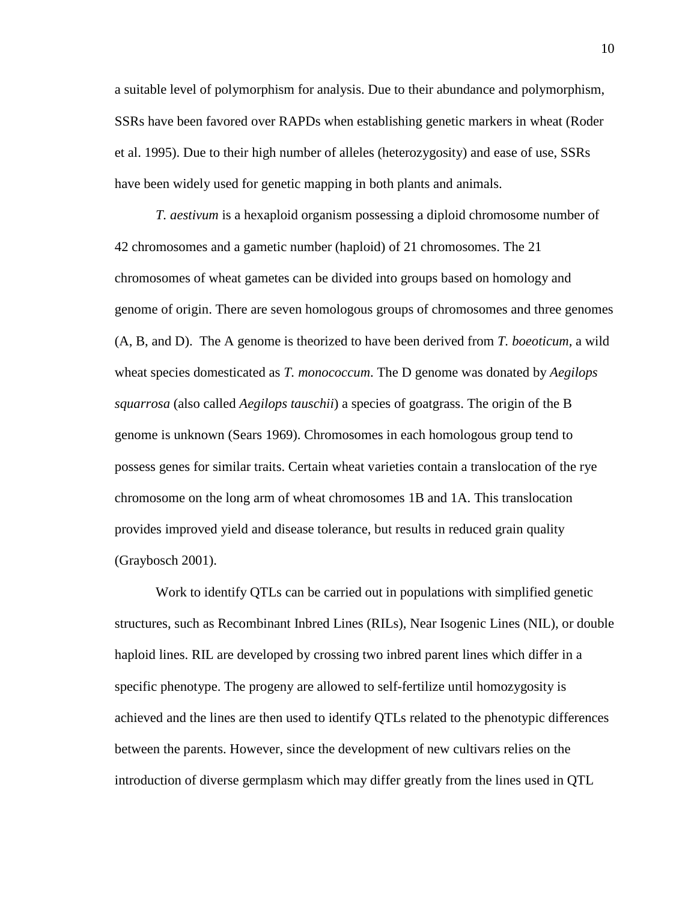a suitable level of polymorphism for analysis. Due to their abundance and polymorphism, SSRs have been favored over RAPDs when establishing genetic markers in wheat (Roder et al. 1995). Due to their high number of alleles (heterozygosity) and ease of use, SSRs have been widely used for genetic mapping in both plants and animals.

*T. aestivum* is a hexaploid organism possessing a diploid chromosome number of 42 chromosomes and a gametic number (haploid) of 21 chromosomes. The 21 chromosomes of wheat gametes can be divided into groups based on homology and genome of origin. There are seven homologous groups of chromosomes and three genomes (A, B, and D). The A genome is theorized to have been derived from *T. boeoticum*, a wild wheat species domesticated as *T. monococcum*. The D genome was donated by *Aegilops squarrosa* (also called *Aegilops tauschii*) a species of goatgrass. The origin of the B genome is unknown (Sears 1969). Chromosomes in each homologous group tend to possess genes for similar traits. Certain wheat varieties contain a translocation of the rye chromosome on the long arm of wheat chromosomes 1B and 1A. This translocation provides improved yield and disease tolerance, but results in reduced grain quality (Graybosch 2001).

Work to identify QTLs can be carried out in populations with simplified genetic structures, such as Recombinant Inbred Lines (RILs), Near Isogenic Lines (NIL), or double haploid lines. RIL are developed by crossing two inbred parent lines which differ in a specific phenotype. The progeny are allowed to self-fertilize until homozygosity is achieved and the lines are then used to identify QTLs related to the phenotypic differences between the parents. However, since the development of new cultivars relies on the introduction of diverse germplasm which may differ greatly from the lines used in QTL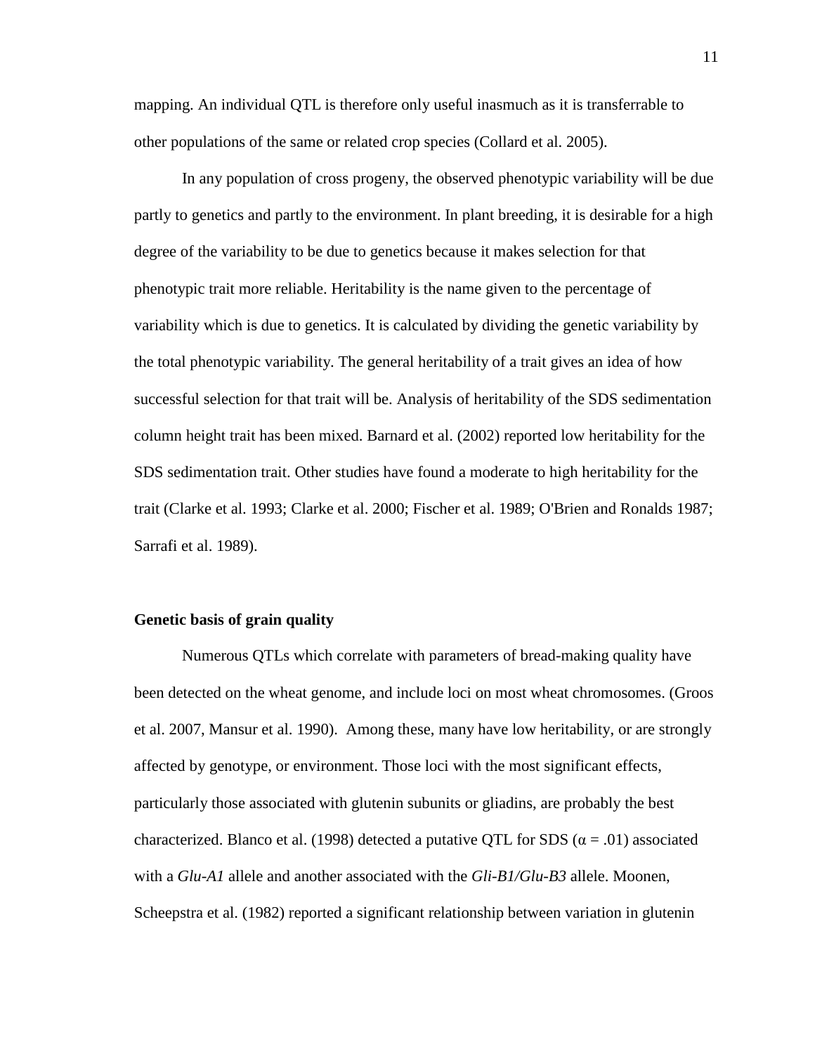mapping. An individual QTL is therefore only useful inasmuch as it is transferrable to other populations of the same or related crop species (Collard et al. 2005).

In any population of cross progeny, the observed phenotypic variability will be due partly to genetics and partly to the environment. In plant breeding, it is desirable for a high degree of the variability to be due to genetics because it makes selection for that phenotypic trait more reliable. Heritability is the name given to the percentage of variability which is due to genetics. It is calculated by dividing the genetic variability by the total phenotypic variability. The general heritability of a trait gives an idea of how successful selection for that trait will be. Analysis of heritability of the SDS sedimentation column height trait has been mixed. Barnard et al. (2002) reported low heritability for the SDS sedimentation trait. Other studies have found a moderate to high heritability for the trait (Clarke et al. 1993; Clarke et al. 2000; Fischer et al. 1989; O'Brien and Ronalds 1987; Sarrafi et al. 1989).

**Genetic basis of grain quality**

Numerous QTLs which correlate with parameters of bread-making quality have been detected on the wheat genome, and include loci on most wheat chromosomes. (Groos et al. 2007, Mansur et al. 1990). Among these, many have low heritability, or are strongly affected by genotype, or environment. Those loci with the most significant effects, particularly those associated with glutenin subunits or gliadins, are probably the best characterized. Blanco et al. (1998) detected a putative QTL for SDS ($\alpha = .01$) associated with a *Glu-A1* allele and another associated with the *Gli-B1/Glu-B3* allele. Moonen, Scheepstra et al. (1982) reported a significant relationship between variation in glutenin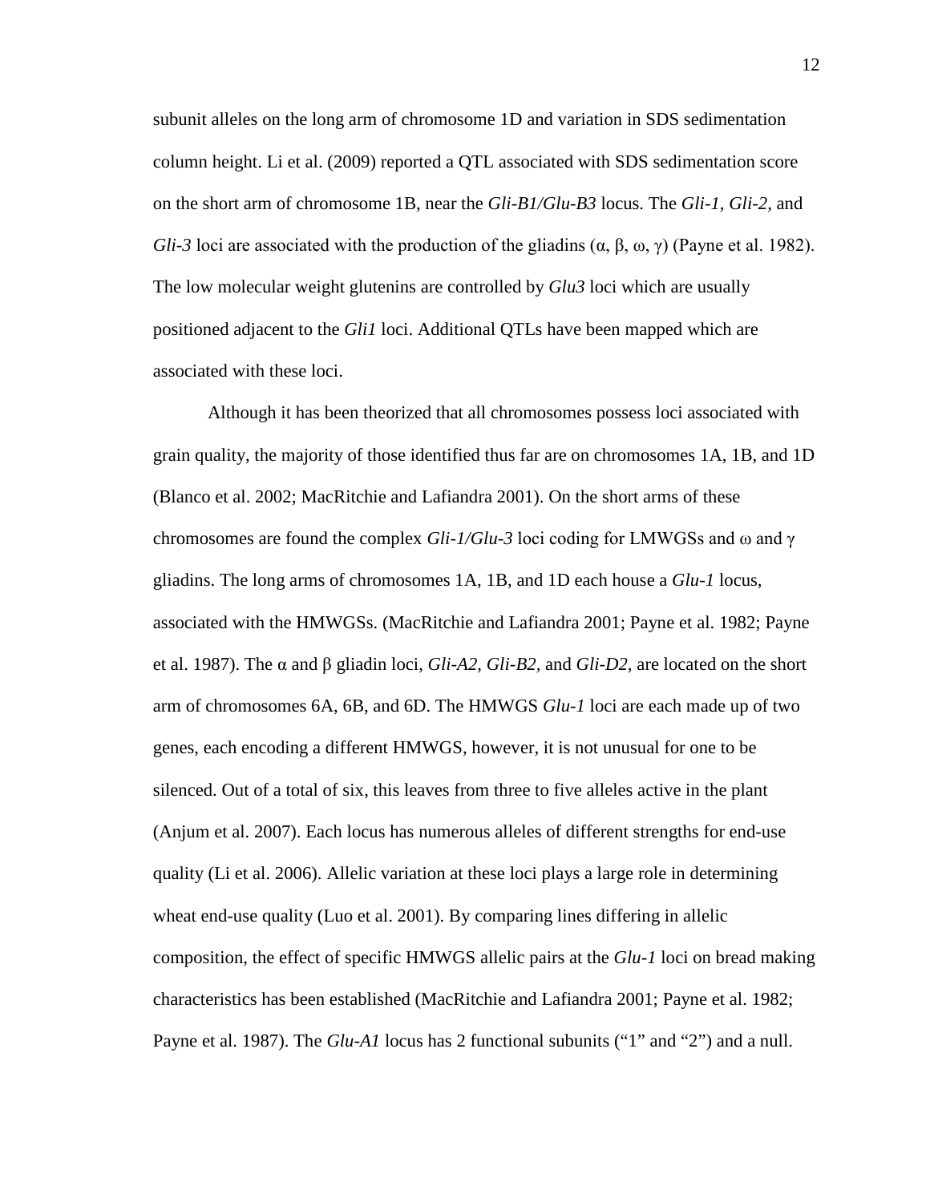subunit alleles on the long arm of chromosome 1D and variation in SDS sedimentation column height. Li et al. (2009) reported a QTL associated with SDS sedimentation score on the short arm of chromosome 1B, near the *Gli-B1/Glu-B3* locus. The *Gli-1*, *Gli-2,* and *Gli-3* loci are associated with the production of the gliadins (α, β, ω, γ) (Payne et al. 1982). The low molecular weight glutenins are controlled by *Glu3* loci which are usually positioned adjacent to the *Gli1* loci. Additional QTLs have been mapped which are associated with these loci.

Although it has been theorized that all chromosomes possess loci associated with grain quality, the majority of those identified thus far are on chromosomes 1A, 1B, and 1D (Blanco et al. 2002; MacRitchie and Lafiandra 2001). On the short arms of these chromosomes are found the complex *Gli-1/Glu-3* loci coding for LMWGSs and ω and γ gliadins. The long arms of chromosomes 1A, 1B, and 1D each house a *Glu-1* locus, associated with the HMWGSs. (MacRitchie and Lafiandra 2001; Payne et al. 1982; Payne et al. 1987). The α and β gliadin loci, *Gli-A2, Gli-B2,* and *Gli-D2,* are located on the short arm of chromosomes 6A, 6B, and 6D. The HMWGS *Glu-1* loci are each made up of two genes, each encoding a different HMWGS, however, it is not unusual for one to be silenced. Out of a total of six, this leaves from three to five alleles active in the plant (Anjum et al. 2007). Each locus has numerous alleles of different strengths for end-use quality (Li et al. 2006). Allelic variation at these loci plays a large role in determining wheat end-use quality (Luo et al. 2001). By comparing lines differing in allelic composition, the effect of specific HMWGS allelic pairs at the *Glu-1* loci on bread making characteristics has been established (MacRitchie and Lafiandra 2001; Payne et al. 1982; Payne et al. 1987). The *Glu-A1* locus has 2 functional subunits ("1" and "2") and a null.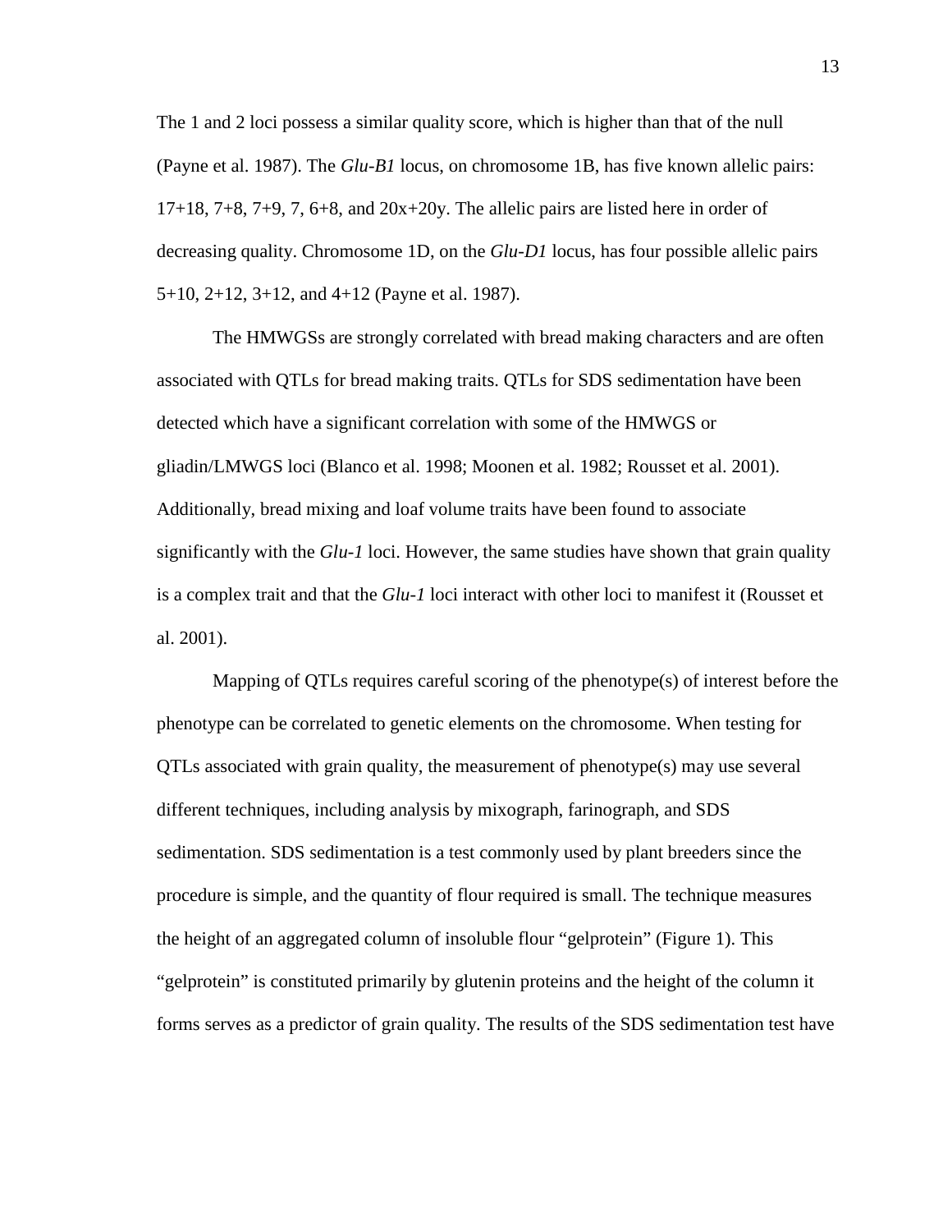The 1 and 2 loci possess a similar quality score, which is higher than that of the null (Payne et al. 1987). The *Glu-B1* locus, on chromosome 1B, has five known allelic pairs: 17+18, 7+8, 7+9, 7, 6+8, and 20x+20y. The allelic pairs are listed here in order of decreasing quality. Chromosome 1D, on the *Glu-D1* locus, has four possible allelic pairs 5+10, 2+12, 3+12, and 4+12 (Payne et al. 1987).

The HMWGSs are strongly correlated with bread making characters and are often associated with QTLs for bread making traits. QTLs for SDS sedimentation have been detected which have a significant correlation with some of the HMWGS or gliadin/LMWGS loci (Blanco et al. 1998; Moonen et al. 1982; Rousset et al. 2001). Additionally, bread mixing and loaf volume traits have been found to associate significantly with the *Glu-1* loci. However, the same studies have shown that grain quality is a complex trait and that the *Glu-1* loci interact with other loci to manifest it (Rousset et al. 2001).

Mapping of QTLs requires careful scoring of the phenotype(s) of interest before the phenotype can be correlated to genetic elements on the chromosome. When testing for QTLs associated with grain quality, the measurement of phenotype(s) may use several different techniques, including analysis by mixograph, farinograph, and SDS sedimentation. SDS sedimentation is a test commonly used by plant breeders since the procedure is simple, and the quantity of flour required is small. The technique measures the height of an aggregated column of insoluble flour "gelprotein" (Figure 1). This "gelprotein" is constituted primarily by glutenin proteins and the height of the column it forms serves as a predictor of grain quality. The results of the SDS sedimentation test have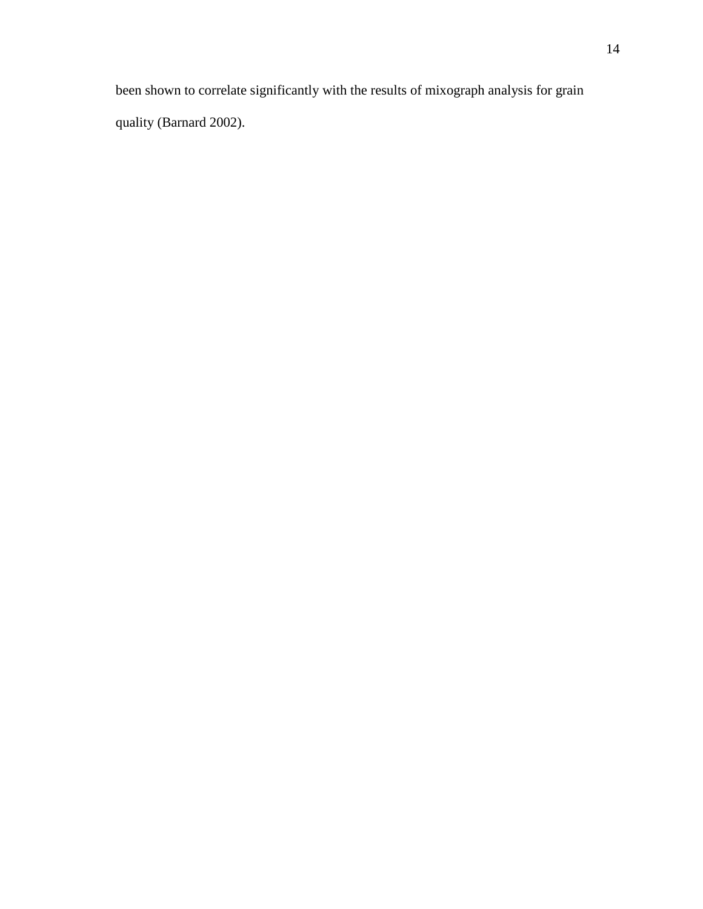been shown to correlate significantly with the results of mixograph analysis for grain quality (Barnard 2002).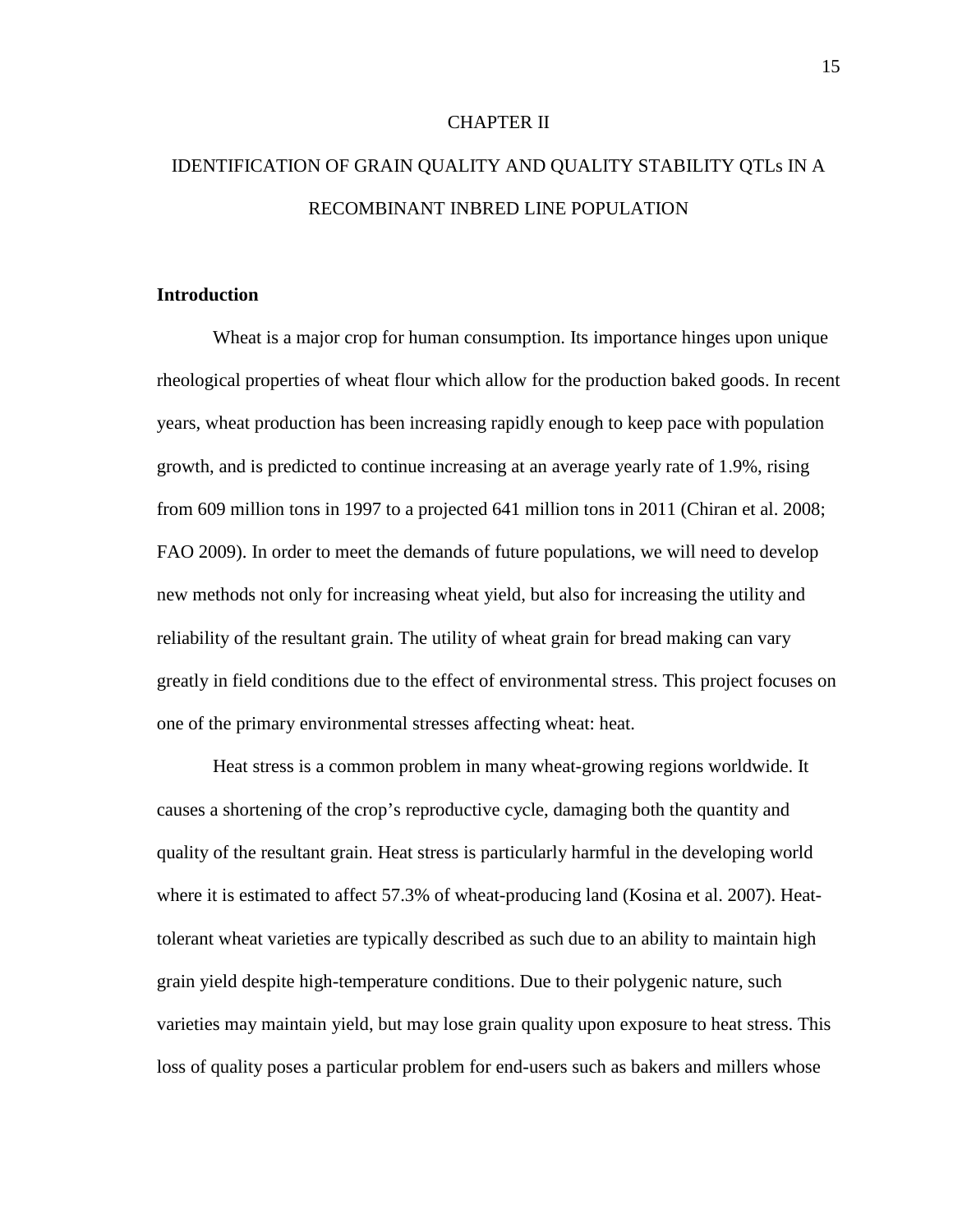# CHAPTER II

# IDENTIFICATION OF GRAIN QUALITY AND QUALITY STABILITY QTLs IN A RECOMBINANT INBRED LINE POPULATION

## Introduction

Wheat is a major crop for human consumption. Its importance hinges upon unique rheological properties of wheat flour which allow for the production baked goods. In recent years, wheat production has been increasing rapidly enough to keep pace with population growth, and is predicted to continue increasing at an average yearly rate of 1.9%, rising from 609 million tons in 1997 to a projected 641 million tons in 2011 (Chiran et al. 2008; FAO 2009). In order to meet the demands of future populations, we will need to develop new methods not only for increasing wheat yield, but also for increasing the utility and reliability of the resultant grain. The utility of wheat grain for bread making can vary greatly in field conditions due to the effect of environmental stress. This project focuses on one of the primary environmental stresses affecting wheat: heat.

Heat stress is a common problem in many wheat-growing regions worldwide. It causes a shortening of the crop's reproductive cycle, damaging both the quantity and quality of the resultant grain. Heat stress is particularly harmful in the developing world where it is estimated to affect 57.3% of wheat-producing land (Kosina et al. 2007). Heat-tolerant wheat varieties are typically described as such due to an ability to maintain high grain yield despite high-temperature conditions. Due to their polygenic nature, such varieties may maintain yield, but may lose grain quality upon exposure to heat stress. This loss of quality poses a particular problem for end-users such as bakers and millers whose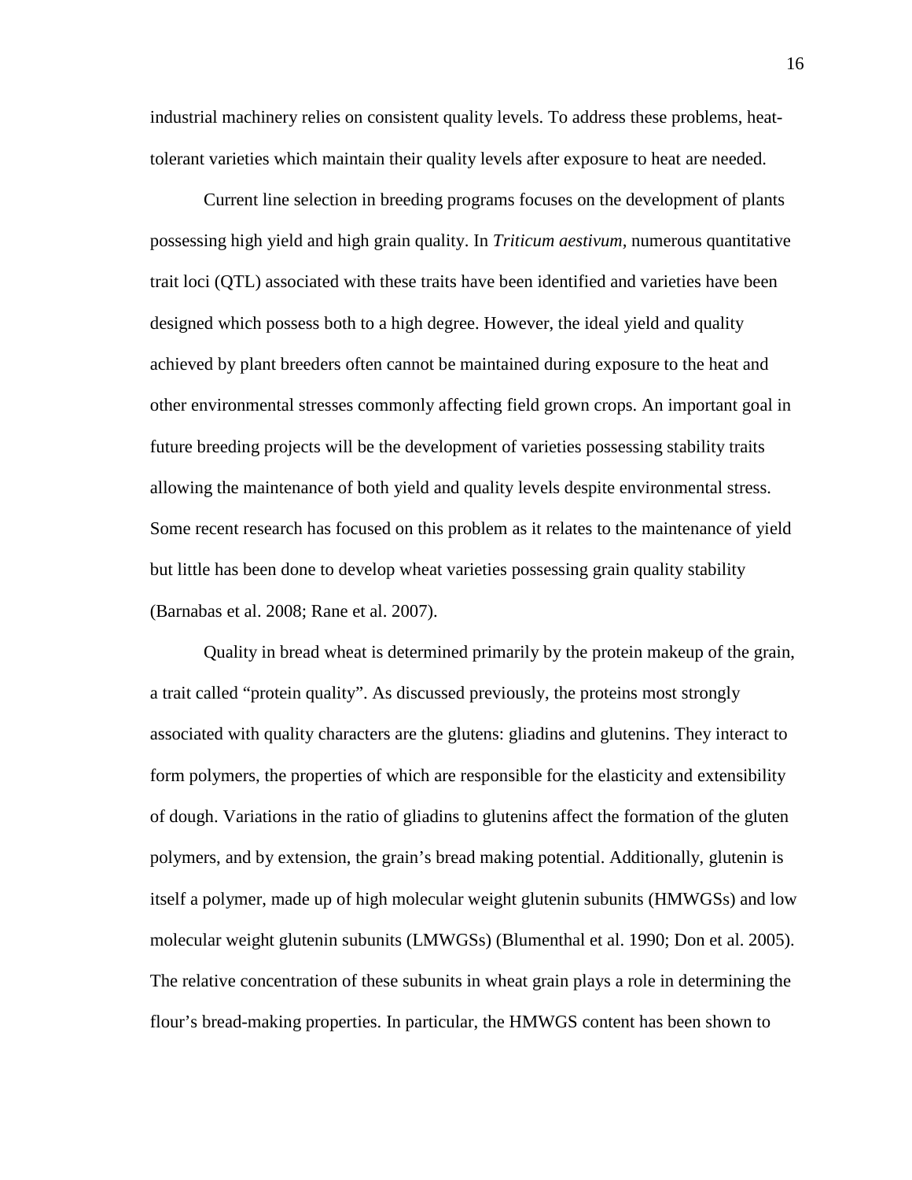industrial machinery relies on consistent quality levels. To address these problems, heat-tolerant varieties which maintain their quality levels after exposure to heat are needed.

Current line selection in breeding programs focuses on the development of plants possessing high yield and high grain quality. In *Triticum aestivum,* numerous quantitative trait loci (QTL) associated with these traits have been identified and varieties have been designed which possess both to a high degree. However, the ideal yield and quality achieved by plant breeders often cannot be maintained during exposure to the heat and other environmental stresses commonly affecting field grown crops. An important goal in future breeding projects will be the development of varieties possessing stability traits allowing the maintenance of both yield and quality levels despite environmental stress. Some recent research has focused on this problem as it relates to the maintenance of yield but little has been done to develop wheat varieties possessing grain quality stability (Barnabas et al. 2008; Rane et al. 2007).

Quality in bread wheat is determined primarily by the protein makeup of the grain, a trait called "protein quality". As discussed previously, the proteins most strongly associated with quality characters are the glutens: gliadins and glutenins. They interact to form polymers, the properties of which are responsible for the elasticity and extensibility of dough. Variations in the ratio of gliadins to glutenins affect the formation of the gluten polymers, and by extension, the grain's bread making potential. Additionally, glutenin is itself a polymer, made up of high molecular weight glutenin subunits (HMWGSs) and low molecular weight glutenin subunits (LMWGSs) (Blumenthal et al. 1990; Don et al. 2005). The relative concentration of these subunits in wheat grain plays a role in determining the flour's bread-making properties. In particular, the HMWGS content has been shown to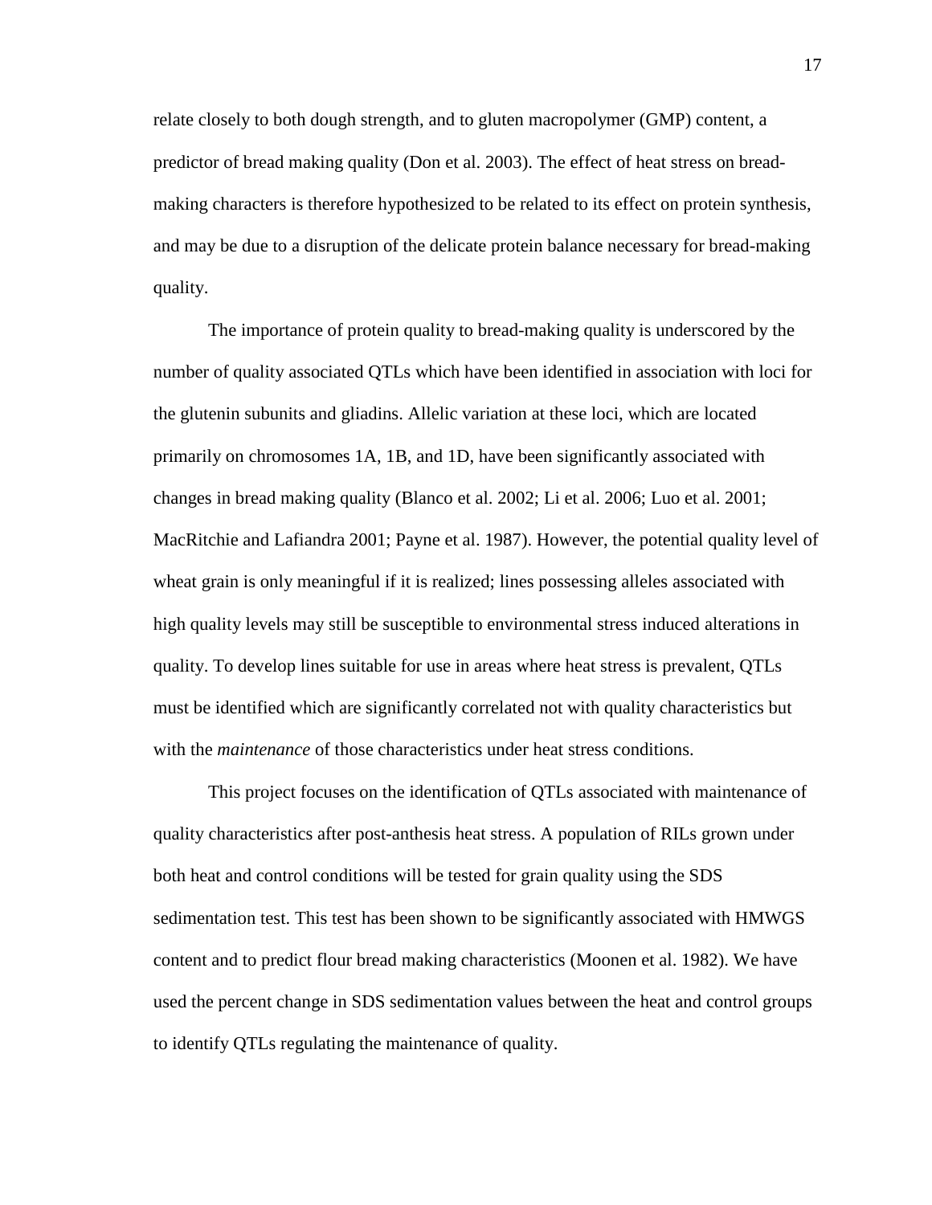relate closely to both dough strength, and to gluten macropolymer (GMP) content, a predictor of bread making quality (Don et al. 2003). The effect of heat stress on bread-making characters is therefore hypothesized to be related to its effect on protein synthesis, and may be due to a disruption of the delicate protein balance necessary for bread-making quality.

The importance of protein quality to bread-making quality is underscored by the number of quality associated QTLs which have been identified in association with loci for the glutenin subunits and gliadins. Allelic variation at these loci, which are located primarily on chromosomes 1A, 1B, and 1D, have been significantly associated with changes in bread making quality (Blanco et al. 2002; Li et al. 2006; Luo et al. 2001; MacRitchie and Lafiandra 2001; Payne et al. 1987). However, the potential quality level of wheat grain is only meaningful if it is realized; lines possessing alleles associated with high quality levels may still be susceptible to environmental stress induced alterations in quality. To develop lines suitable for use in areas where heat stress is prevalent, QTLs must be identified which are significantly correlated not with quality characteristics but with the *maintenance* of those characteristics under heat stress conditions.

This project focuses on the identification of QTLs associated with maintenance of quality characteristics after post-anthesis heat stress. A population of RILs grown under both heat and control conditions will be tested for grain quality using the SDS sedimentation test. This test has been shown to be significantly associated with HMWGS content and to predict flour bread making characteristics (Moonen et al. 1982). We have used the percent change in SDS sedimentation values between the heat and control groups to identify QTLs regulating the maintenance of quality.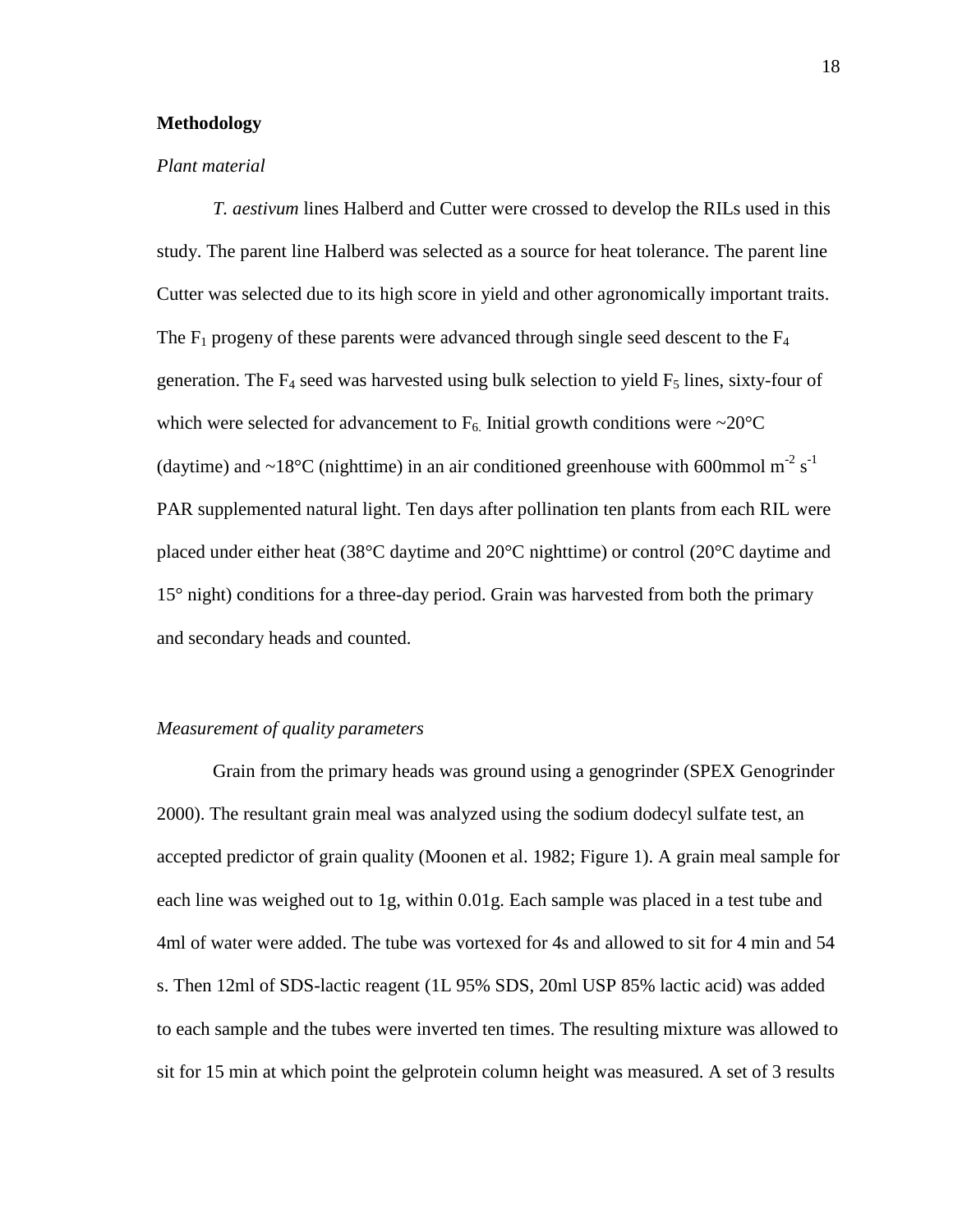**Methodology**

*Plant material*

*T. aestivum* lines Halberd and Cutter were crossed to develop the RILs used in this study. The parent line Halberd was selected as a source for heat tolerance. The parent line Cutter was selected due to its high score in yield and other agronomically important traits. The $F_1$ progeny of these parents were advanced through single seed descent to the $F_4$ generation. The $F_4$ seed was harvested using bulk selection to yield $F_5$ lines, sixty-four of which were selected for advancement to $F_6$. Initial growth conditions were ~20°C (daytime) and ~18°C (nighttime) in an air conditioned greenhouse with 600mmol $m^{-2}$ $s^{-1}$ PAR supplemented natural light. Ten days after pollination ten plants from each RIL were placed under either heat (38°C daytime and 20°C nighttime) or control (20°C daytime and 15° night) conditions for a three-day period. Grain was harvested from both the primary and secondary heads and counted.

*Measurement of quality parameters*

Grain from the primary heads was ground using a genogrinder (SPEX Genogrinder 2000). The resultant grain meal was analyzed using the sodium dodecyl sulfate test, an accepted predictor of grain quality (Moonen et al. 1982; Figure 1). A grain meal sample for each line was weighed out to 1g, within 0.01g. Each sample was placed in a test tube and 4ml of water were added. The tube was vortexed for 4s and allowed to sit for 4 min and 54 s. Then 12ml of SDS-lactic reagent (1L 95% SDS, 20ml USP 85% lactic acid) was added to each sample and the tubes were inverted ten times. The resulting mixture was allowed to sit for 15 min at which point the gelprotein column height was measured. A set of 3 results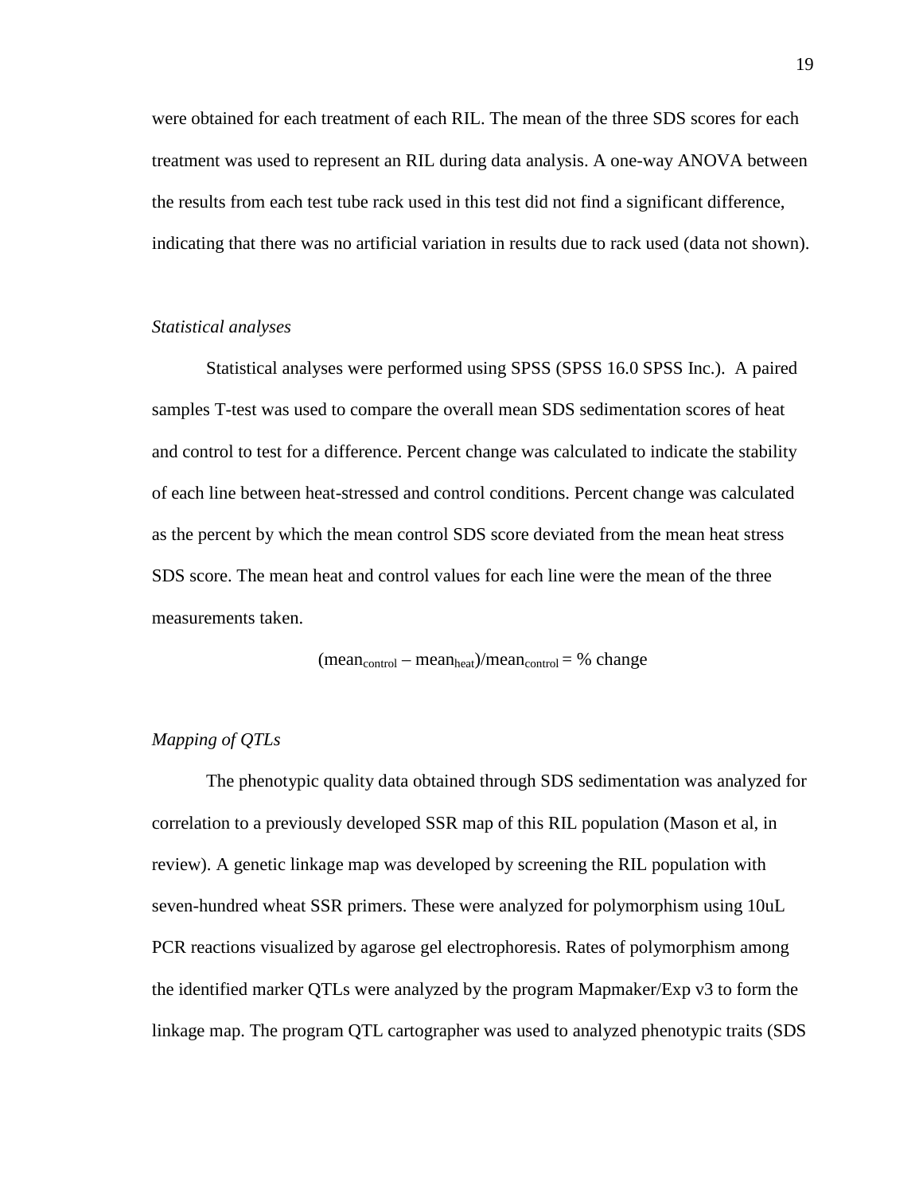were obtained for each treatment of each RIL. The mean of the three SDS scores for each treatment was used to represent an RIL during data analysis. A one-way ANOVA between the results from each test tube rack used in this test did not find a significant difference, indicating that there was no artificial variation in results due to rack used (data not shown).

*Statistical analyses*

Statistical analyses were performed using SPSS (SPSS 16.0 SPSS Inc.). A paired samples T-test was used to compare the overall mean SDS sedimentation scores of heat and control to test for a difference. Percent change was calculated to indicate the stability of each line between heat-stressed and control conditions. Percent change was calculated as the percent by which the mean control SDS score deviated from the mean heat stress SDS score. The mean heat and control values for each line were the mean of the three measurements taken.

$$(\text{mean}_{\text{control}} - \text{mean}_{\text{heat}})/\text{mean}_{\text{control}} = \%\ \text{change}$$

*Mapping of QTLs*

The phenotypic quality data obtained through SDS sedimentation was analyzed for correlation to a previously developed SSR map of this RIL population (Mason et al, in review). A genetic linkage map was developed by screening the RIL population with seven-hundred wheat SSR primers. These were analyzed for polymorphism using 10uL PCR reactions visualized by agarose gel electrophoresis. Rates of polymorphism among the identified marker QTLs were analyzed by the program Mapmaker/Exp v3 to form the linkage map. The program QTL cartographer was used to analyzed phenotypic traits (SDS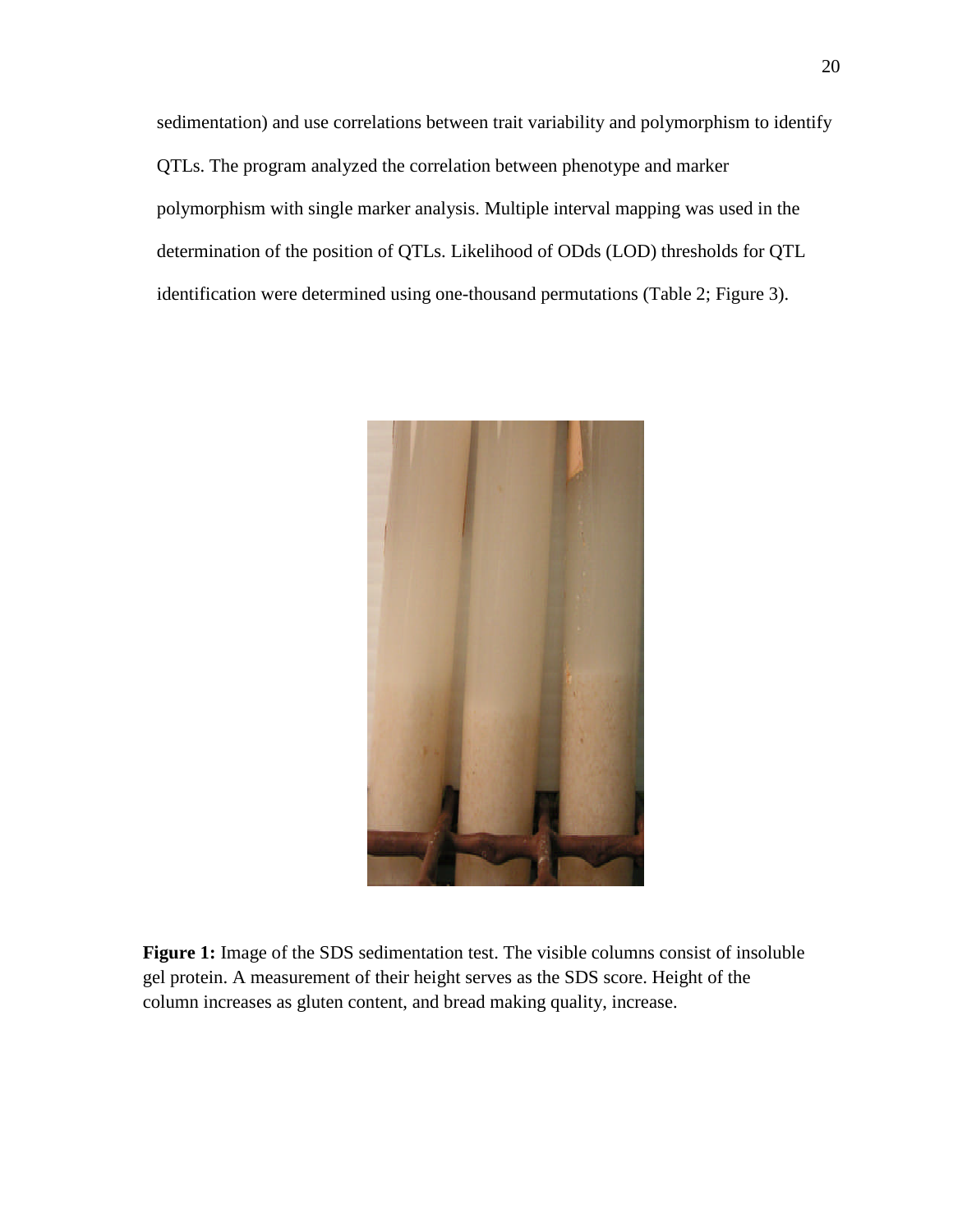sedimentation) and use correlations between trait variability and polymorphism to identify QTLs. The program analyzed the correlation between phenotype and marker polymorphism with single marker analysis. Multiple interval mapping was used in the determination of the position of QTLs. Likelihood of ODds (LOD) thresholds for QTL identification were determined using one-thousand permutations (Table 2; Figure 3).

**Figure 1:** Image of the SDS sedimentation test. The visible columns consist of insoluble gel protein. A measurement of their height serves as the SDS score. Height of the column increases as gluten content, and bread making quality, increase.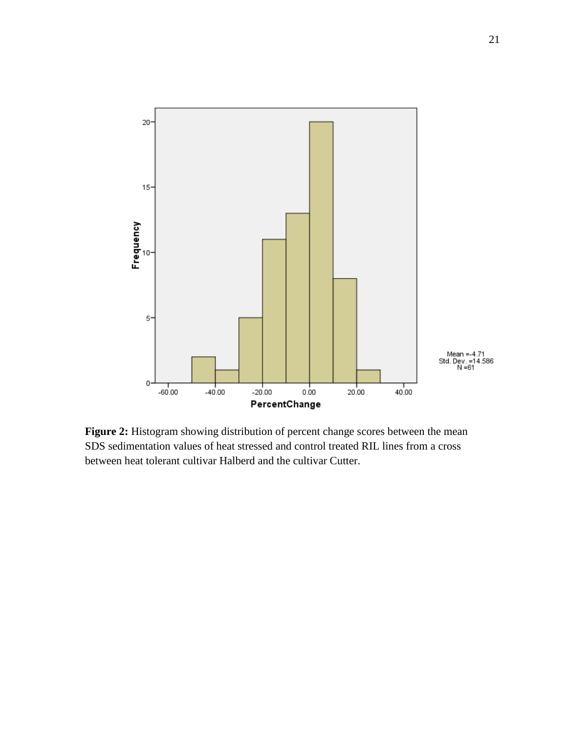**Figure 2:** Histogram showing distribution of percent change scores between the mean SDS sedimentation values of heat stressed and control treated RIL lines from a cross between heat tolerant cultivar Halberd and the cultivar Cutter.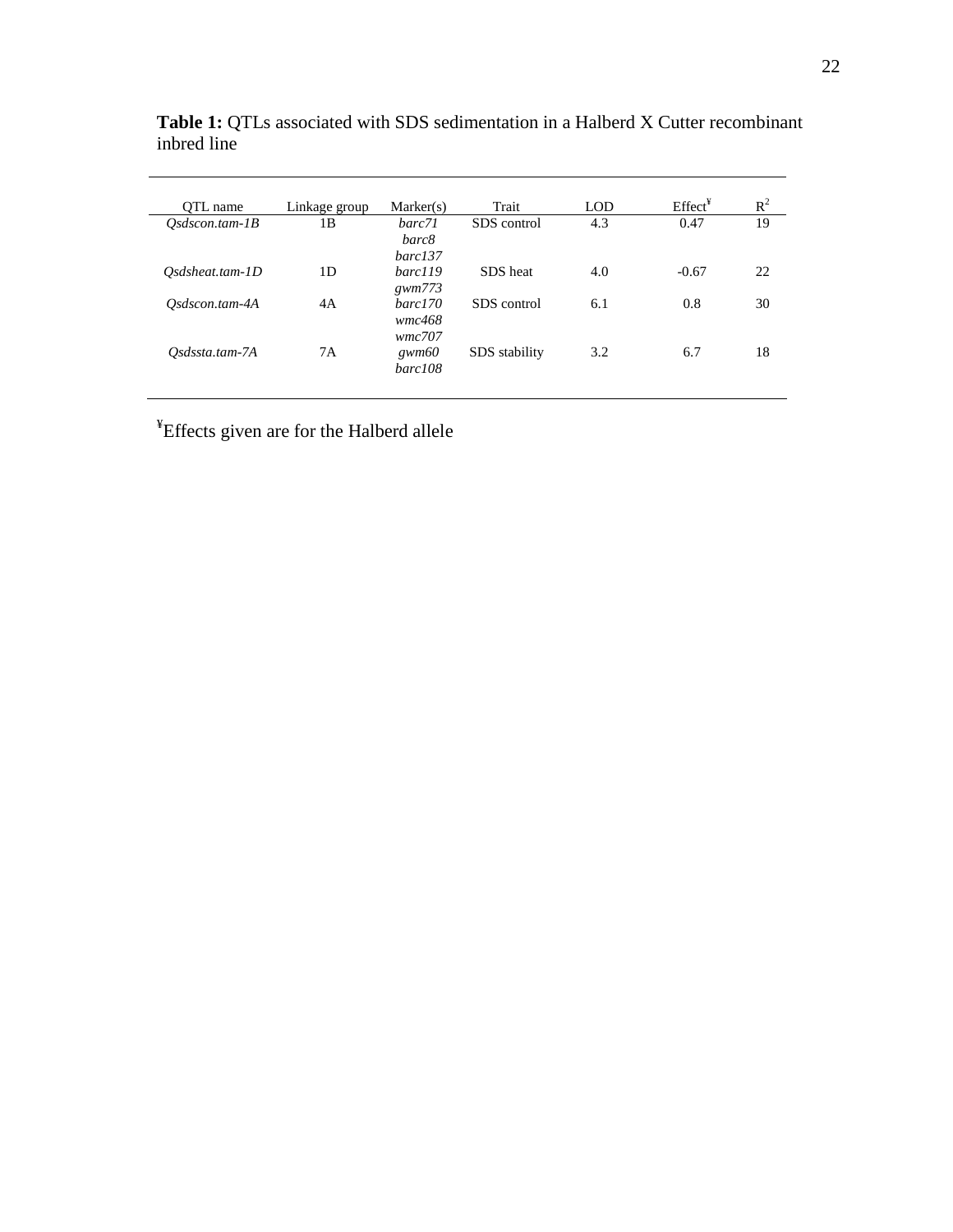**Table 1:** QTLs associated with SDS sedimentation in a Halberd X Cutter recombinant inbred line

| QTL name | Linkage group | Marker(s) | Trait | LOD | Effect[¥] | $R^2$ |
|---|---|---|---|---|---|---|
| *Qsdscon.tam-1B* | 1B | *barc71*<br>*barc8*<br>*barc137* | SDS control | 4.3 | 0.47 | 19 |
| *Qsdsheat.tam-1D* | 1D | *barc119*<br>*gwm773* | SDS heat | 4.0 | -0.67 | 22 |
| *Qsdscon.tam-4A* | 4A | *barc170*<br>*wmc468*<br>*wmc707* | SDS control | 6.1 | 0.8 | 30 |
| *Qsdssta.tam-7A* | 7A | *gwm60*<br>*barc108* | SDS stability | 3.2 | 6.7 | 18 |

[¥]Effects given are for the Halberd allele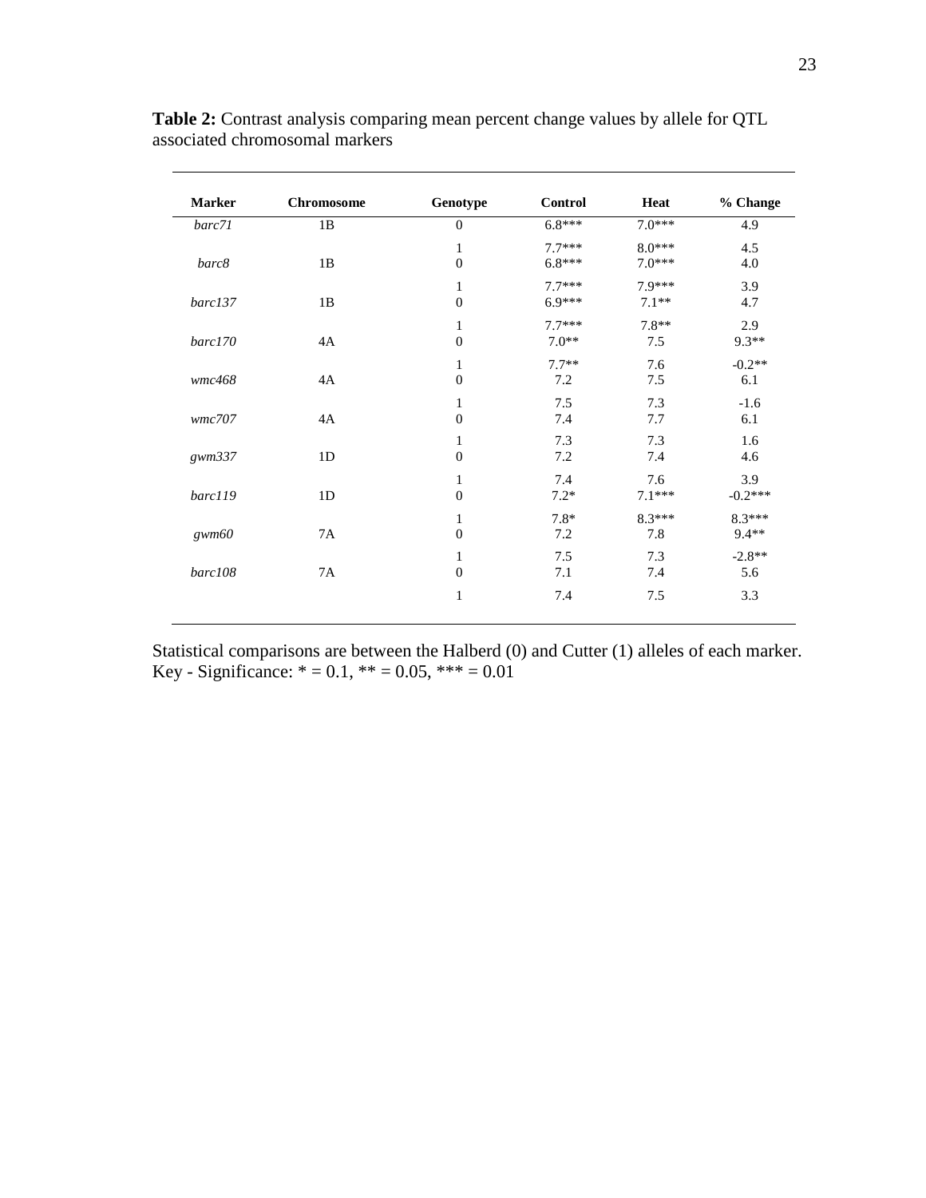**Table 2:** Contrast analysis comparing mean percent change values by allele for QTL associated chromosomal markers

| Marker | Chromosome | Genotype | Control | Heat | % Change |
|---|---|---|---|---|---|
| *barc71* | 1B | 0 | 6.8*** | 7.0*** | 4.9 |
| | | 1 | 7.7*** | 8.0*** | 4.5 |
| *barc8* | 1B | 0 | 6.8*** | 7.0*** | 4.0 |
| | | 1 | 7.7*** | 7.9*** | 3.9 |
| *barc137* | 1B | 0 | 6.9*** | 7.1** | 4.7 |
| | | 1 | 7.7*** | 7.8** | 2.9 |
| *barc170* | 4A | 0 | 7.0** | 7.5 | 9.3** |
| | | 1 | 7.7** | 7.6 | -0.2** |
| *wmc468* | 4A | 0 | 7.2 | 7.5 | 6.1 |
| | | 1 | 7.5 | 7.3 | -1.6 |
| *wmc707* | 4A | 0 | 7.4 | 7.7 | 6.1 |
| | | 1 | 7.3 | 7.3 | 1.6 |
| *gwm337* | 1D | 0 | 7.2 | 7.4 | 4.6 |
| | | 1 | 7.4 | 7.6 | 3.9 |
| *barc119* | 1D | 0 | 7.2* | 7.1*** | -0.2*** |
| | | 1 | 7.8* | 8.3*** | 8.3*** |
| *gwm60* | 7A | 0 | 7.2 | 7.8 | 9.4** |
| | | 1 | 7.5 | 7.3 | -2.8** |
| *barc108* | 7A | 0 | 7.1 | 7.4 | 5.6 |
| | | 1 | 7.4 | 7.5 | 3.3 |

Statistical comparisons are between the Halberd (0) and Cutter (1) alleles of each marker.
Key - Significance: * = 0.1, ** = 0.05, *** = 0.01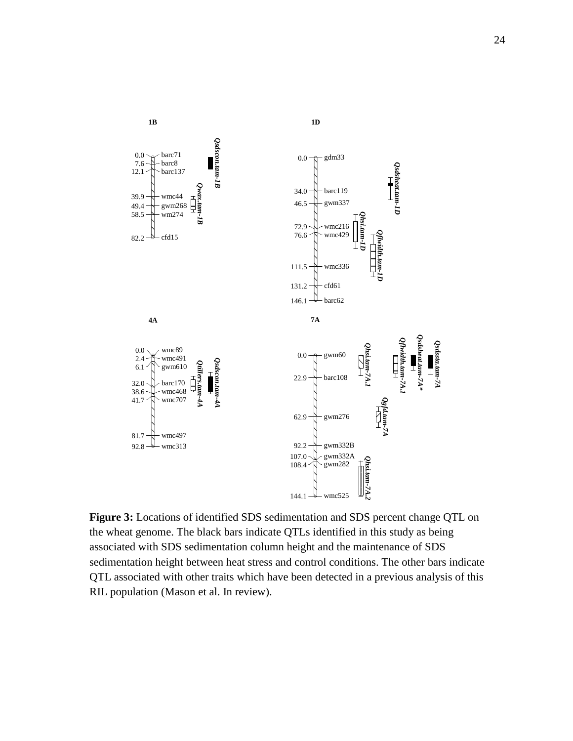**Figure 3:** Locations of identified SDS sedimentation and SDS percent change QTL on the wheat genome. The black bars indicate QTLs identified in this study as being associated with SDS sedimentation column height and the maintenance of SDS sedimentation height between heat stress and control conditions. The other bars indicate QTL associated with other traits which have been detected in a previous analysis of this RIL population (Mason et al. In review).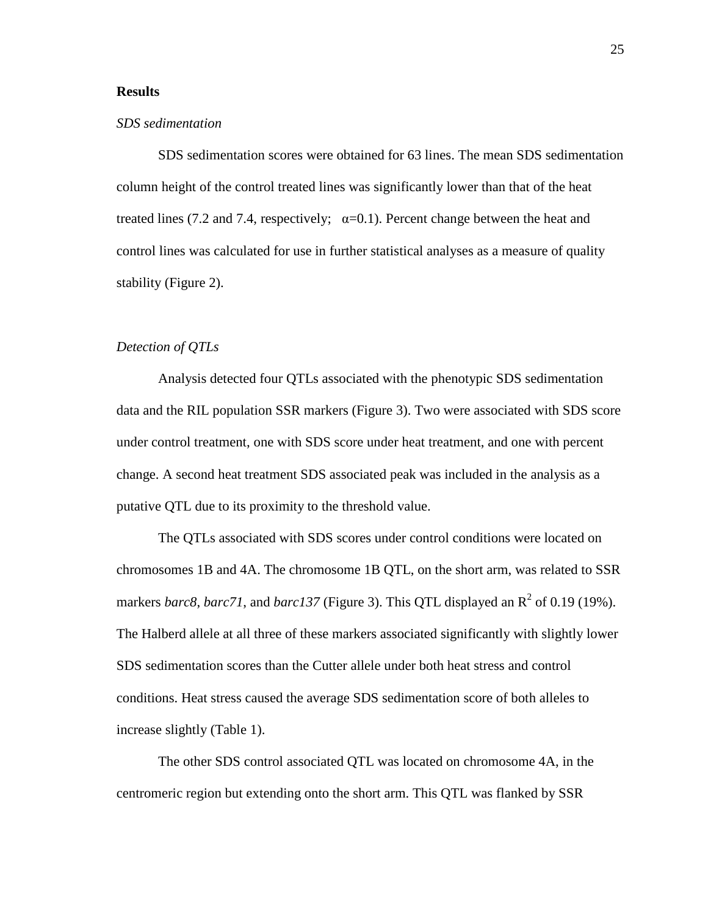## Results

### *SDS sedimentation*

SDS sedimentation scores were obtained for 63 lines. The mean SDS sedimentation column height of the control treated lines was significantly lower than that of the heat treated lines (7.2 and 7.4, respectively; $\alpha$=0.1). Percent change between the heat and control lines was calculated for use in further statistical analyses as a measure of quality stability (Figure 2).

### *Detection of QTLs*

Analysis detected four QTLs associated with the phenotypic SDS sedimentation data and the RIL population SSR markers (Figure 3). Two were associated with SDS score under control treatment, one with SDS score under heat treatment, and one with percent change. A second heat treatment SDS associated peak was included in the analysis as a putative QTL due to its proximity to the threshold value.

The QTLs associated with SDS scores under control conditions were located on chromosomes 1B and 4A. The chromosome 1B QTL, on the short arm, was related to SSR markers *barc8*, *barc71*, and *barc137* (Figure 3). This QTL displayed an $R^2$ of 0.19 (19%). The Halberd allele at all three of these markers associated significantly with slightly lower SDS sedimentation scores than the Cutter allele under both heat stress and control conditions. Heat stress caused the average SDS sedimentation score of both alleles to increase slightly (Table 1).

The other SDS control associated QTL was located on chromosome 4A, in the centromeric region but extending onto the short arm. This QTL was flanked by SSR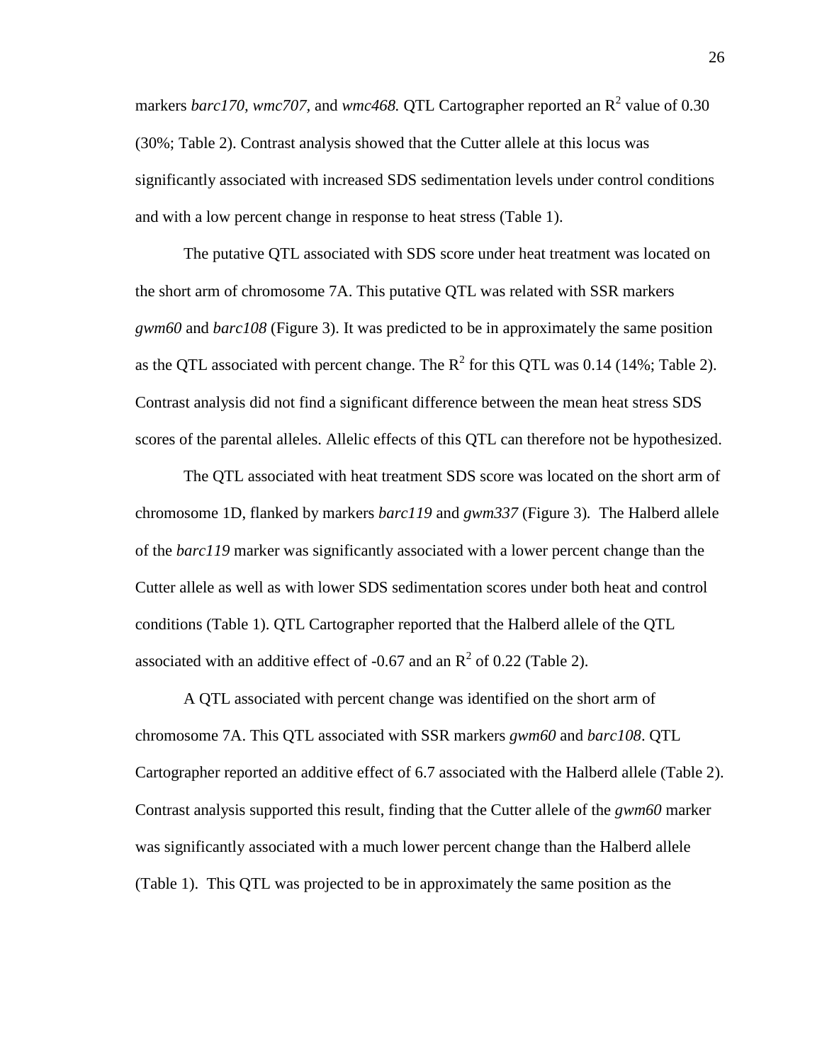markers *barc170, wmc707*, and *wmc468.* QTL Cartographer reported an $R^2$ value of 0.30 (30%; Table 2). Contrast analysis showed that the Cutter allele at this locus was significantly associated with increased SDS sedimentation levels under control conditions and with a low percent change in response to heat stress (Table 1).

The putative QTL associated with SDS score under heat treatment was located on the short arm of chromosome 7A. This putative QTL was related with SSR markers *gwm60* and *barc108* (Figure 3). It was predicted to be in approximately the same position as the QTL associated with percent change. The $R^2$ for this QTL was 0.14 (14%; Table 2). Contrast analysis did not find a significant difference between the mean heat stress SDS scores of the parental alleles. Allelic effects of this QTL can therefore not be hypothesized.

The QTL associated with heat treatment SDS score was located on the short arm of chromosome 1D, flanked by markers *barc119* and *gwm337* (Figure 3). The Halberd allele of the *barc119* marker was significantly associated with a lower percent change than the Cutter allele as well as with lower SDS sedimentation scores under both heat and control conditions (Table 1). QTL Cartographer reported that the Halberd allele of the QTL associated with an additive effect of -0.67 and an $R^2$ of 0.22 (Table 2).

A QTL associated with percent change was identified on the short arm of chromosome 7A. This QTL associated with SSR markers *gwm60* and *barc108*. QTL Cartographer reported an additive effect of 6.7 associated with the Halberd allele (Table 2). Contrast analysis supported this result, finding that the Cutter allele of the *gwm60* marker was significantly associated with a much lower percent change than the Halberd allele (Table 1). This QTL was projected to be in approximately the same position as the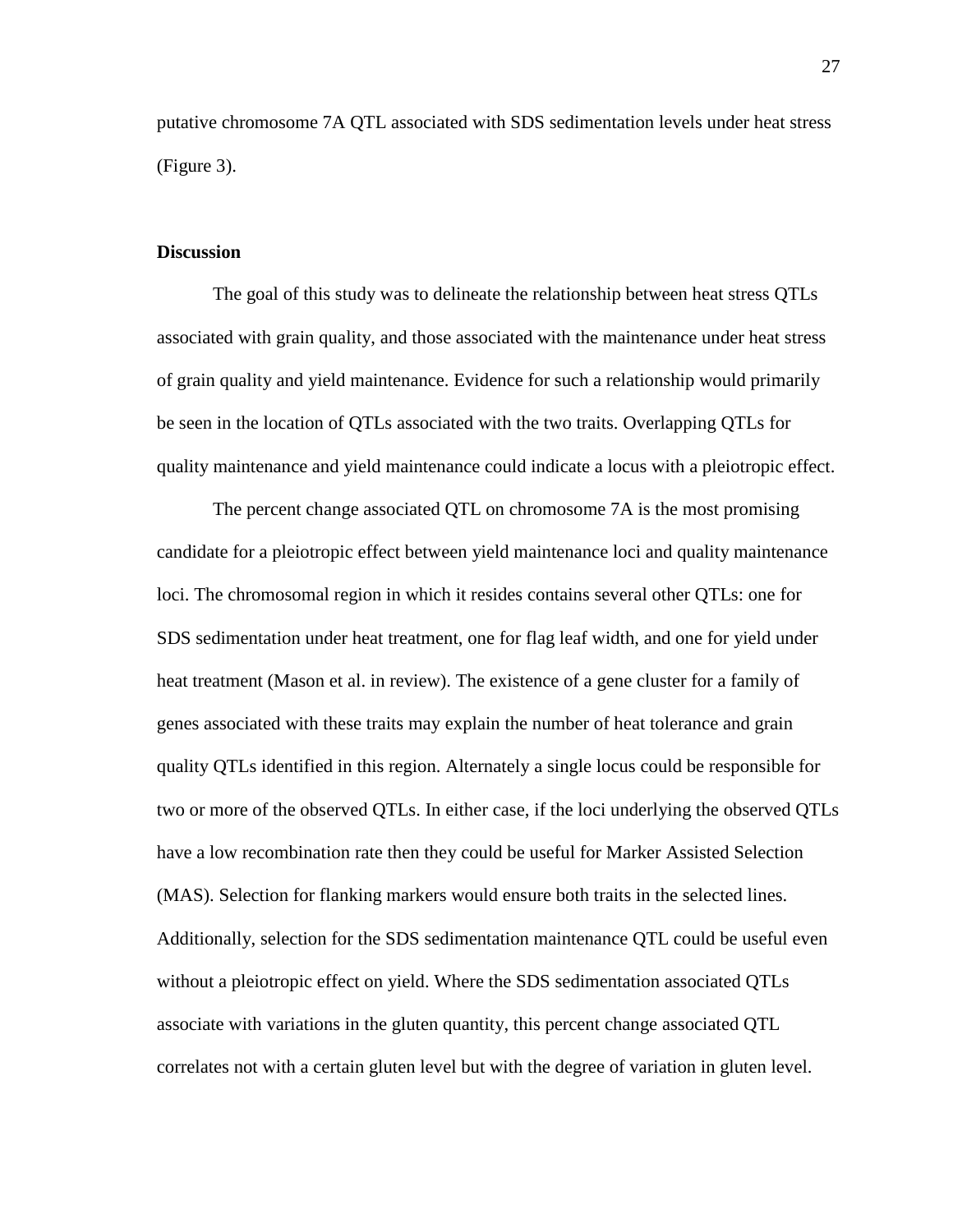putative chromosome 7A QTL associated with SDS sedimentation levels under heat stress (Figure 3).

## Discussion

The goal of this study was to delineate the relationship between heat stress QTLs associated with grain quality, and those associated with the maintenance under heat stress of grain quality and yield maintenance. Evidence for such a relationship would primarily be seen in the location of QTLs associated with the two traits. Overlapping QTLs for quality maintenance and yield maintenance could indicate a locus with a pleiotropic effect.

The percent change associated QTL on chromosome 7A is the most promising candidate for a pleiotropic effect between yield maintenance loci and quality maintenance loci. The chromosomal region in which it resides contains several other QTLs: one for SDS sedimentation under heat treatment, one for flag leaf width, and one for yield under heat treatment (Mason et al. in review). The existence of a gene cluster for a family of genes associated with these traits may explain the number of heat tolerance and grain quality QTLs identified in this region. Alternately a single locus could be responsible for two or more of the observed QTLs. In either case, if the loci underlying the observed QTLs have a low recombination rate then they could be useful for Marker Assisted Selection (MAS). Selection for flanking markers would ensure both traits in the selected lines. Additionally, selection for the SDS sedimentation maintenance QTL could be useful even without a pleiotropic effect on yield. Where the SDS sedimentation associated QTLs associate with variations in the gluten quantity, this percent change associated QTL correlates not with a certain gluten level but with the degree of variation in gluten level.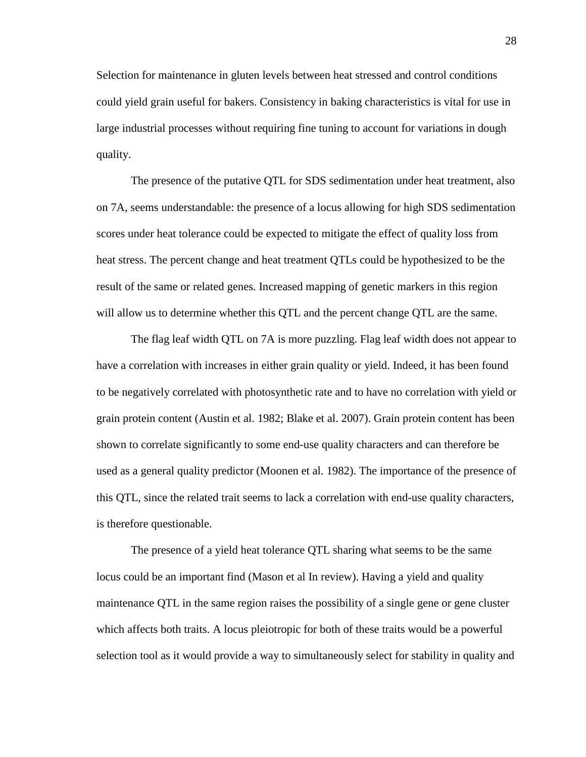Selection for maintenance in gluten levels between heat stressed and control conditions could yield grain useful for bakers. Consistency in baking characteristics is vital for use in large industrial processes without requiring fine tuning to account for variations in dough quality.

The presence of the putative QTL for SDS sedimentation under heat treatment, also on 7A, seems understandable: the presence of a locus allowing for high SDS sedimentation scores under heat tolerance could be expected to mitigate the effect of quality loss from heat stress. The percent change and heat treatment QTLs could be hypothesized to be the result of the same or related genes. Increased mapping of genetic markers in this region will allow us to determine whether this QTL and the percent change QTL are the same.

The flag leaf width QTL on 7A is more puzzling. Flag leaf width does not appear to have a correlation with increases in either grain quality or yield. Indeed, it has been found to be negatively correlated with photosynthetic rate and to have no correlation with yield or grain protein content (Austin et al. 1982; Blake et al. 2007). Grain protein content has been shown to correlate significantly to some end-use quality characters and can therefore be used as a general quality predictor (Moonen et al. 1982). The importance of the presence of this QTL, since the related trait seems to lack a correlation with end-use quality characters, is therefore questionable.

The presence of a yield heat tolerance QTL sharing what seems to be the same locus could be an important find (Mason et al In review). Having a yield and quality maintenance QTL in the same region raises the possibility of a single gene or gene cluster which affects both traits. A locus pleiotropic for both of these traits would be a powerful selection tool as it would provide a way to simultaneously select for stability in quality and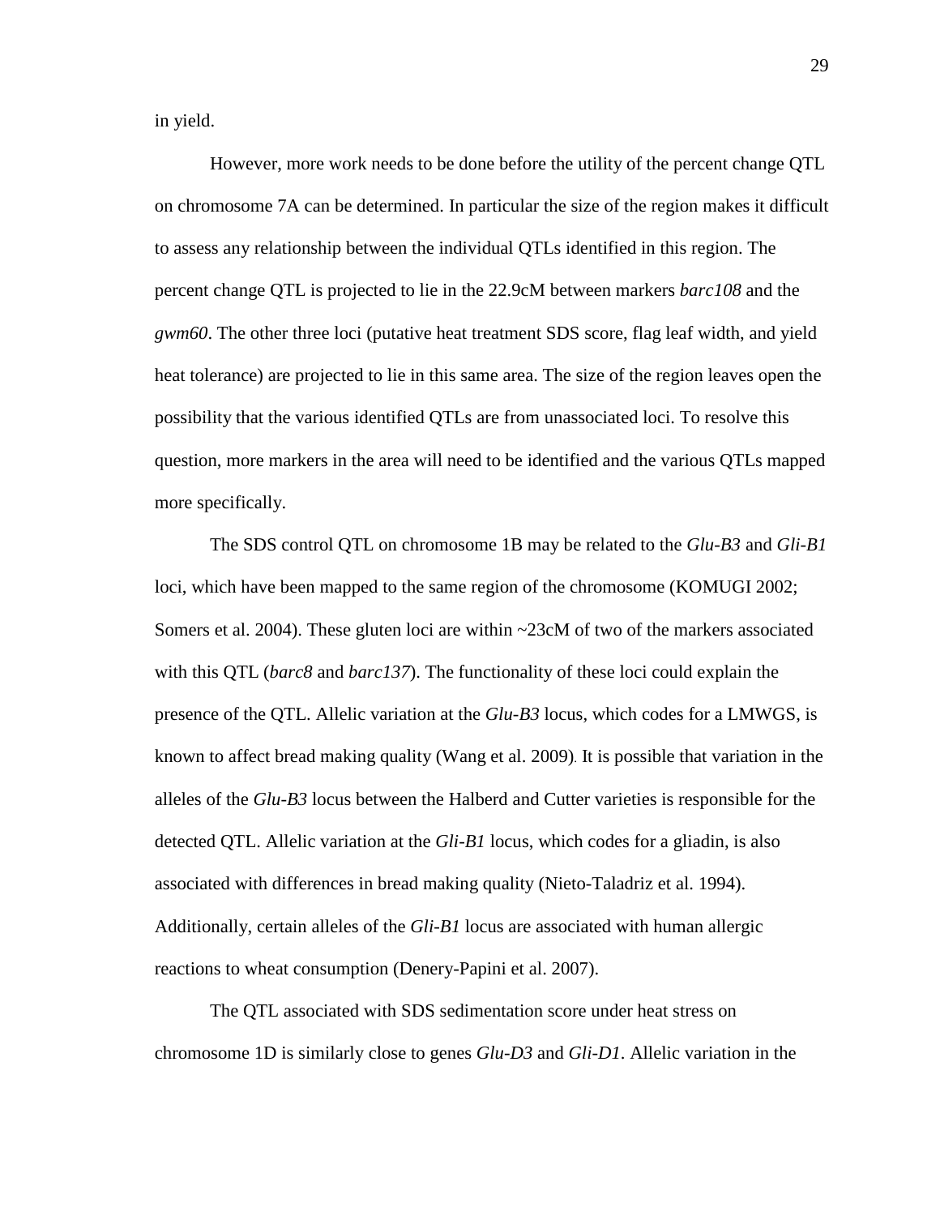in yield.

However, more work needs to be done before the utility of the percent change QTL on chromosome 7A can be determined. In particular the size of the region makes it difficult to assess any relationship between the individual QTLs identified in this region. The percent change QTL is projected to lie in the 22.9cM between markers *barc108* and the *gwm60*. The other three loci (putative heat treatment SDS score, flag leaf width, and yield heat tolerance) are projected to lie in this same area. The size of the region leaves open the possibility that the various identified QTLs are from unassociated loci. To resolve this question, more markers in the area will need to be identified and the various QTLs mapped more specifically.

The SDS control QTL on chromosome 1B may be related to the *Glu-B3* and *Gli-B1* loci, which have been mapped to the same region of the chromosome (KOMUGI 2002; Somers et al. 2004). These gluten loci are within ~23cM of two of the markers associated with this QTL (*barc8* and *barc137*). The functionality of these loci could explain the presence of the QTL. Allelic variation at the *Glu-B3* locus, which codes for a LMWGS, is known to affect bread making quality (Wang et al. 2009). It is possible that variation in the alleles of the *Glu-B3* locus between the Halberd and Cutter varieties is responsible for the detected QTL. Allelic variation at the *Gli-B1* locus, which codes for a gliadin, is also associated with differences in bread making quality (Nieto-Taladriz et al. 1994). Additionally, certain alleles of the *Gli-B1* locus are associated with human allergic reactions to wheat consumption (Denery-Papini et al. 2007).

The QTL associated with SDS sedimentation score under heat stress on chromosome 1D is similarly close to genes *Glu-D3* and *Gli-D1*. Allelic variation in the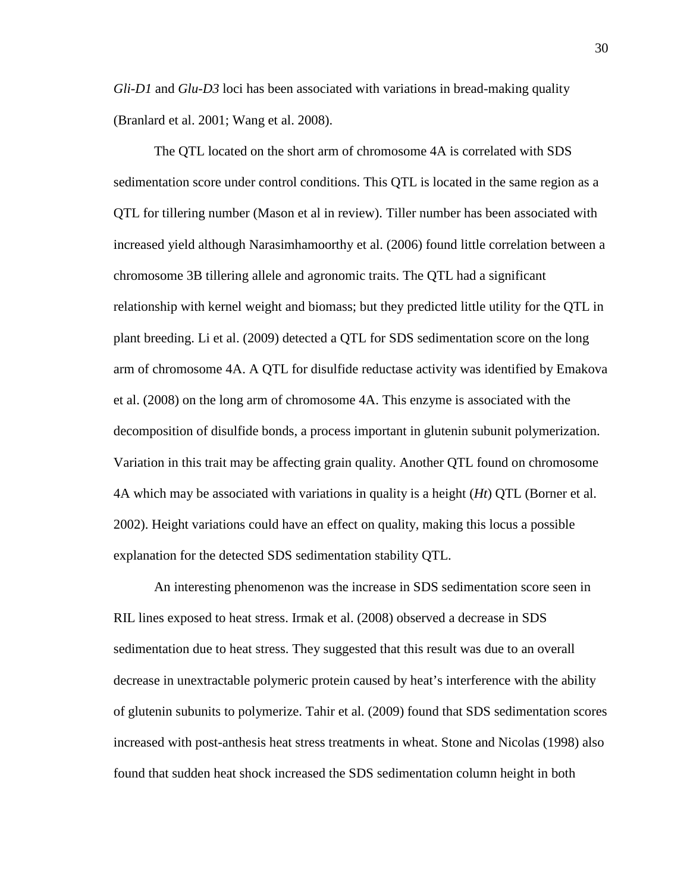*Gli-D1* and *Glu-D3* loci has been associated with variations in bread-making quality (Branlard et al. 2001; Wang et al. 2008).

The QTL located on the short arm of chromosome 4A is correlated with SDS sedimentation score under control conditions. This QTL is located in the same region as a QTL for tillering number (Mason et al in review). Tiller number has been associated with increased yield although Narasimhamoorthy et al. (2006) found little correlation between a chromosome 3B tillering allele and agronomic traits. The QTL had a significant relationship with kernel weight and biomass; but they predicted little utility for the QTL in plant breeding. Li et al. (2009) detected a QTL for SDS sedimentation score on the long arm of chromosome 4A. A QTL for disulfide reductase activity was identified by Emakova et al. (2008) on the long arm of chromosome 4A. This enzyme is associated with the decomposition of disulfide bonds, a process important in glutenin subunit polymerization. Variation in this trait may be affecting grain quality. Another QTL found on chromosome 4A which may be associated with variations in quality is a height (*Ht*) QTL (Borner et al. 2002). Height variations could have an effect on quality, making this locus a possible explanation for the detected SDS sedimentation stability QTL.

An interesting phenomenon was the increase in SDS sedimentation score seen in RIL lines exposed to heat stress. Irmak et al. (2008) observed a decrease in SDS sedimentation due to heat stress. They suggested that this result was due to an overall decrease in unextractable polymeric protein caused by heat's interference with the ability of glutenin subunits to polymerize. Tahir et al. (2009) found that SDS sedimentation scores increased with post-anthesis heat stress treatments in wheat. Stone and Nicolas (1998) also found that sudden heat shock increased the SDS sedimentation column height in both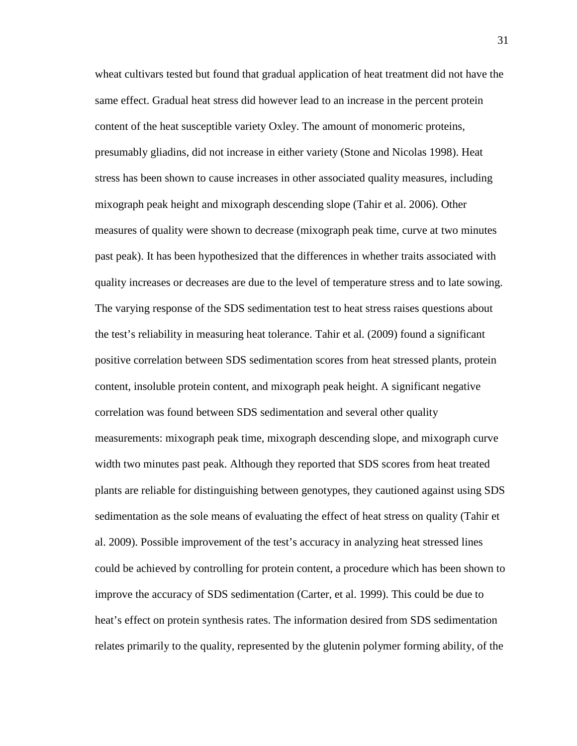wheat cultivars tested but found that gradual application of heat treatment did not have the same effect. Gradual heat stress did however lead to an increase in the percent protein content of the heat susceptible variety Oxley. The amount of monomeric proteins, presumably gliadins, did not increase in either variety (Stone and Nicolas 1998). Heat stress has been shown to cause increases in other associated quality measures, including mixograph peak height and mixograph descending slope (Tahir et al. 2006). Other measures of quality were shown to decrease (mixograph peak time, curve at two minutes past peak). It has been hypothesized that the differences in whether traits associated with quality increases or decreases are due to the level of temperature stress and to late sowing. The varying response of the SDS sedimentation test to heat stress raises questions about the test's reliability in measuring heat tolerance. Tahir et al. (2009) found a significant positive correlation between SDS sedimentation scores from heat stressed plants, protein content, insoluble protein content, and mixograph peak height. A significant negative correlation was found between SDS sedimentation and several other quality measurements: mixograph peak time, mixograph descending slope, and mixograph curve width two minutes past peak. Although they reported that SDS scores from heat treated plants are reliable for distinguishing between genotypes, they cautioned against using SDS sedimentation as the sole means of evaluating the effect of heat stress on quality (Tahir et al. 2009). Possible improvement of the test's accuracy in analyzing heat stressed lines could be achieved by controlling for protein content, a procedure which has been shown to improve the accuracy of SDS sedimentation (Carter, et al. 1999). This could be due to heat's effect on protein synthesis rates. The information desired from SDS sedimentation relates primarily to the quality, represented by the glutenin polymer forming ability, of the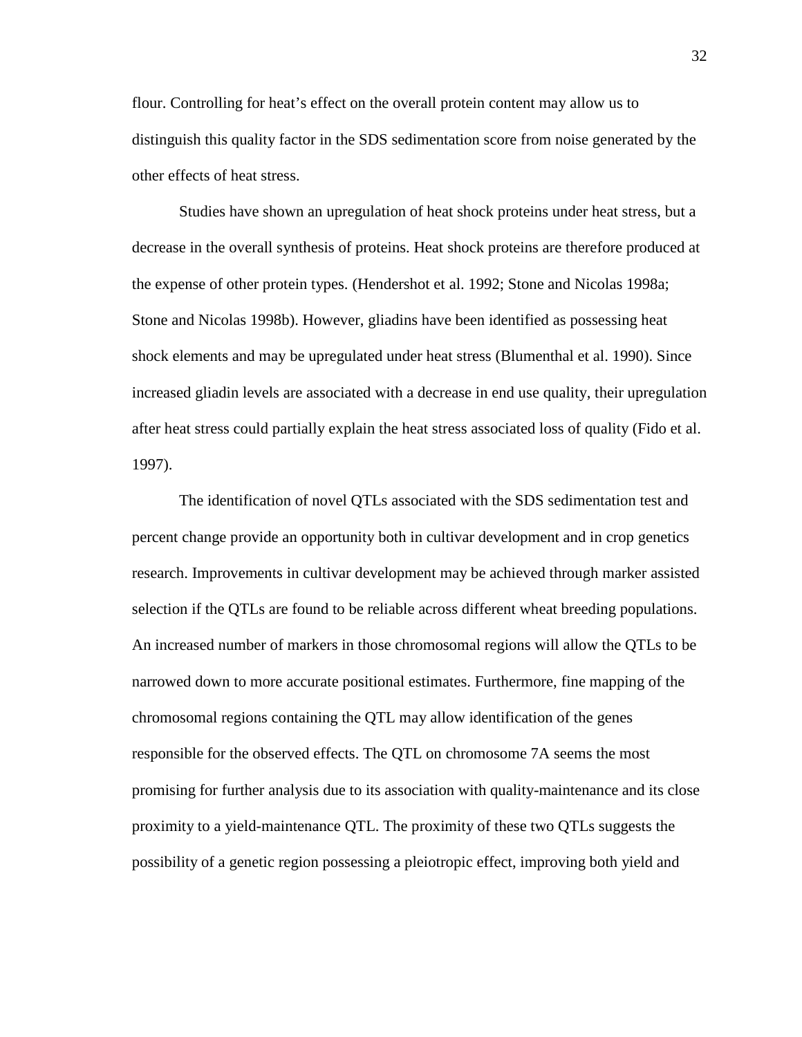flour. Controlling for heat's effect on the overall protein content may allow us to distinguish this quality factor in the SDS sedimentation score from noise generated by the other effects of heat stress.

Studies have shown an upregulation of heat shock proteins under heat stress, but a decrease in the overall synthesis of proteins. Heat shock proteins are therefore produced at the expense of other protein types. (Hendershot et al. 1992; Stone and Nicolas 1998a; Stone and Nicolas 1998b). However, gliadins have been identified as possessing heat shock elements and may be upregulated under heat stress (Blumenthal et al. 1990). Since increased gliadin levels are associated with a decrease in end use quality, their upregulation after heat stress could partially explain the heat stress associated loss of quality (Fido et al. 1997).

The identification of novel QTLs associated with the SDS sedimentation test and percent change provide an opportunity both in cultivar development and in crop genetics research. Improvements in cultivar development may be achieved through marker assisted selection if the QTLs are found to be reliable across different wheat breeding populations. An increased number of markers in those chromosomal regions will allow the QTLs to be narrowed down to more accurate positional estimates. Furthermore, fine mapping of the chromosomal regions containing the QTL may allow identification of the genes responsible for the observed effects. The QTL on chromosome 7A seems the most promising for further analysis due to its association with quality-maintenance and its close proximity to a yield-maintenance QTL. The proximity of these two QTLs suggests the possibility of a genetic region possessing a pleiotropic effect, improving both yield and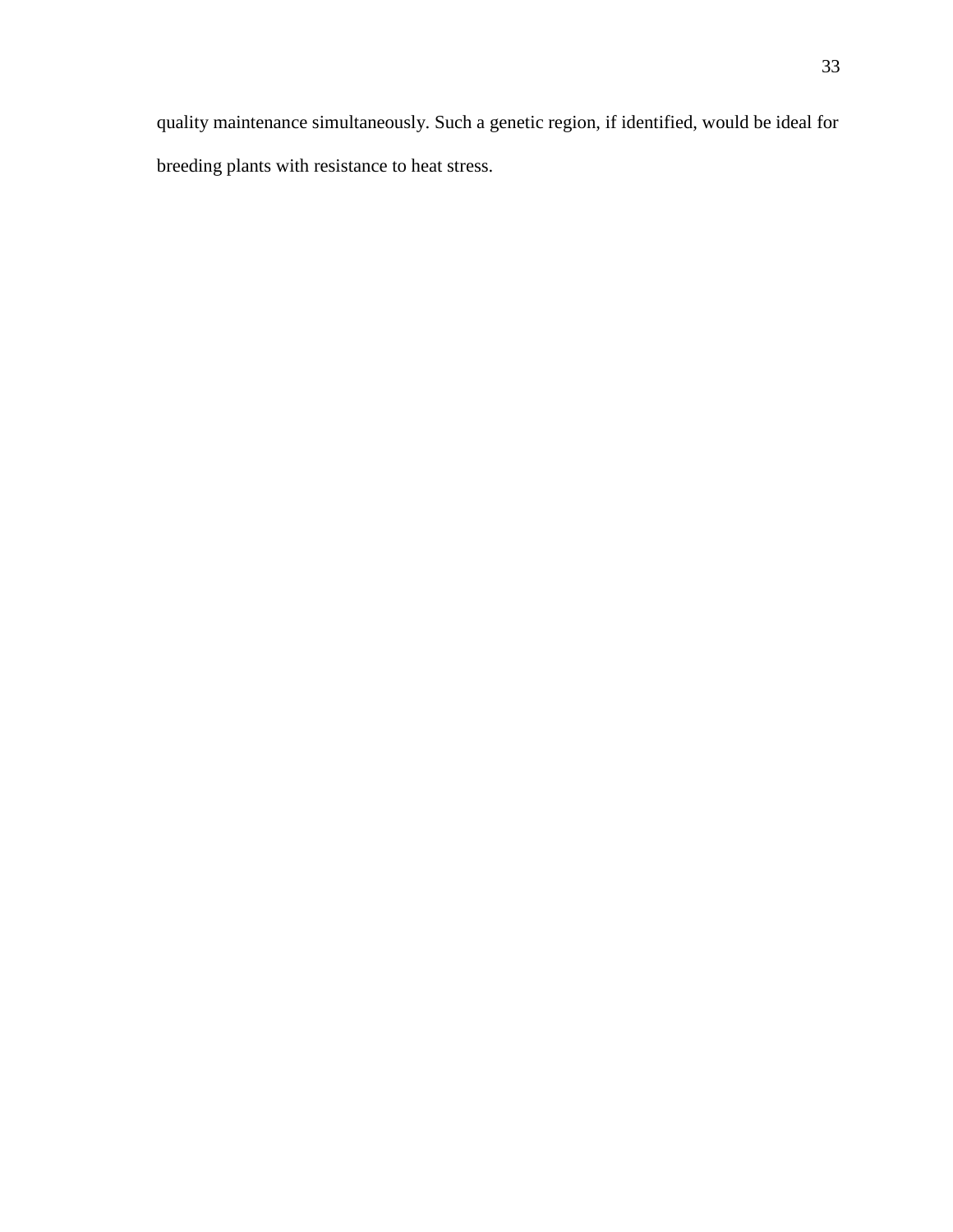quality maintenance simultaneously. Such a genetic region, if identified, would be ideal for breeding plants with resistance to heat stress.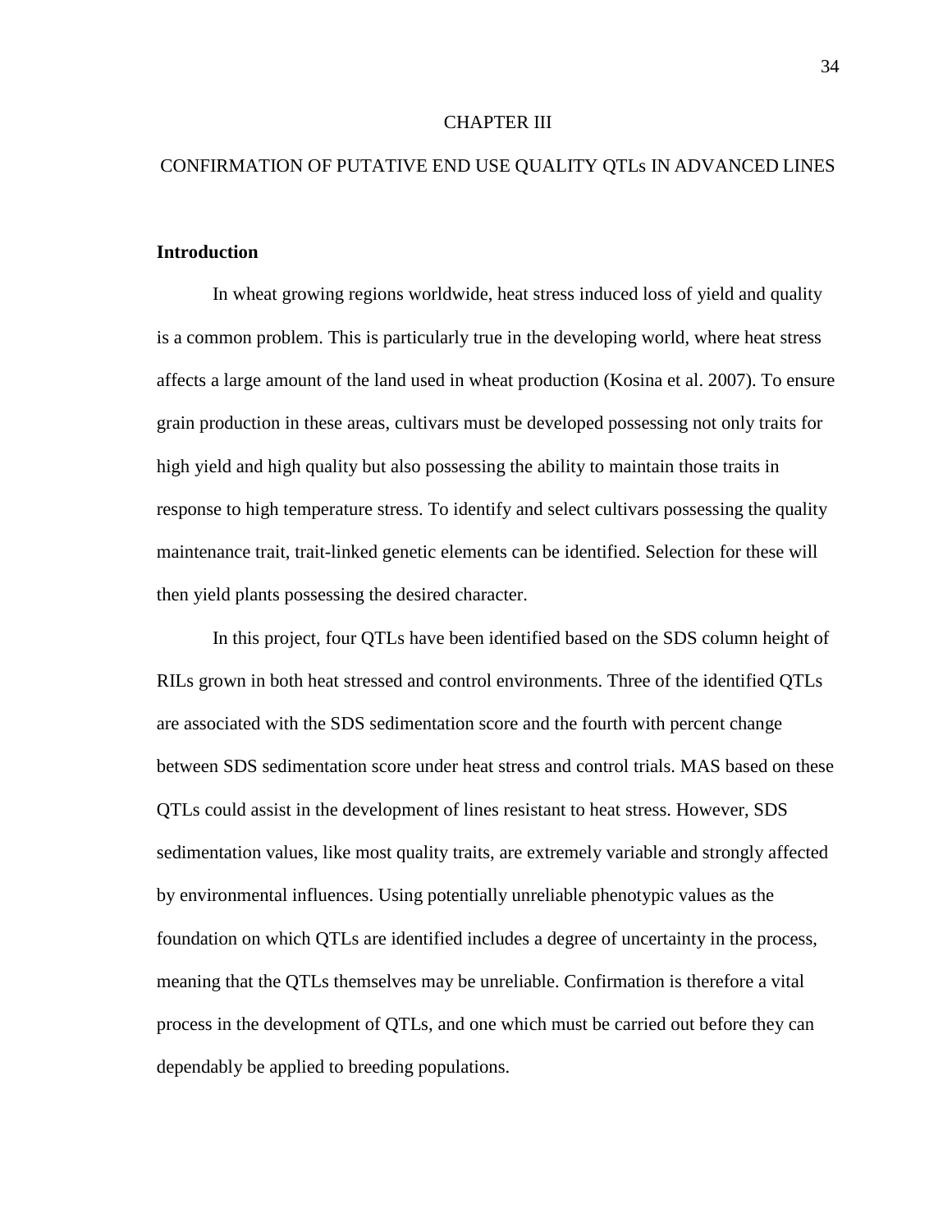# CHAPTER III

# CONFIRMATION OF PUTATIVE END USE QUALITY QTLs IN ADVANCED LINES

## Introduction

In wheat growing regions worldwide, heat stress induced loss of yield and quality is a common problem. This is particularly true in the developing world, where heat stress affects a large amount of the land used in wheat production (Kosina et al. 2007). To ensure grain production in these areas, cultivars must be developed possessing not only traits for high yield and high quality but also possessing the ability to maintain those traits in response to high temperature stress. To identify and select cultivars possessing the quality maintenance trait, trait-linked genetic elements can be identified. Selection for these will then yield plants possessing the desired character.

In this project, four QTLs have been identified based on the SDS column height of RILs grown in both heat stressed and control environments. Three of the identified QTLs are associated with the SDS sedimentation score and the fourth with percent change between SDS sedimentation score under heat stress and control trials. MAS based on these QTLs could assist in the development of lines resistant to heat stress. However, SDS sedimentation values, like most quality traits, are extremely variable and strongly affected by environmental influences. Using potentially unreliable phenotypic values as the foundation on which QTLs are identified includes a degree of uncertainty in the process, meaning that the QTLs themselves may be unreliable. Confirmation is therefore a vital process in the development of QTLs, and one which must be carried out before they can dependably be applied to breeding populations.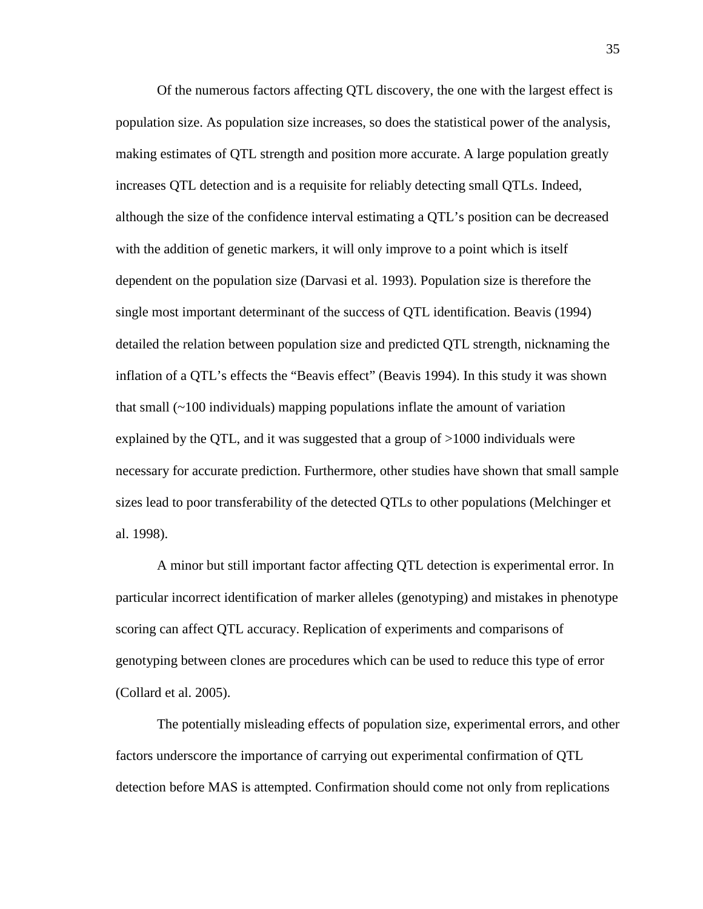Of the numerous factors affecting QTL discovery, the one with the largest effect is population size. As population size increases, so does the statistical power of the analysis, making estimates of QTL strength and position more accurate. A large population greatly increases QTL detection and is a requisite for reliably detecting small QTLs. Indeed, although the size of the confidence interval estimating a QTL's position can be decreased with the addition of genetic markers, it will only improve to a point which is itself dependent on the population size (Darvasi et al. 1993). Population size is therefore the single most important determinant of the success of QTL identification. Beavis (1994) detailed the relation between population size and predicted QTL strength, nicknaming the inflation of a QTL's effects the "Beavis effect" (Beavis 1994). In this study it was shown that small (~100 individuals) mapping populations inflate the amount of variation explained by the QTL, and it was suggested that a group of >1000 individuals were necessary for accurate prediction. Furthermore, other studies have shown that small sample sizes lead to poor transferability of the detected QTLs to other populations (Melchinger et al. 1998).

A minor but still important factor affecting QTL detection is experimental error. In particular incorrect identification of marker alleles (genotyping) and mistakes in phenotype scoring can affect QTL accuracy. Replication of experiments and comparisons of genotyping between clones are procedures which can be used to reduce this type of error (Collard et al. 2005).

The potentially misleading effects of population size, experimental errors, and other factors underscore the importance of carrying out experimental confirmation of QTL detection before MAS is attempted. Confirmation should come not only from replications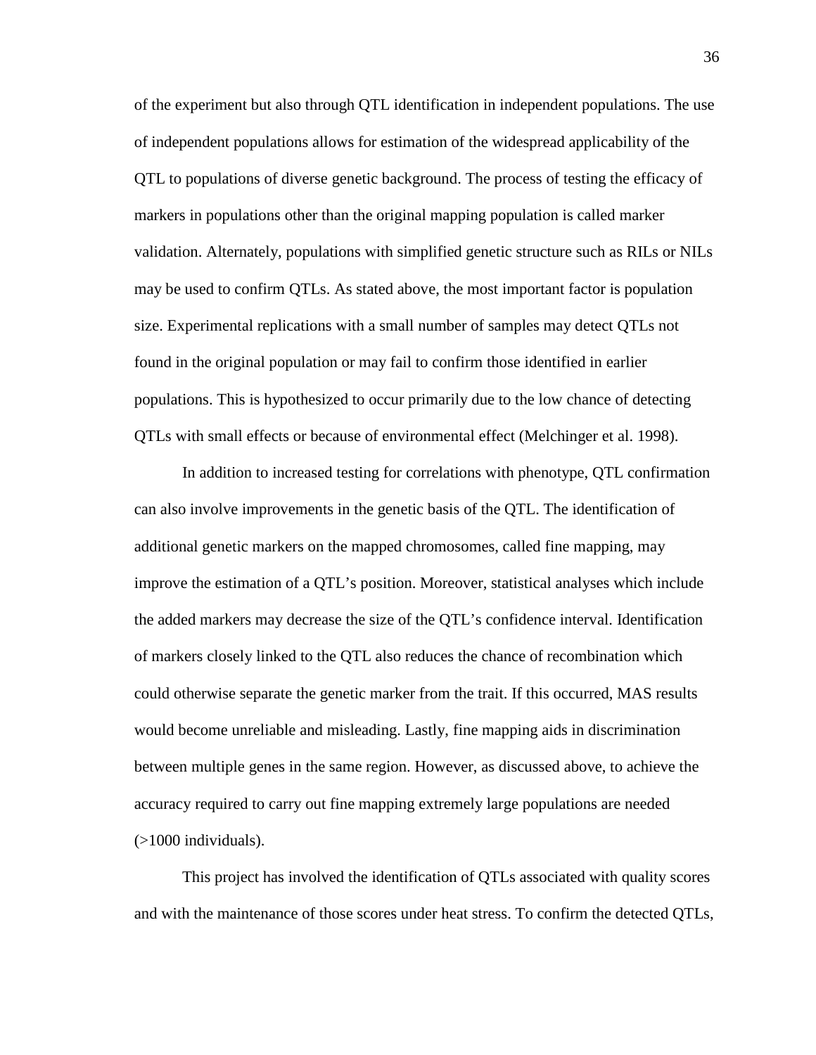of the experiment but also through QTL identification in independent populations. The use of independent populations allows for estimation of the widespread applicability of the QTL to populations of diverse genetic background. The process of testing the efficacy of markers in populations other than the original mapping population is called marker validation. Alternately, populations with simplified genetic structure such as RILs or NILs may be used to confirm QTLs. As stated above, the most important factor is population size. Experimental replications with a small number of samples may detect QTLs not found in the original population or may fail to confirm those identified in earlier populations. This is hypothesized to occur primarily due to the low chance of detecting QTLs with small effects or because of environmental effect (Melchinger et al. 1998).

In addition to increased testing for correlations with phenotype, QTL confirmation can also involve improvements in the genetic basis of the QTL. The identification of additional genetic markers on the mapped chromosomes, called fine mapping, may improve the estimation of a QTL's position. Moreover, statistical analyses which include the added markers may decrease the size of the QTL's confidence interval. Identification of markers closely linked to the QTL also reduces the chance of recombination which could otherwise separate the genetic marker from the trait. If this occurred, MAS results would become unreliable and misleading. Lastly, fine mapping aids in discrimination between multiple genes in the same region. However, as discussed above, to achieve the accuracy required to carry out fine mapping extremely large populations are needed (>1000 individuals).

This project has involved the identification of QTLs associated with quality scores and with the maintenance of those scores under heat stress. To confirm the detected QTLs,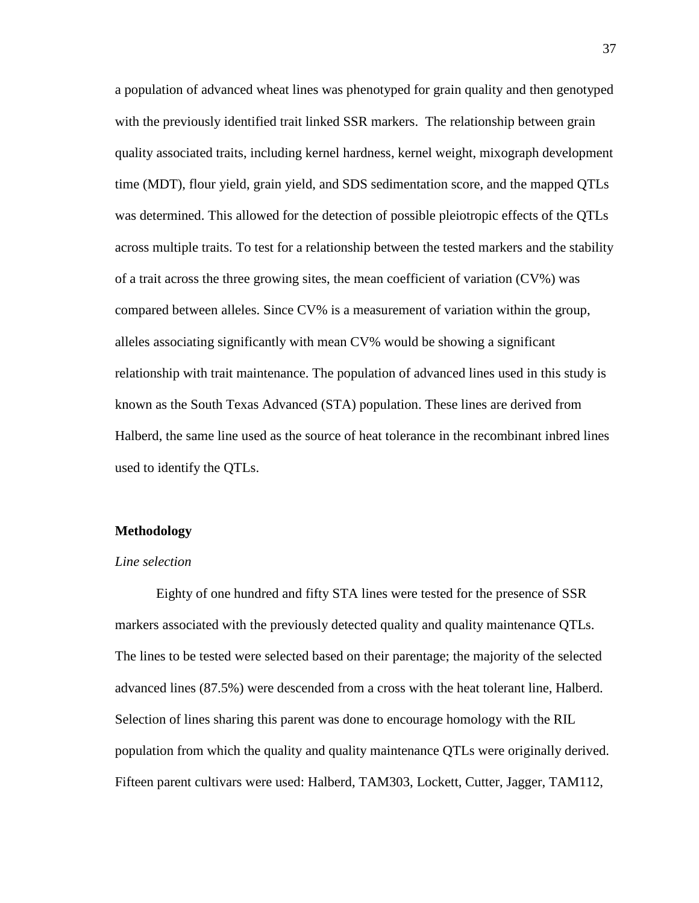a population of advanced wheat lines was phenotyped for grain quality and then genotyped with the previously identified trait linked SSR markers.  The relationship between grain quality associated traits, including kernel hardness, kernel weight, mixograph development time (MDT), flour yield, grain yield, and SDS sedimentation score, and the mapped QTLs was determined. This allowed for the detection of possible pleiotropic effects of the QTLs across multiple traits. To test for a relationship between the tested markers and the stability of a trait across the three growing sites, the mean coefficient of variation (CV%) was compared between alleles. Since CV% is a measurement of variation within the group, alleles associating significantly with mean CV% would be showing a significant relationship with trait maintenance. The population of advanced lines used in this study is known as the South Texas Advanced (STA) population. These lines are derived from Halberd, the same line used as the source of heat tolerance in the recombinant inbred lines used to identify the QTLs.

## Methodology

### *Line selection*

Eighty of one hundred and fifty STA lines were tested for the presence of SSR markers associated with the previously detected quality and quality maintenance QTLs. The lines to be tested were selected based on their parentage; the majority of the selected advanced lines (87.5%) were descended from a cross with the heat tolerant line, Halberd. Selection of lines sharing this parent was done to encourage homology with the RIL population from which the quality and quality maintenance QTLs were originally derived. Fifteen parent cultivars were used: Halberd, TAM303, Lockett, Cutter, Jagger, TAM112,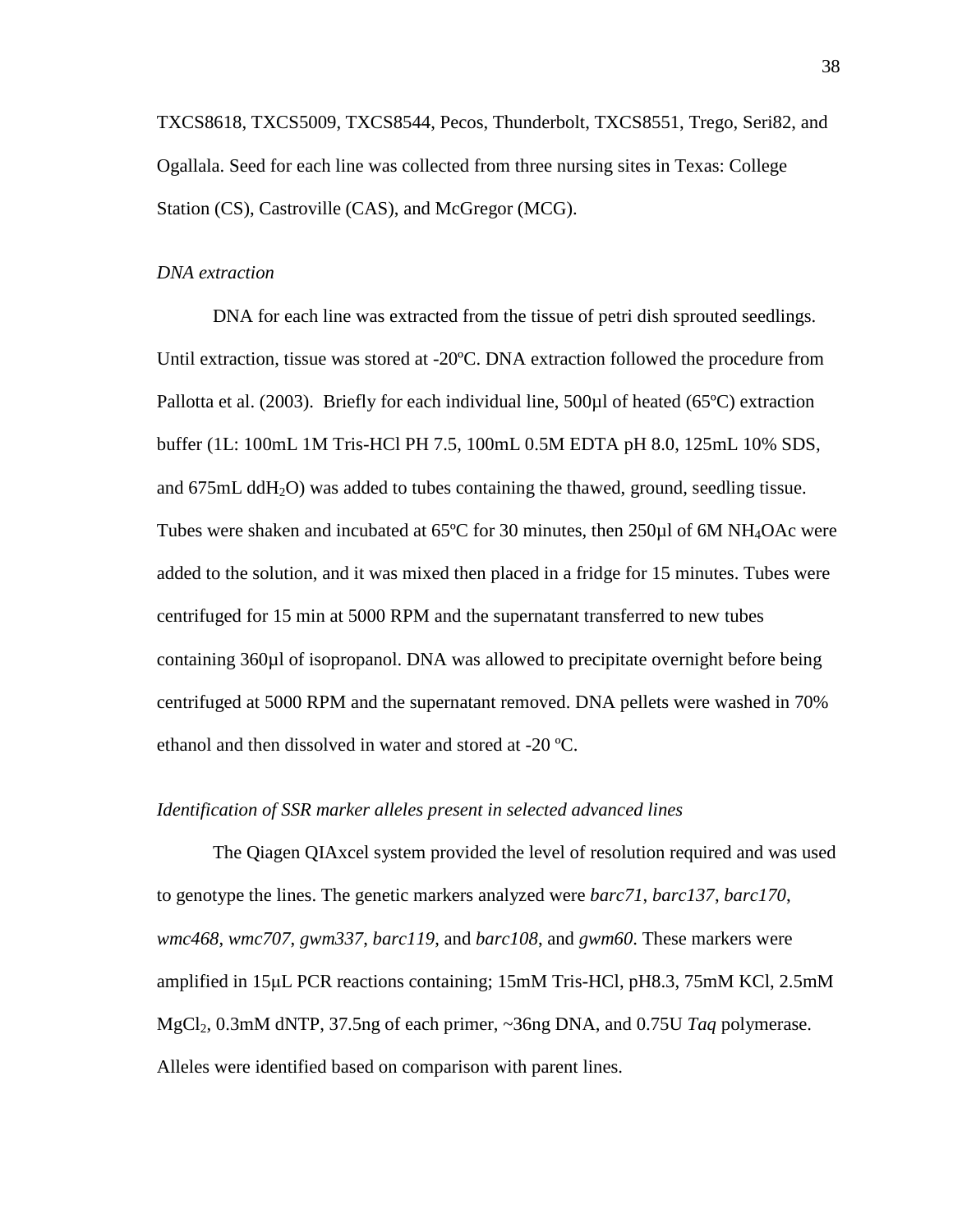TXCS8618, TXCS5009, TXCS8544, Pecos, Thunderbolt, TXCS8551, Trego, Seri82, and Ogallala. Seed for each line was collected from three nursing sites in Texas: College Station (CS), Castroville (CAS), and McGregor (MCG).

### *DNA extraction*

DNA for each line was extracted from the tissue of petri dish sprouted seedlings. Until extraction, tissue was stored at -20ºC. DNA extraction followed the procedure from Pallotta et al. (2003). Briefly for each individual line, 500μl of heated (65ºC) extraction buffer (1L: 100mL 1M Tris-HCl PH 7.5, 100mL 0.5M EDTA pH 8.0, 125mL 10% SDS, and 675mL dd$H_2O$) was added to tubes containing the thawed, ground, seedling tissue. Tubes were shaken and incubated at 65ºC for 30 minutes, then 250μl of 6M $NH_4OAc$ were added to the solution, and it was mixed then placed in a fridge for 15 minutes. Tubes were centrifuged for 15 min at 5000 RPM and the supernatant transferred to new tubes containing 360μl of isopropanol. DNA was allowed to precipitate overnight before being centrifuged at 5000 RPM and the supernatant removed. DNA pellets were washed in 70% ethanol and then dissolved in water and stored at -20 ºC.

### *Identification of SSR marker alleles present in selected advanced lines*

The Qiagen QIAxcel system provided the level of resolution required and was used to genotype the lines. The genetic markers analyzed were *barc71*, *barc137*, *barc170*, *wmc468*, *wmc707*, *gwm337*, *barc119*, and *barc108*, and *gwm60*. These markers were amplified in 15µL PCR reactions containing; 15mM Tris-HCl, pH8.3, 75mM KCl, 2.5mM $MgCl_2$, 0.3mM dNTP, 37.5ng of each primer, ~36ng DNA, and 0.75U *Taq* polymerase. Alleles were identified based on comparison with parent lines.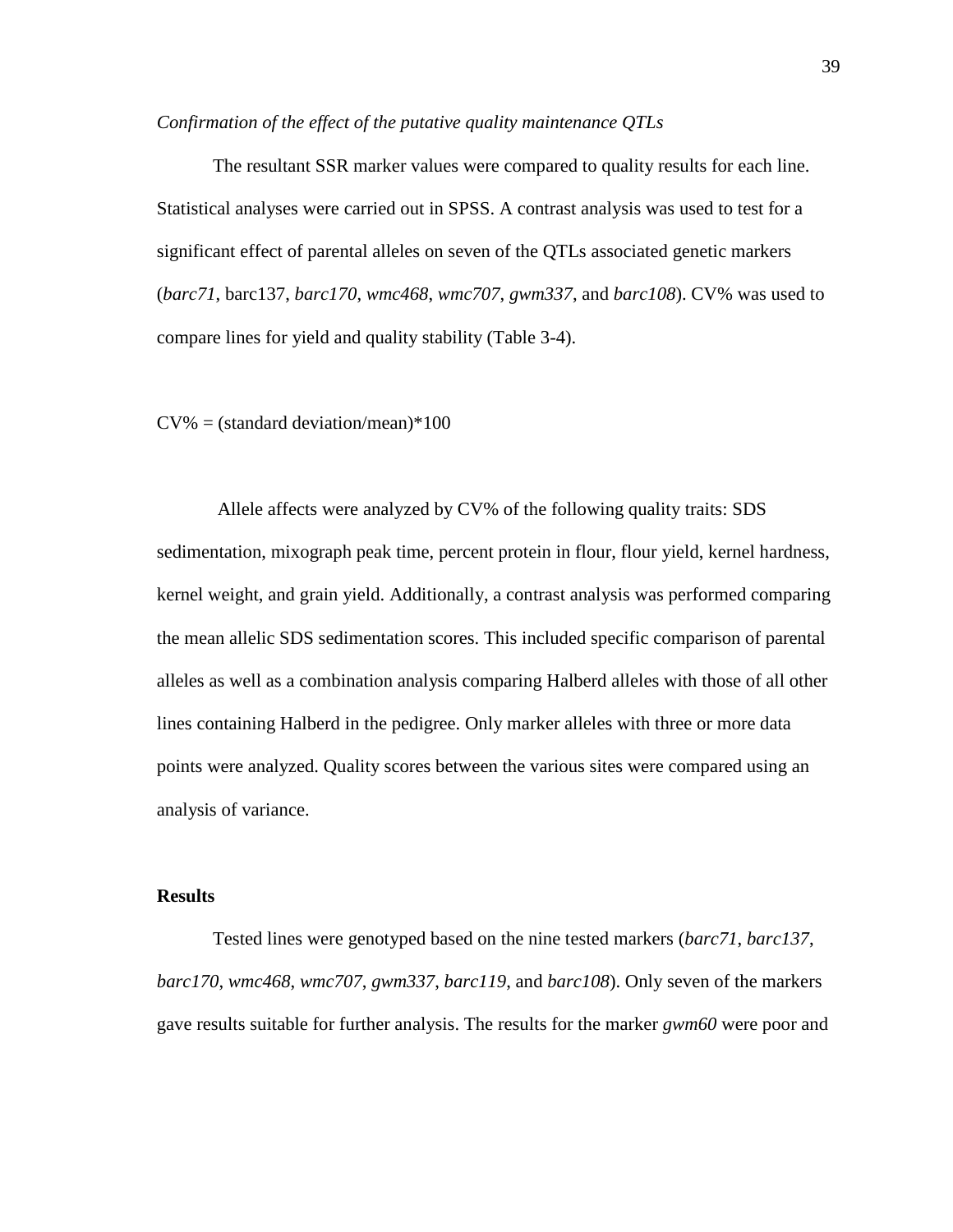*Confirmation of the effect of the putative quality maintenance QTLs*

The resultant SSR marker values were compared to quality results for each line. Statistical analyses were carried out in SPSS. A contrast analysis was used to test for a significant effect of parental alleles on seven of the QTLs associated genetic markers (*barc71*, barc137, *barc170*, *wmc468*, *wmc707*, *gwm337*, and *barc108*). CV% was used to compare lines for yield and quality stability (Table 3-4).

CV% = (standard deviation/mean)*100

Allele affects were analyzed by CV% of the following quality traits: SDS sedimentation, mixograph peak time, percent protein in flour, flour yield, kernel hardness, kernel weight, and grain yield. Additionally, a contrast analysis was performed comparing the mean allelic SDS sedimentation scores. This included specific comparison of parental alleles as well as a combination analysis comparing Halberd alleles with those of all other lines containing Halberd in the pedigree. Only marker alleles with three or more data points were analyzed. Quality scores between the various sites were compared using an analysis of variance.

**Results**

Tested lines were genotyped based on the nine tested markers (*barc71*, *barc137*, *barc170*, *wmc468*, *wmc707*, *gwm337*, *barc119*, and *barc108*). Only seven of the markers gave results suitable for further analysis. The results for the marker *gwm60* were poor and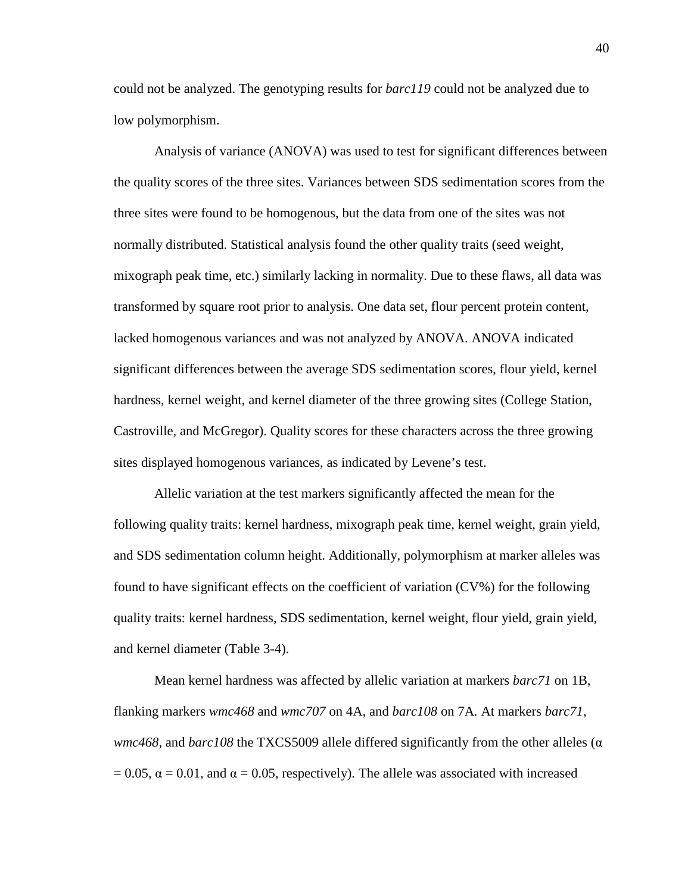could not be analyzed. The genotyping results for *barc119* could not be analyzed due to low polymorphism.

Analysis of variance (ANOVA) was used to test for significant differences between the quality scores of the three sites. Variances between SDS sedimentation scores from the three sites were found to be homogenous, but the data from one of the sites was not normally distributed. Statistical analysis found the other quality traits (seed weight, mixograph peak time, etc.) similarly lacking in normality. Due to these flaws, all data was transformed by square root prior to analysis. One data set, flour percent protein content, lacked homogenous variances and was not analyzed by ANOVA. ANOVA indicated significant differences between the average SDS sedimentation scores, flour yield, kernel hardness, kernel weight, and kernel diameter of the three growing sites (College Station, Castroville, and McGregor). Quality scores for these characters across the three growing sites displayed homogenous variances, as indicated by Levene's test.

Allelic variation at the test markers significantly affected the mean for the following quality traits: kernel hardness, mixograph peak time, kernel weight, grain yield, and SDS sedimentation column height. Additionally, polymorphism at marker alleles was found to have significant effects on the coefficient of variation (CV%) for the following quality traits: kernel hardness, SDS sedimentation, kernel weight, flour yield, grain yield, and kernel diameter (Table 3-4).

Mean kernel hardness was affected by allelic variation at markers *barc71* on 1B, flanking markers *wmc468* and *wmc707* on 4A, and *barc108* on 7A. At markers *barc71*, *wmc468*, and *barc108* the TXCS5009 allele differed significantly from the other alleles ($\alpha = 0.05$, $\alpha = 0.01$, and $\alpha = 0.05$, respectively). The allele was associated with increased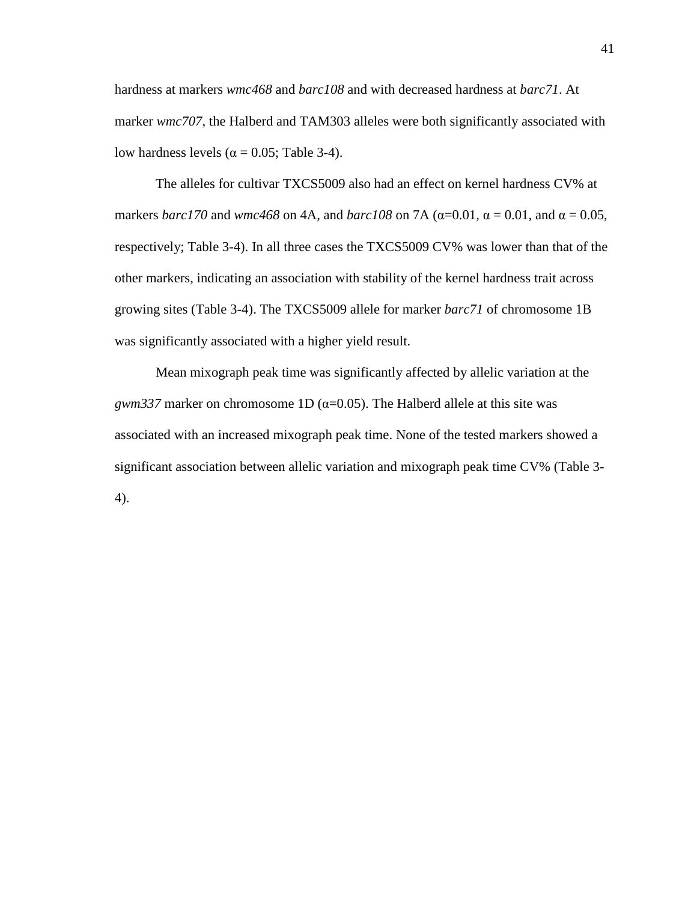hardness at markers *wmc468* and *barc108* and with decreased hardness at *barc71*. At marker *wmc707*, the Halberd and TAM303 alleles were both significantly associated with low hardness levels ($\alpha = 0.05$; Table 3-4).

The alleles for cultivar TXCS5009 also had an effect on kernel hardness CV% at markers *barc170* and *wmc468* on 4A, and *barc108* on 7A ($\alpha$=0.01, $\alpha = 0.01$, and $\alpha = 0.05$, respectively; Table 3-4). In all three cases the TXCS5009 CV% was lower than that of the other markers, indicating an association with stability of the kernel hardness trait across growing sites (Table 3-4). The TXCS5009 allele for marker *barc71* of chromosome 1B was significantly associated with a higher yield result.

Mean mixograph peak time was significantly affected by allelic variation at the *gwm337* marker on chromosome 1D ($\alpha$=0.05). The Halberd allele at this site was associated with an increased mixograph peak time. None of the tested markers showed a significant association between allelic variation and mixograph peak time CV% (Table 3-4).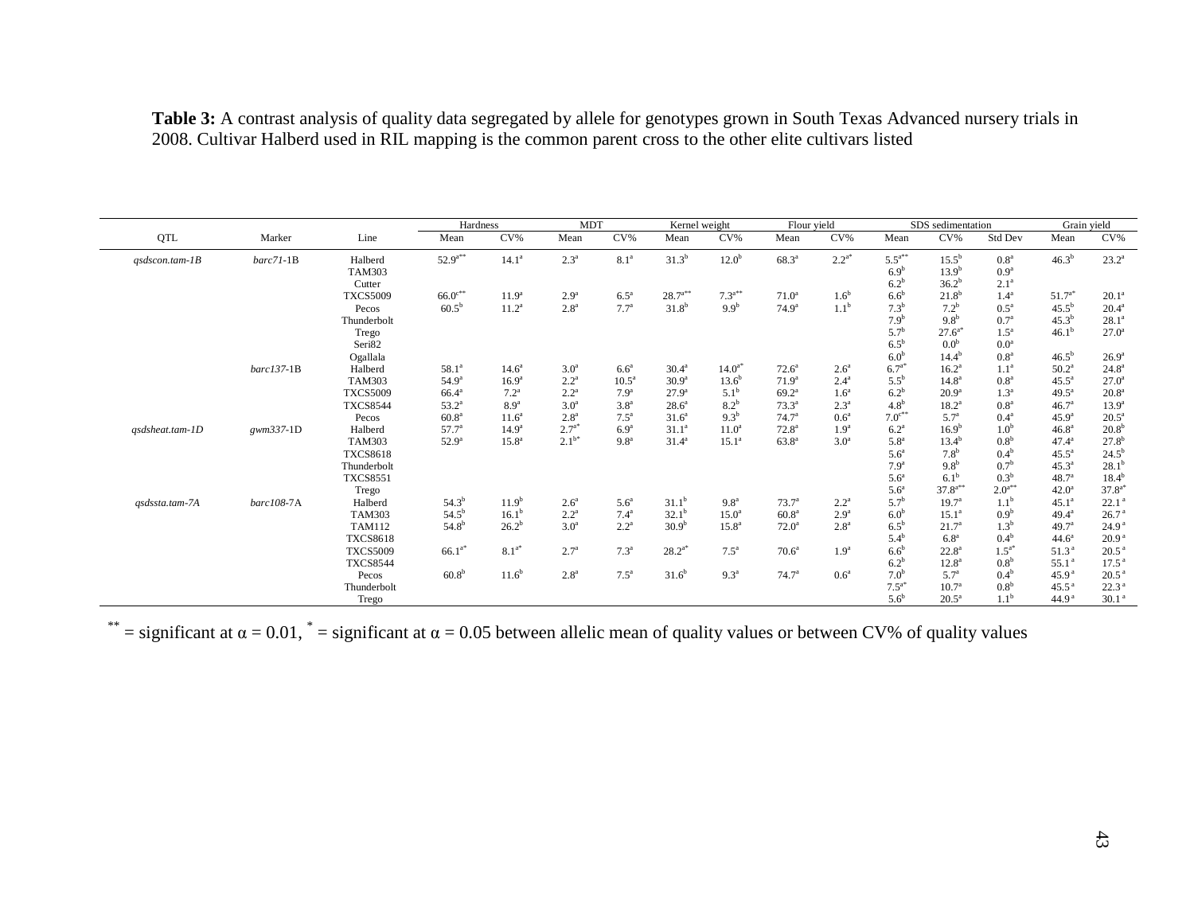**Table 3:** A contrast analysis of quality data segregated by allele for genotypes grown in South Texas Advanced nursery trials in 2008. Cultivar Halberd used in RIL mapping is the common parent cross to the other elite cultivars listed

| QTL | Marker | Line | Hardness | | MDT | | Kernel weight | | Flour yield | | SDS sedimentation | | | Grain yield | |
|---|---|---|---|---|---|---|---|---|---|---|---|---|---|---|---|
| | | | Mean | CV% | Mean | CV% | Mean | CV% | Mean | CV% | Mean | CV% | Std Dev | Mean | CV% |
| *qsdscon.tam-1B* | *barc71*-1B | Halberd | 52.9[a**] | 14.1[a] | 2.3[a] | 8.1[a] | 31.3[b] | 12.0[b] | 68.3[a] | 2.2[a*] | 5.5[a**] | 15.5[b] | 0.8[a] | 46.3[b] | 23.2[a] |
| | | TAM303 | | | | | | | | | 6.9[b] | 13.9[b] | 0.9[a] | | |
| | | Cutter | | | | | | | | | 6.2[b] | 36.2[b] | 2.1[a] | | |
| | | TXCS5009 | 66.0[c**] | 11.9[a] | 2.9[a] | 6.5[a] | 28.7[a**] | 7.3[a**] | 71.0[a] | 1.6[b] | 6.6[b] | 21.8[b] | 1.4[a] | 51.7[a*] | 20.1[a] |
| | | Pecos | 60.5[b] | 11.2[a] | 2.8[a] | 7.7[a] | 31.8[b] | 9.9[b] | 74.9[a] | 1.1[b] | 7.3[b] | 7.2[b] | 0.5[a] | 45.5[b] | 20.4[a] |
| | | Thunderbolt | | | | | | | | | 7.9[b] | 9.8[b] | 0.7[a] | 45.3[b] | 28.1[a] |
| | | Trego | | | | | | | | | 5.7[b] | 27.6[a*] | 1.5[a] | 46.1[b] | 27.0[a] |
| | | Seri82 | | | | | | | | | 6.5[b] | 0.0[b] | 0.0[a] | | |
| | | Ogallala | | | | | | | | | 6.0[b] | 14.4[b] | 0.8[a] | 46.5[b] | 26.9[a] |
| | *barc137*-1B | Halberd | 58.1[a] | 14.6[a] | 3.0[a] | 6.6[a] | 30.4[a] | 14.0[a*] | 72.6[a] | 2.6[a] | 6.7[a*] | 16.2[a] | 1.1[a] | 50.2[a] | 24.8[a] |
| | | TAM303 | 54.9[a] | 16.9[a] | 2.2[a] | 10.5[a] | 30.9[a] | 13.6[b] | 71.9[a] | 2.4[a] | 5.5[b] | 14.8[a] | 0.8[a] | 45.5[a] | 27.0[a] |
| | | TXCS5009 | 66.4[a] | 7.2[a] | 2.2[a] | 7.9[a] | 27.9[a] | 5.1[b] | 69.2[a] | 1.6[a] | 6.2[b] | 20.9[a] | 1.3[a] | 49.5[a] | 20.8[a] |
| | | TXCS8544 | 53.2[a] | 8.9[a] | 3.0[a] | 3.8[a] | 28.6[a] | 8.2[b] | 73.3[a] | 2.3[a] | 4.8[b] | 18.2[a] | 0.8[a] | 46.7[a] | 13.9[a] |
| | | Pecos | 60.8[a] | 11.6[a] | 2.8[a] | 7.5[a] | 31.6[a] | 9.3[b] | 74.7[a] | 0.6[a] | 7.0[c**] | 5.7[a] | 0.4[a] | 45.9[a] | 20.5[a] |
| *qsdsheat.tam-1D* | *gwm337*-1D | Halberd | 57.7[a] | 14.9[a] | 2.7[a*] | 6.9[a] | 31.1[a] | 11.0[a] | 72.8[a] | 1.9[a] | 6.2[a] | 16.9[b] | 1.0[b] | 46.8[a] | 20.8[b] |
| | | TAM303 | 52.9[a] | 15.8[a] | 2.1[b*] | 9.8[a] | 31.4[a] | 15.1[a] | 63.8[a] | 3.0[a] | 5.8[a] | 13.4[b] | 0.8[b] | 47.4[a] | 27.8[b] |
| | | TXCS8618 | | | | | | | | | 5.6[a] | 7.8[b] | 0.4[b] | 45.5[a] | 24.5[b] |
| | | Thunderbolt | | | | | | | | | 7.9[a] | 9.8[b] | 0.7[b] | 45.3[a] | 28.1[b] |
| | | TXCS8551 | | | | | | | | | 5.6[a] | 6.1[b] | 0.3[b] | 48.7[a] | 18.4[b] |
| | | Trego | | | | | | | | | 5.6[a] | 37.8[a**] | 2.0[a**] | 42.0[a] | 37.8[a*] |
| *qsdssta.tam-7A* | *barc108*-7A | Halberd | 54.3[b] | 11.9[b] | 2.6[a] | 5.6[a] | 31.1[b] | 9.8[a] | 73.7[a] | 2.2[a] | 5.7[b] | 19.7[a] | 1.1[b] | 45.1[a] | 22.1[a] |
| | | TAM303 | 54.5[b] | 16.1[b] | 2.2[a] | 7.4[a] | 32.1[b] | 15.0[a] | 60.8[a] | 2.9[a] | 6.0[b] | 15.1[a] | 0.9[b] | 49.4[a] | 26.7[a] |
| | | TAM112 | 54.8[b] | 26.2[b] | 3.0[a] | 2.2[a] | 30.9[b] | 15.8[a] | 72.0[a] | 2.8[a] | 6.5[b] | 21.7[a] | 1.3[b] | 49.7[a] | 24.9[a] |
| | | TXCS8618 | | | | | | | | | 5.4[b] | 6.8[a] | 0.4[b] | 44.6[a] | 20.9[a] |
| | | TXCS5009 | 66.1[a*] | 8.1[a*] | 2.7[a] | 7.3[a] | 28.2[a*] | 7.5[a] | 70.6[a] | 1.9[a] | 6.6[b] | 22.8[a] | 1.5[a*] | 51.3[a] | 20.5[a] |
| | | TXCS8544 | | | | | | | | | 6.2[b] | 12.8[a] | 0.8[b] | 55.1[a] | 17.5[a] |
| | | Pecos | 60.8[b] | 11.6[b] | 2.8[a] | 7.5[a] | 31.6[b] | 9.3[a] | 74.7[a] | 0.6[a] | 7.0[b] | 5.7[a] | 0.4[b] | 45.9[a] | 20.5[a] |
| | | Thunderbolt | | | | | | | | | 7.5[a*] | 10.7[a] | 0.8[b] | 45.5[a] | 22.3[a] |
| | | Trego | | | | | | | | | 5.6[b] | 20.5[a] | 1.1[b] | 44.9[a] | 30.1[a] |

[**] = significant at $\alpha = 0.01$, [*] = significant at $\alpha = 0.05$ between allelic mean of quality values or between CV% of quality values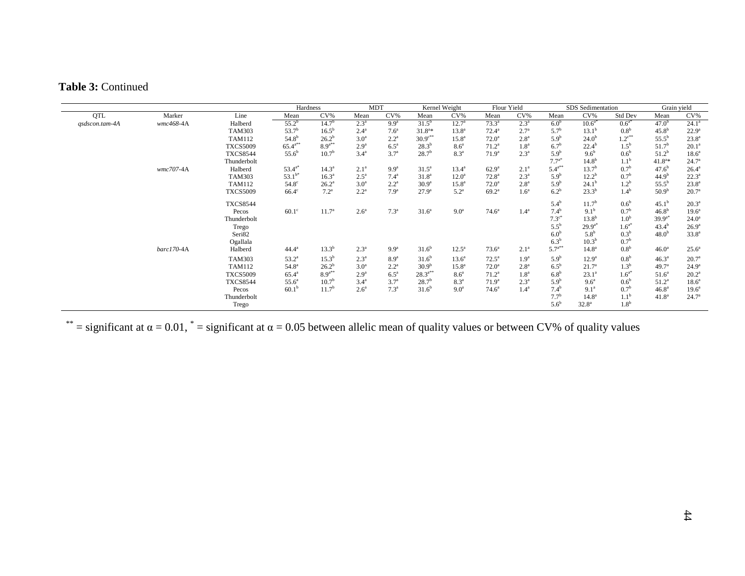**Table 3:** Continued

| QTL | Marker | Line | Hardness | | MDT | | Kernel Weight | | Flour Yield | | SDS Sedimentation | | | Grain yield | |
|---|---|---|---|---|---|---|---|---|---|---|---|---|---|---|---|
| | | | Mean | CV% | Mean | CV% | Mean | CV% | Mean | CV% | Mean | CV% | Std Dev | Mean | CV% |
| *qsdscon.tam-4A* | *wmc468*-4A | Halberd | 55.2$^{b}$ | 14.7$^{b}$ | 2.3$^{a}$ | 9.9$^{a}$ | 31.5$^{b}$ | 12.7$^{a}$ | 73.3$^{a}$ | 2.3$^{a}$ | 6.0$^{b}$ | 10.6$^{a*}$ | 0.6$^{a*}$ | 47.0$^{b}$ | 24.1$^{a}$ |
| | | TAM303 | 53.7$^{b}$ | 16.5$^{b}$ | 2.4$^{a}$ | 7.6$^{a}$ | 31.8$^{a*}$ | 13.8$^{a}$ | 72.4$^{a}$ | 2.7$^{a}$ | 5.7$^{b}$ | 13.1$^{b}$ | 0.8$^{b}$ | 45.8$^{b}$ | 22.9$^{a}$ |
| | | TAM112 | 54.8$^{b}$ | 26.2$^{b}$ | 3.0$^{a}$ | 2.2$^{a}$ | 30.9$^{c**}$ | 15.8$^{a}$ | 72.0$^{a}$ | 2.8$^{a}$ | 5.9$^{b}$ | 24.0$^{b}$ | 1.2$^{c**}$ | 55.5$^{b}$ | 23.8$^{a}$ |
| | | TXCS5009 | 65.4$^{a**}$ | 8.9$^{a**}$ | 2.9$^{a}$ | 6.5$^{a}$ | 28.3$^{b}$ | 8.6$^{a}$ | 71.2$^{a}$ | 1.8$^{a}$ | 6.7$^{b}$ | 22.4$^{b}$ | 1.5$^{b}$ | 51.7$^{b}$ | 20.1$^{a}$ |
| | | TXCS8544 | 55.6$^{b}$ | 10.7$^{b}$ | 3.4$^{a}$ | 3.7$^{a}$ | 28.7$^{b}$ | 8.3$^{a}$ | 71.9$^{a}$ | 2.3$^{a}$ | 5.9$^{b}$ | 9.6$^{b}$ | 0.6$^{b}$ | 51.2$^{b}$ | 18.6$^{a}$ |
| | | Thunderbolt | | | | | | | | | 7.7$^{a*}$ | 14.8$^{b}$ | 1.1$^{b}$ | 41.8$^{a*}$ | 24.7$^{a}$ |
| | *wmc707*-4A | Halberd | 53.4$^{a*}$ | 14.3$^{a}$ | 2.1$^{a}$ | 9.9$^{a}$ | 31.5$^{a}$ | 13.4$^{a}$ | 62.9$^{a}$ | 2.1$^{a}$ | 5.4$^{a**}$ | 13.7$^{b}$ | 0.7$^{b}$ | 47.6$^{b}$ | 26.4$^{a}$ |
| | | TAM303 | 53.1$^{b*}$ | 16.3$^{a}$ | 2.5$^{a}$ | 7.4$^{a}$ | 31.8$^{a}$ | 12.0$^{a}$ | 72.8$^{a}$ | 2.3$^{a}$ | 5.9$^{b}$ | 12.2$^{b}$ | 0.7$^{b}$ | 44.9$^{b}$ | 22.3$^{a}$ |
| | | TAM112 | 54.8$^{c}$ | 26.2$^{a}$ | 3.0$^{a}$ | 2.2$^{a}$ | 30.9$^{a}$ | 15.8$^{a}$ | 72.0$^{a}$ | 2.8$^{a}$ | 5.9$^{b}$ | 24.1$^{b}$ | 1.2$^{b}$ | 55.5$^{b}$ | 23.8$^{a}$ |
| | | TXCS5009 | 66.4$^{c}$ | 7.2$^{a}$ | 2.2$^{a}$ | 7.9$^{a}$ | 27.9$^{a}$ | 5.2$^{a}$ | 69.2$^{a}$ | 1.6$^{a}$ | 6.2$^{b}$ | 23.3$^{b}$ | 1.4$^{b}$ | 50.9$^{b}$ | 20.7$^{a}$ |
| | | TXCS8544 | | | | | | | | | 5.4$^{b}$ | 11.7$^{b}$ | 0.6$^{b}$ | 45.1$^{b}$ | 20.3$^{a}$ |
| | | Pecos | 60.1$^{c}$ | 11.7$^{a}$ | 2.6$^{a}$ | 7.3$^{a}$ | 31.6$^{a}$ | 9.0$^{a}$ | 74.6$^{a}$ | 1.4$^{a}$ | 7.4$^{b}$ | 9.1$^{b}$ | 0.7$^{b}$ | 46.8$^{b}$ | 19.6$^{a}$ |
| | | Thunderbolt | | | | | | | | | 7.3$^{c*}$ | 13.8$^{b}$ | 1.0$^{b}$ | 39.9$^{a*}$ | 24.0$^{a}$ |
| | | Trego | | | | | | | | | 5.5$^{b}$ | 29.9$^{a*}$ | 1.6$^{a*}$ | 43.4$^{b}$ | 26.9$^{a}$ |
| | | Seri82 | | | | | | | | | 6.0$^{b}$ | 5.8$^{b}$ | 0.3$^{b}$ | 48.0$^{b}$ | 33.8$^{a}$ |
| | | Ogallala | | | | | | | | | 6.3$^{b}$ | 10.3$^{b}$ | 0.7$^{b}$ | | |
| | *barc170*-4A | Halberd | 44.4$^{a}$ | 13.3$^{b}$ | 2.3$^{a}$ | 9.9$^{a}$ | 31.6$^{b}$ | 12.5$^{a}$ | 73.6$^{a}$ | 2.1$^{a}$ | 5.7$^{a**}$ | 14.8$^{a}$ | 0.8$^{b}$ | 46.0$^{a}$ | 25.6$^{a}$ |
| | | TAM303 | 53.2$^{a}$ | 15.3$^{b}$ | 2.3$^{a}$ | 8.9$^{a}$ | 31.6$^{b}$ | 13.6$^{a}$ | 72.5$^{a}$ | 1.9$^{a}$ | 5.9$^{b}$ | 12.9$^{a}$ | 0.8$^{b}$ | 46.3$^{a}$ | 20.7$^{a}$ |
| | | TAM112 | 54.8$^{a}$ | 26.2$^{b}$ | 3.0$^{a}$ | 2.2$^{a}$ | 30.9$^{b}$ | 15.8$^{a}$ | 72.0$^{a}$ | 2.8$^{a}$ | 6.5$^{b}$ | 21.7$^{a}$ | 1.3$^{b}$ | 49.7$^{a}$ | 24.9$^{a}$ |
| | | TXCS5009 | 65.4$^{a}$ | 8.9$^{a**}$ | 2.9$^{a}$ | 6.5$^{a}$ | 28.3$^{a**}$ | 8.6$^{a}$ | 71.2$^{a}$ | 1.8$^{a}$ | 6.8$^{b}$ | 23.1$^{a}$ | 1.6$^{a*}$ | 51.6$^{a}$ | 20.2$^{a}$ |
| | | TXCS8544 | 55.6$^{a}$ | 10.7$^{b}$ | 3.4$^{a}$ | 3.7$^{a}$ | 28.7$^{b}$ | 8.3$^{a}$ | 71.9$^{a}$ | 2.3$^{a}$ | 5.9$^{b}$ | 9.6$^{a}$ | 0.6$^{b}$ | 51.2$^{a}$ | 18.6$^{a}$ |
| | | Pecos | 60.1$^{b}$ | 11.7$^{b}$ | 2.6$^{a}$ | 7.3$^{a}$ | 31.6$^{b}$ | 9.0$^{a}$ | 74.6$^{a}$ | 1.4$^{a}$ | 7.4$^{b}$ | 9.1$^{a}$ | 0.7$^{b}$ | 46.8$^{a}$ | 19.6$^{a}$ |
| | | Thunderbolt | | | | | | | | | 7.7$^{b}$ | 14.8$^{a}$ | 1.1$^{b}$ | 41.8$^{a}$ | 24.7$^{a}$ |
| | | Trego | | | | | | | | | 5.6$^{b}$ | 32.8$^{a}$ | 1.8$^{b}$ | | |

$^{**}$ = significant at α = 0.01, $^{*}$ = significant at α = 0.05 between allelic mean of quality values or between CV% of quality values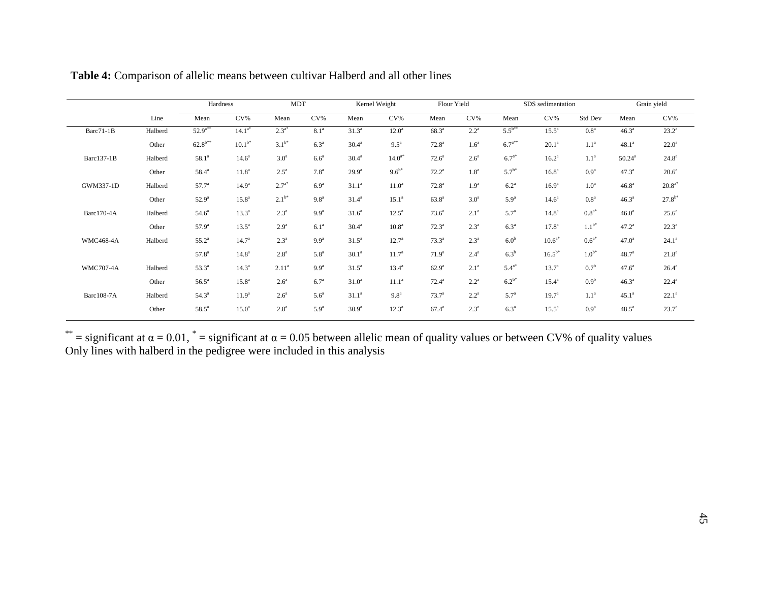**Table 4:** Comparison of allelic means between cultivar Halberd and all other lines

| | | Hardness | | MDT | | Kernel Weight | | Flour Yield | | SDS sedimentation | | | Grain yield | |
|---|---|---|---|---|---|---|---|---|---|---|---|---|---|---|
| | Line | Mean | CV% | Mean | CV% | Mean | CV% | Mean | CV% | Mean | CV% | Std Dev | Mean | CV% |
| Barc71-1B | Halberd | 52.9[a**] | 14.1[a*] | 2.3[a*] | 8.1[a] | 31.3[a] | 12.0[a] | 68.3[a] | 2.2[a] | 5.5[b**] | 15.5[a] | 0.8[a] | 46.3[a] | 23.2[a] |
| | Other | 62.8[b**] | 10.1[b*] | 3.1[b*] | 6.3[a] | 30.4[a] | 9.5[a] | 72.8[a] | 1.6[a] | 6.7[a**] | 20.1[a] | 1.1[a] | 48.1[a] | 22.0[a] |
| Barc137-1B | Halberd | 58.1[a] | 14.6[a] | 3.0[a] | 6.6[a] | 30.4[a] | 14.0[a*] | 72.6[a] | 2.6[a] | 6.7[a*] | 16.2[a] | 1.1[a] | 50.24[a] | 24.8[a] |
| | Other | 58.4[a] | 11.8[a] | 2.5[a] | 7.8[a] | 29.9[a] | 9.6[b*] | 72.2[a] | 1.8[a] | 5.7[b*] | 16.8[a] | 0.9[a] | 47.3[a] | 20.6[a] |
| GWM337-1D | Halberd | 57.7[a] | 14.9[a] | 2.7[a*] | 6.9[a] | 31.1[a] | 11.0[a] | 72.8[a] | 1.9[a] | 6.2[a] | 16.9[a] | 1.0[a] | 46.8[a] | 20.8[a*] |
| | Other | 52.9[a] | 15.8[a] | 2.1[b*] | 9.8[a] | 31.4[a] | 15.1[a] | 63.8[a] | 3.0[a] | 5.9[a] | 14.6[a] | 0.8[a] | 46.3[a] | 27.8[b*] |
| Barc170-4A | Halberd | 54.6[a] | 13.3[a] | 2.3[a] | 9.9[a] | 31.6[a] | 12.5[a] | 73.6[a] | 2.1[a] | 5.7[a] | 14.8[a] | 0.8[a*] | 46.0[a] | 25.6[a] |
| | Other | 57.9[a] | 13.5[a] | 2.9[a] | 6.1[a] | 30.4[a] | 10.8[a] | 72.3[a] | 2.3[a] | 6.3[a] | 17.8[a] | 1.1[b*] | 47.2[a] | 22.3[a] |
| WMC468-4A | Halberd | 55.2[a] | 14.7[a] | 2.3[a] | 9.9[a] | 31.5[a] | 12.7[a] | 73.3[a] | 2.3[a] | 6.0[b] | 10.6[a*] | 0.6[a*] | 47.0[a] | 24.1[a] |
| | | 57.8[a] | 14.8[a] | 2.8[a] | 5.8[a] | 30.1[a] | 11.7[a] | 71.9[a] | 2.4[a] | 6.3[b] | 16.5[b*] | 1.0[b*] | 48.7[a] | 21.8[a] |
| WMC707-4A | Halberd | 53.3[a] | 14.3[a] | 2.11[a] | 9.9[a] | 31.5[a] | 13.4[a] | 62.9[a] | 2.1[a] | 5.4[a*] | 13.7[a] | 0.7[b] | 47.6[a] | 26.4[a] |
| | Other | 56.5[a] | 15.8[a] | 2.6[a] | 6.7[a] | 31.0[a] | 11.1[a] | 72.4[a] | 2.2[a] | 6.2[b*] | 15.4[a] | 0.9[b] | 46.3[a] | 22.4[a] |
| Barc108-7A | Halberd | 54.3[a] | 11.9[a] | 2.6[a] | 5.6[a] | 31.1[a] | 9.8[a] | 73.7[a] | 2.2[a] | 5.7[a] | 19.7[a] | 1.1[a] | 45.1[a] | 22.1[a] |
| | Other | 58.5[a] | 15.0[a] | 2.8[a] | 5.9[a] | 30.9[a] | 12.3[a] | 67.4[a] | 2.3[a] | 6.3[a] | 15.5[a] | 0.9[a] | 48.5[a] | 23.7[a] |

** = significant at $\alpha = 0.01$, * = significant at $\alpha = 0.05$ between allelic mean of quality values or between CV% of quality values
Only lines with halberd in the pedigree were included in this analysis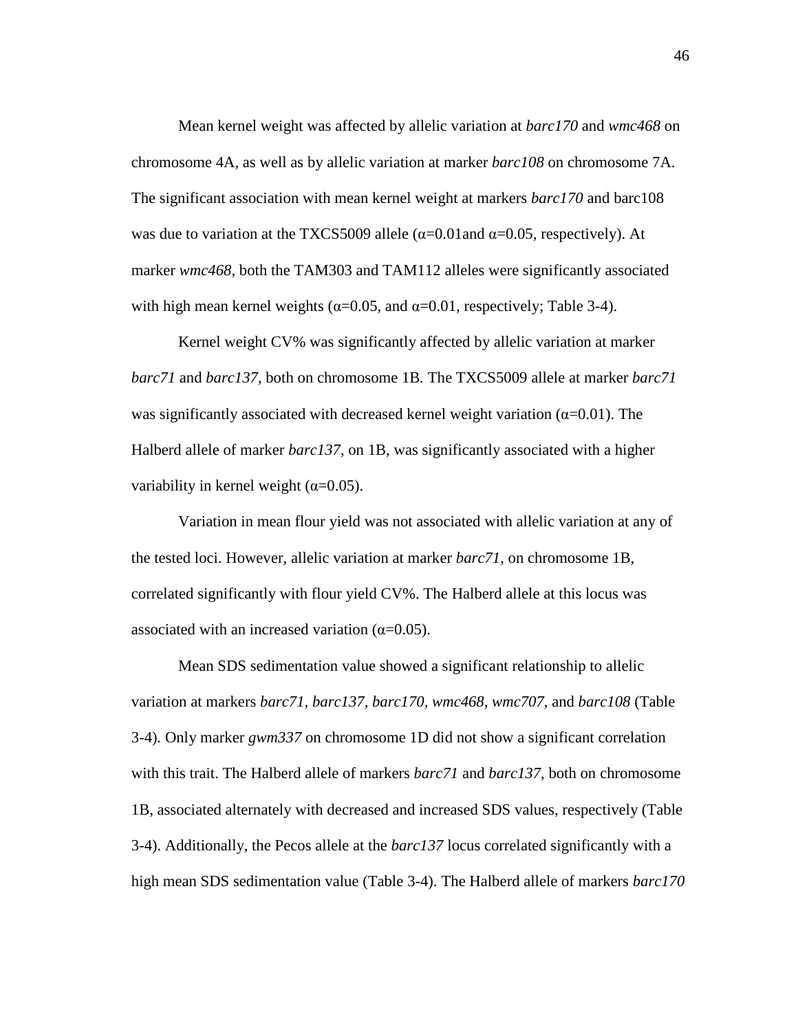Mean kernel weight was affected by allelic variation at *barc170* and *wmc468* on chromosome 4A, as well as by allelic variation at marker *barc108* on chromosome 7A. The significant association with mean kernel weight at markers *barc170* and barc108 was due to variation at the TXCS5009 allele ($\alpha$=0.01and $\alpha$=0.05, respectively). At marker *wmc468*, both the TAM303 and TAM112 alleles were significantly associated with high mean kernel weights ($\alpha$=0.05, and $\alpha$=0.01, respectively; Table 3-4).

Kernel weight CV% was significantly affected by allelic variation at marker *barc71* and *barc137*, both on chromosome 1B. The TXCS5009 allele at marker *barc71* was significantly associated with decreased kernel weight variation ($\alpha$=0.01). The Halberd allele of marker *barc137*, on 1B, was significantly associated with a higher variability in kernel weight ($\alpha$=0.05).

Variation in mean flour yield was not associated with allelic variation at any of the tested loci. However, allelic variation at marker *barc71*, on chromosome 1B, correlated significantly with flour yield CV%. The Halberd allele at this locus was associated with an increased variation ($\alpha$=0.05).

Mean SDS sedimentation value showed a significant relationship to allelic variation at markers *barc71, barc137, barc170, wmc468, wmc707,* and *barc108* (Table 3-4)*.* Only marker *gwm337* on chromosome 1D did not show a significant correlation with this trait. The Halberd allele of markers *barc71* and *barc137*, both on chromosome 1B, associated alternately with decreased and increased SDS values, respectively (Table 3-4). Additionally, the Pecos allele at the *barc137* locus correlated significantly with a high mean SDS sedimentation value (Table 3-4). The Halberd allele of markers *barc170*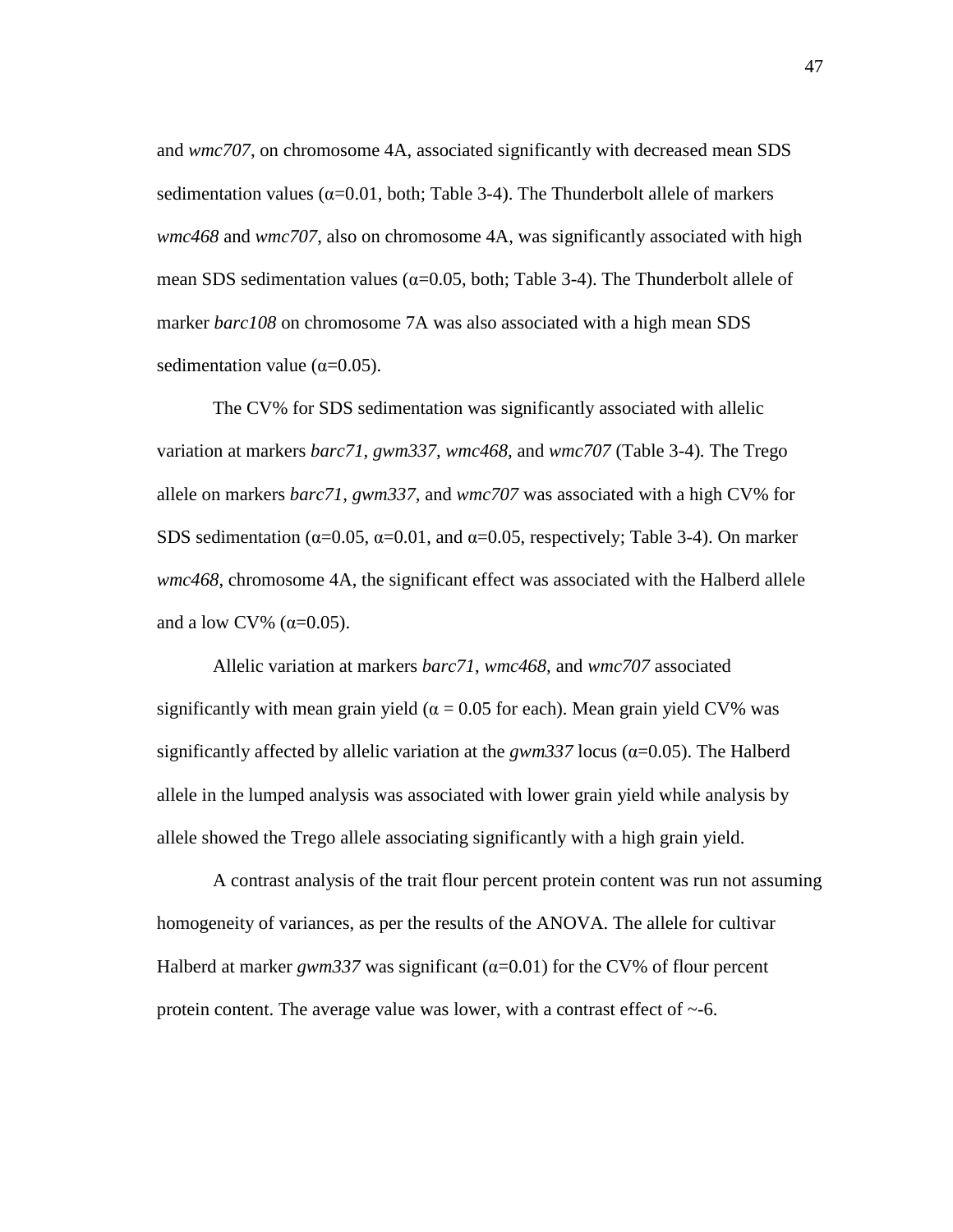and *wmc707*, on chromosome 4A, associated significantly with decreased mean SDS sedimentation values ($\alpha$=0.01, both; Table 3-4). The Thunderbolt allele of markers *wmc468* and *wmc707*, also on chromosome 4A, was significantly associated with high mean SDS sedimentation values ($\alpha$=0.05, both; Table 3-4). The Thunderbolt allele of marker *barc108* on chromosome 7A was also associated with a high mean SDS sedimentation value ($\alpha$=0.05).

The CV% for SDS sedimentation was significantly associated with allelic variation at markers *barc71*, *gwm337*, *wmc468*, and *wmc707* (Table 3-4). The Trego allele on markers *barc71*, *gwm337*, and *wmc707* was associated with a high CV% for SDS sedimentation ($\alpha$=0.05, $\alpha$=0.01, and $\alpha$=0.05, respectively; Table 3-4). On marker *wmc468*, chromosome 4A, the significant effect was associated with the Halberd allele and a low CV% ($\alpha$=0.05).

Allelic variation at markers *barc71*, *wmc468,* and *wmc707* associated significantly with mean grain yield ($\alpha$ = 0.05 for each). Mean grain yield CV% was significantly affected by allelic variation at the *gwm337* locus ($\alpha$=0.05). The Halberd allele in the lumped analysis was associated with lower grain yield while analysis by allele showed the Trego allele associating significantly with a high grain yield.

A contrast analysis of the trait flour percent protein content was run not assuming homogeneity of variances, as per the results of the ANOVA. The allele for cultivar Halberd at marker *gwm337* was significant ($\alpha$=0.01) for the CV% of flour percent protein content. The average value was lower, with a contrast effect of ~-6.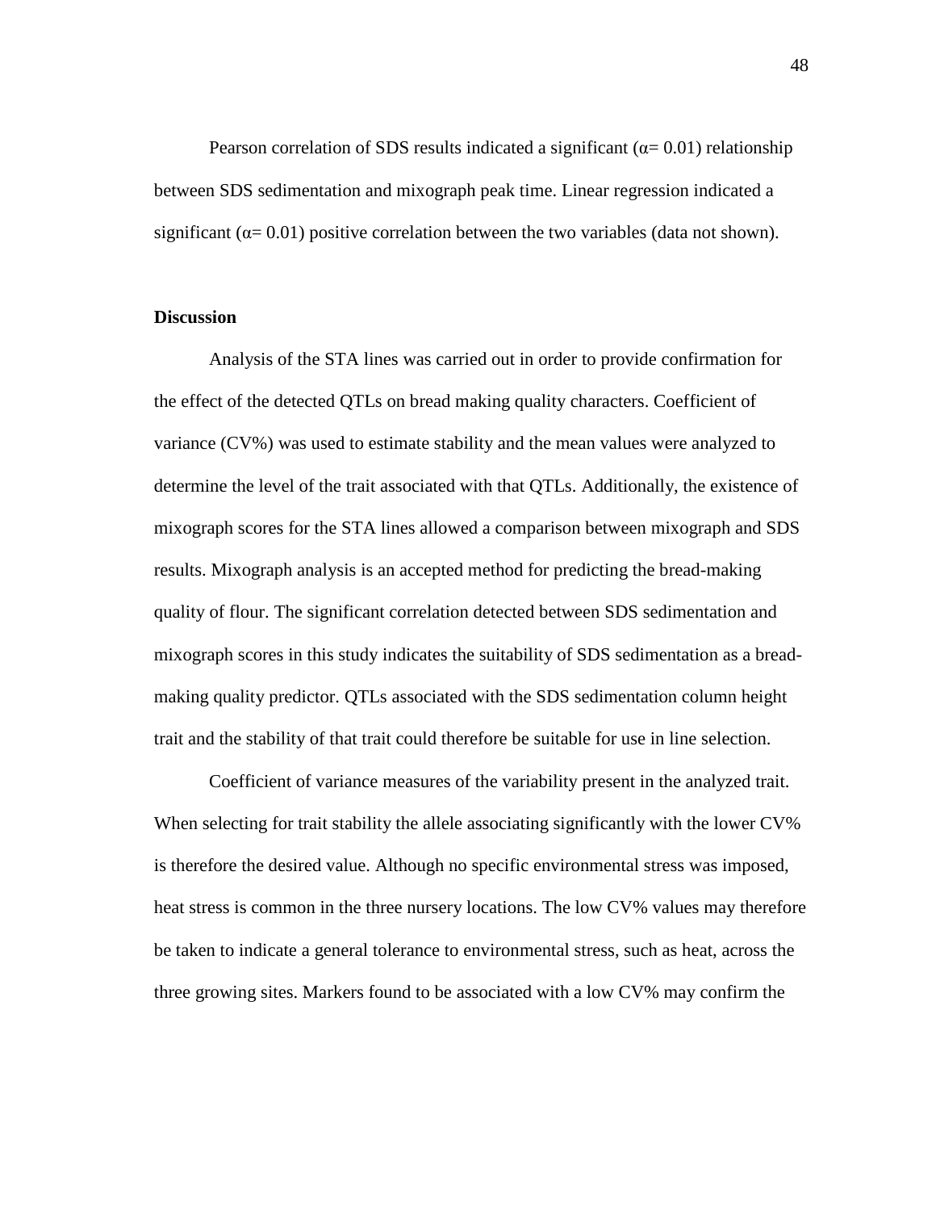Pearson correlation of SDS results indicated a significant ($\alpha = 0.01$) relationship between SDS sedimentation and mixograph peak time. Linear regression indicated a significant ($\alpha = 0.01$) positive correlation between the two variables (data not shown).

## Discussion

Analysis of the STA lines was carried out in order to provide confirmation for the effect of the detected QTLs on bread making quality characters. Coefficient of variance (CV%) was used to estimate stability and the mean values were analyzed to determine the level of the trait associated with that QTLs. Additionally, the existence of mixograph scores for the STA lines allowed a comparison between mixograph and SDS results. Mixograph analysis is an accepted method for predicting the bread-making quality of flour. The significant correlation detected between SDS sedimentation and mixograph scores in this study indicates the suitability of SDS sedimentation as a bread-making quality predictor. QTLs associated with the SDS sedimentation column height trait and the stability of that trait could therefore be suitable for use in line selection.

Coefficient of variance measures of the variability present in the analyzed trait. When selecting for trait stability the allele associating significantly with the lower CV% is therefore the desired value. Although no specific environmental stress was imposed, heat stress is common in the three nursery locations. The low CV% values may therefore be taken to indicate a general tolerance to environmental stress, such as heat, across the three growing sites. Markers found to be associated with a low CV% may confirm the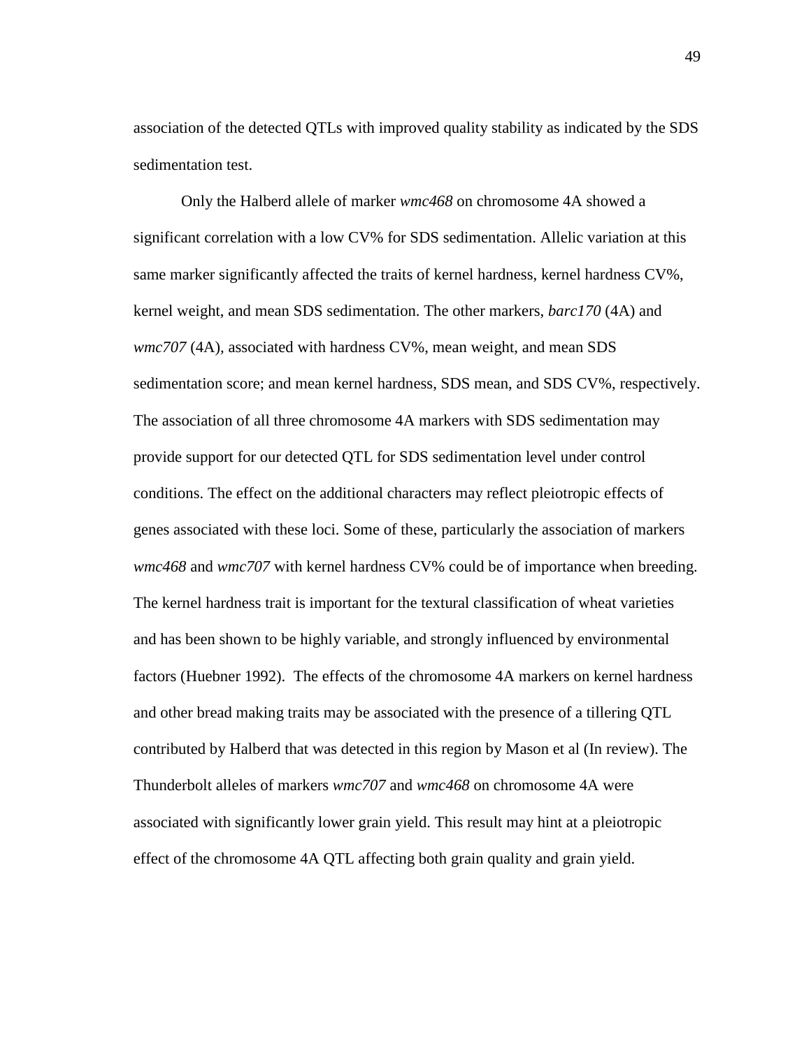association of the detected QTLs with improved quality stability as indicated by the SDS sedimentation test.

Only the Halberd allele of marker *wmc468* on chromosome 4A showed a significant correlation with a low CV% for SDS sedimentation. Allelic variation at this same marker significantly affected the traits of kernel hardness, kernel hardness CV%, kernel weight, and mean SDS sedimentation. The other markers, *barc170* (4A) and *wmc707* (4A), associated with hardness CV%, mean weight, and mean SDS sedimentation score; and mean kernel hardness, SDS mean, and SDS CV%, respectively. The association of all three chromosome 4A markers with SDS sedimentation may provide support for our detected QTL for SDS sedimentation level under control conditions. The effect on the additional characters may reflect pleiotropic effects of genes associated with these loci. Some of these, particularly the association of markers *wmc468* and *wmc707* with kernel hardness CV% could be of importance when breeding. The kernel hardness trait is important for the textural classification of wheat varieties and has been shown to be highly variable, and strongly influenced by environmental factors (Huebner 1992). The effects of the chromosome 4A markers on kernel hardness and other bread making traits may be associated with the presence of a tillering QTL contributed by Halberd that was detected in this region by Mason et al (In review). The Thunderbolt alleles of markers *wmc707* and *wmc468* on chromosome 4A were associated with significantly lower grain yield. This result may hint at a pleiotropic effect of the chromosome 4A QTL affecting both grain quality and grain yield.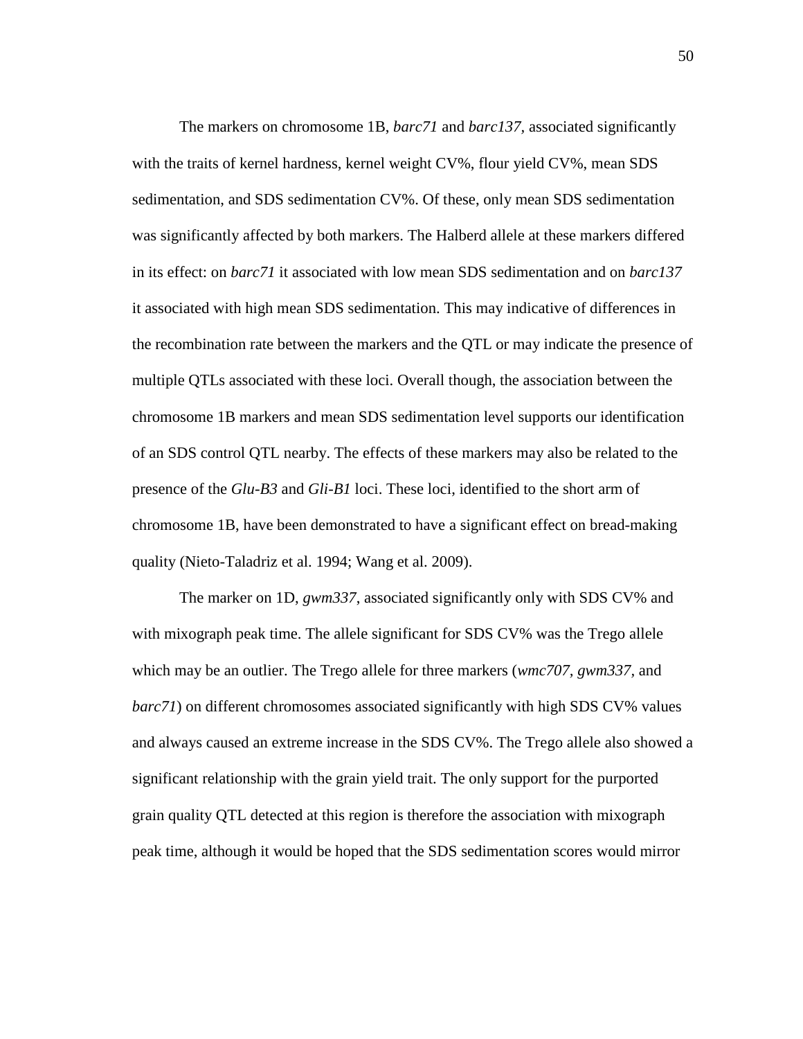The markers on chromosome 1B, *barc71* and *barc137*, associated significantly with the traits of kernel hardness, kernel weight CV%, flour yield CV%, mean SDS sedimentation, and SDS sedimentation CV%. Of these, only mean SDS sedimentation was significantly affected by both markers. The Halberd allele at these markers differed in its effect: on *barc71* it associated with low mean SDS sedimentation and on *barc137* it associated with high mean SDS sedimentation. This may indicative of differences in the recombination rate between the markers and the QTL or may indicate the presence of multiple QTLs associated with these loci. Overall though, the association between the chromosome 1B markers and mean SDS sedimentation level supports our identification of an SDS control QTL nearby. The effects of these markers may also be related to the presence of the *Glu-B3* and *Gli-B1* loci. These loci, identified to the short arm of chromosome 1B, have been demonstrated to have a significant effect on bread-making quality (Nieto-Taladriz et al. 1994; Wang et al. 2009).

The marker on 1D, *gwm337*, associated significantly only with SDS CV% and with mixograph peak time. The allele significant for SDS CV% was the Trego allele which may be an outlier. The Trego allele for three markers (*wmc707*, *gwm337*, and *barc71*) on different chromosomes associated significantly with high SDS CV% values and always caused an extreme increase in the SDS CV%. The Trego allele also showed a significant relationship with the grain yield trait. The only support for the purported grain quality QTL detected at this region is therefore the association with mixograph peak time, although it would be hoped that the SDS sedimentation scores would mirror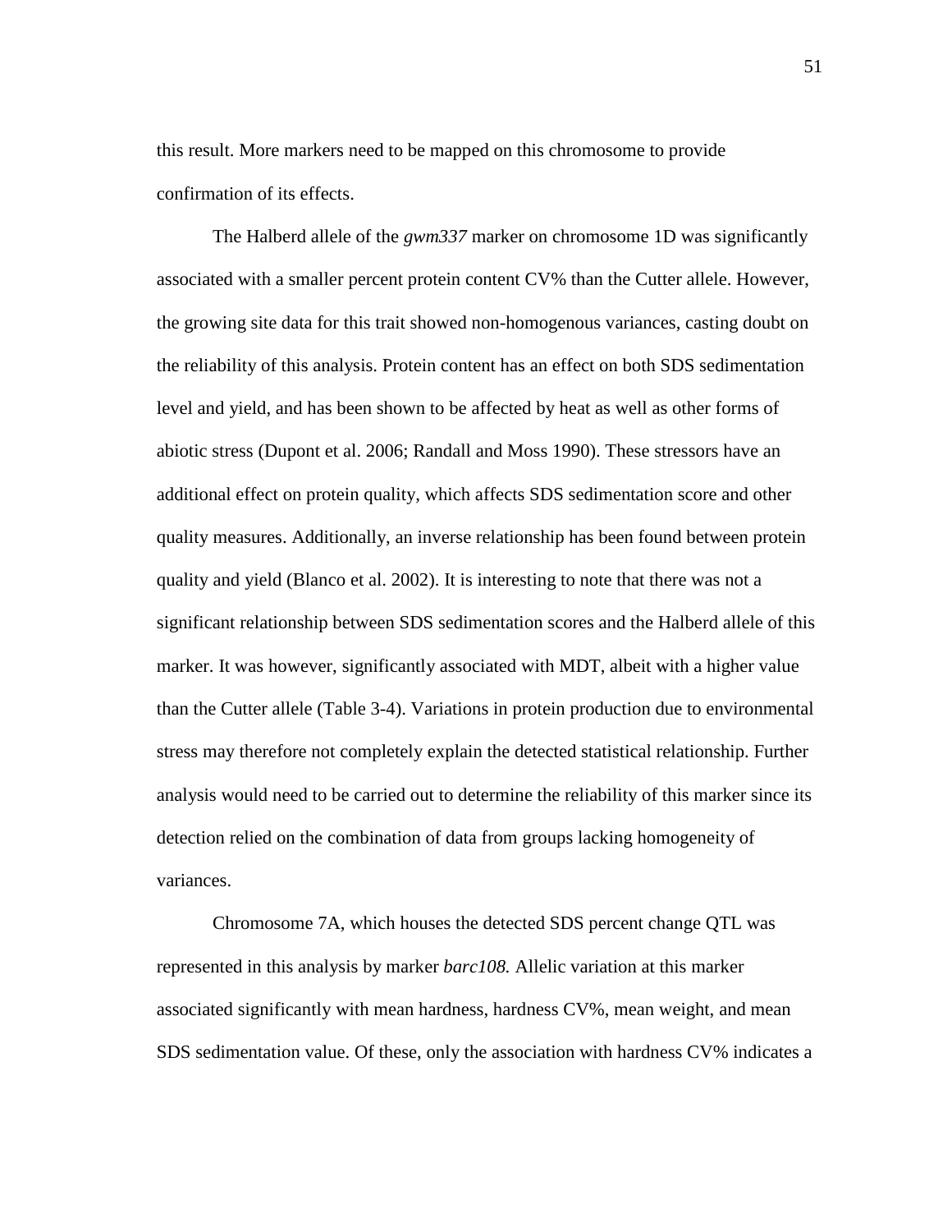this result. More markers need to be mapped on this chromosome to provide confirmation of its effects.

The Halberd allele of the *gwm337* marker on chromosome 1D was significantly associated with a smaller percent protein content CV% than the Cutter allele. However, the growing site data for this trait showed non-homogenous variances, casting doubt on the reliability of this analysis. Protein content has an effect on both SDS sedimentation level and yield, and has been shown to be affected by heat as well as other forms of abiotic stress (Dupont et al. 2006; Randall and Moss 1990). These stressors have an additional effect on protein quality, which affects SDS sedimentation score and other quality measures. Additionally, an inverse relationship has been found between protein quality and yield (Blanco et al. 2002). It is interesting to note that there was not a significant relationship between SDS sedimentation scores and the Halberd allele of this marker. It was however, significantly associated with MDT, albeit with a higher value than the Cutter allele (Table 3-4). Variations in protein production due to environmental stress may therefore not completely explain the detected statistical relationship. Further analysis would need to be carried out to determine the reliability of this marker since its detection relied on the combination of data from groups lacking homogeneity of variances.

Chromosome 7A, which houses the detected SDS percent change QTL was represented in this analysis by marker *barc108.* Allelic variation at this marker associated significantly with mean hardness, hardness CV%, mean weight, and mean SDS sedimentation value. Of these, only the association with hardness CV% indicates a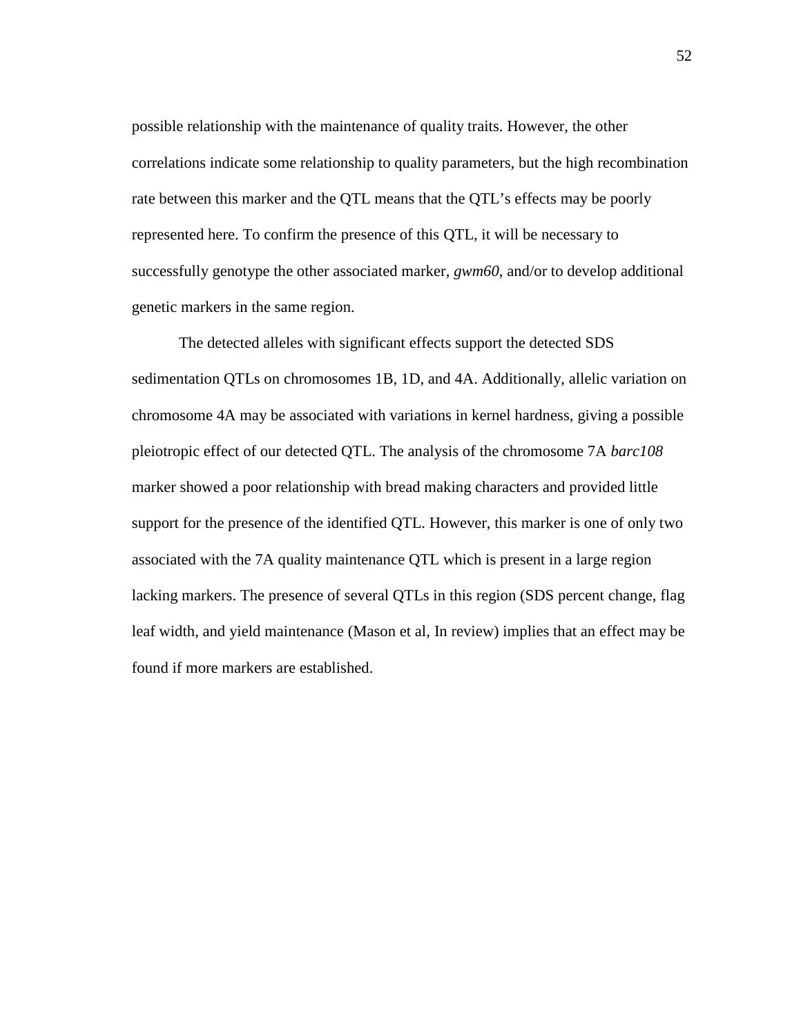possible relationship with the maintenance of quality traits. However, the other correlations indicate some relationship to quality parameters, but the high recombination rate between this marker and the QTL means that the QTL's effects may be poorly represented here. To confirm the presence of this QTL, it will be necessary to successfully genotype the other associated marker, *gwm60*, and/or to develop additional genetic markers in the same region.

The detected alleles with significant effects support the detected SDS sedimentation QTLs on chromosomes 1B, 1D, and 4A. Additionally, allelic variation on chromosome 4A may be associated with variations in kernel hardness, giving a possible pleiotropic effect of our detected QTL. The analysis of the chromosome 7A *barc108* marker showed a poor relationship with bread making characters and provided little support for the presence of the identified QTL. However, this marker is one of only two associated with the 7A quality maintenance QTL which is present in a large region lacking markers. The presence of several QTLs in this region (SDS percent change, flag leaf width, and yield maintenance (Mason et al, In review) implies that an effect may be found if more markers are established.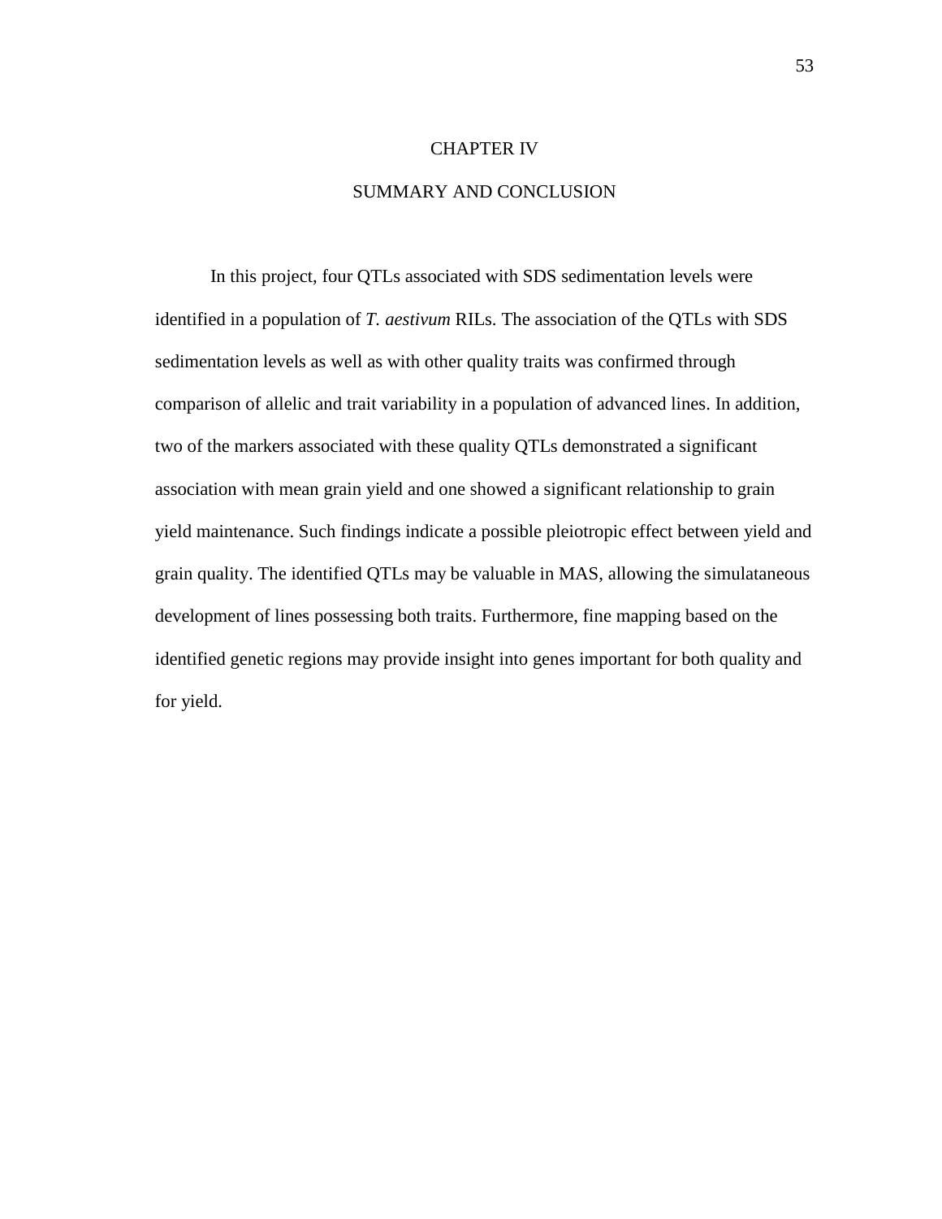# CHAPTER IV

## SUMMARY AND CONCLUSION

In this project, four QTLs associated with SDS sedimentation levels were identified in a population of *T. aestivum* RILs. The association of the QTLs with SDS sedimentation levels as well as with other quality traits was confirmed through comparison of allelic and trait variability in a population of advanced lines. In addition, two of the markers associated with these quality QTLs demonstrated a significant association with mean grain yield and one showed a significant relationship to grain yield maintenance. Such findings indicate a possible pleiotropic effect between yield and grain quality. The identified QTLs may be valuable in MAS, allowing the simulataneous development of lines possessing both traits. Furthermore, fine mapping based on the identified genetic regions may provide insight into genes important for both quality and for yield.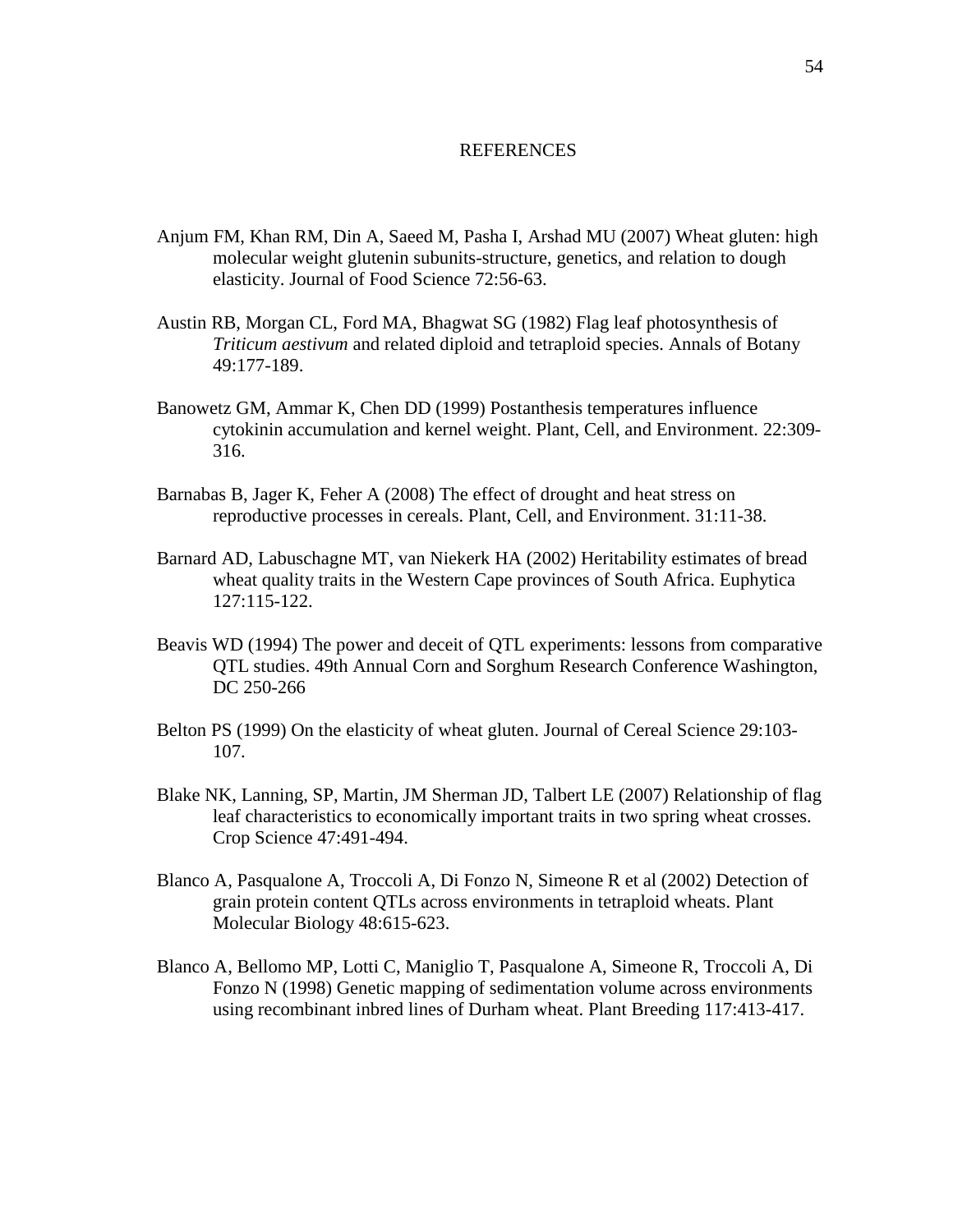# REFERENCES

Anjum FM, Khan RM, Din A, Saeed M, Pasha I, Arshad MU (2007) Wheat gluten: high molecular weight glutenin subunits-structure, genetics, and relation to dough elasticity. Journal of Food Science 72:56-63.

Austin RB, Morgan CL, Ford MA, Bhagwat SG (1982) Flag leaf photosynthesis of *Triticum aestivum* and related diploid and tetraploid species. Annals of Botany 49:177-189.

Banowetz GM, Ammar K, Chen DD (1999) Postanthesis temperatures influence cytokinin accumulation and kernel weight. Plant, Cell, and Environment. 22:309-316.

Barnabas B, Jager K, Feher A (2008) The effect of drought and heat stress on reproductive processes in cereals. Plant, Cell, and Environment. 31:11-38.

Barnard AD, Labuschagne MT, van Niekerk HA (2002) Heritability estimates of bread wheat quality traits in the Western Cape provinces of South Africa. Euphytica 127:115-122.

Beavis WD (1994) The power and deceit of QTL experiments: lessons from comparative QTL studies. 49th Annual Corn and Sorghum Research Conference Washington, DC 250-266

Belton PS (1999) On the elasticity of wheat gluten. Journal of Cereal Science 29:103-107.

Blake NK, Lanning, SP, Martin, JM Sherman JD, Talbert LE (2007) Relationship of flag leaf characteristics to economically important traits in two spring wheat crosses. Crop Science 47:491-494.

Blanco A, Pasqualone A, Troccoli A, Di Fonzo N, Simeone R et al (2002) Detection of grain protein content QTLs across environments in tetraploid wheats. Plant Molecular Biology 48:615-623.

Blanco A, Bellomo MP, Lotti C, Maniglio T, Pasqualone A, Simeone R, Troccoli A, Di Fonzo N (1998) Genetic mapping of sedimentation volume across environments using recombinant inbred lines of Durham wheat. Plant Breeding 117:413-417.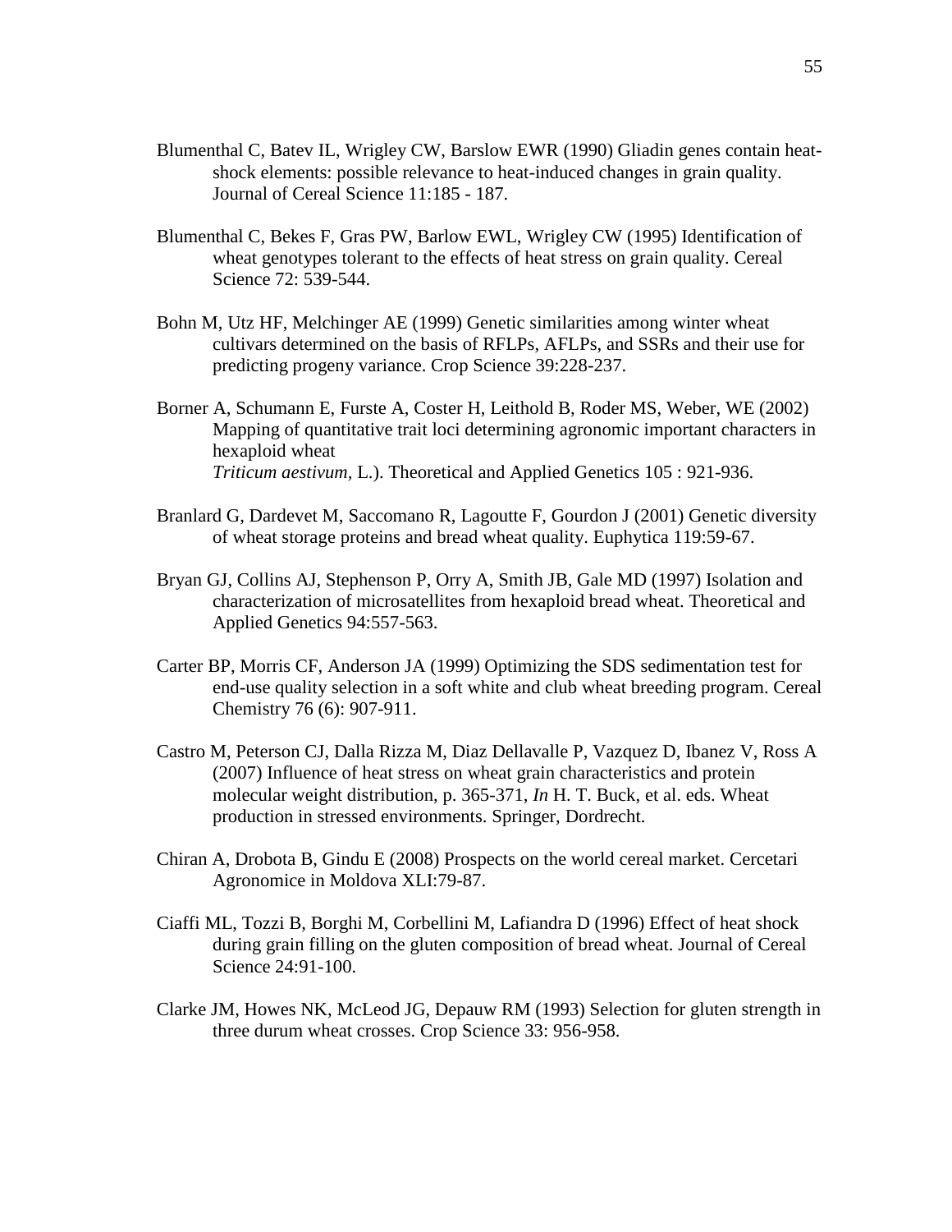Blumenthal C, Batev IL, Wrigley CW, Barslow EWR (1990) Gliadin genes contain heat-shock elements: possible relevance to heat-induced changes in grain quality. Journal of Cereal Science 11:185 - 187.

Blumenthal C, Bekes F, Gras PW, Barlow EWL, Wrigley CW (1995) Identification of wheat genotypes tolerant to the effects of heat stress on grain quality. Cereal Science 72: 539-544.

Bohn M, Utz HF, Melchinger AE (1999) Genetic similarities among winter wheat cultivars determined on the basis of RFLPs, AFLPs, and SSRs and their use for predicting progeny variance. Crop Science 39:228-237.

Borner A, Schumann E, Furste A, Coster H, Leithold B, Roder MS, Weber, WE (2002) Mapping of quantitative trait loci determining agronomic important characters in hexaploid wheat
*Triticum aestivum*, L.). Theoretical and Applied Genetics 105 : 921-936.

Branlard G, Dardevet M, Saccomano R, Lagoutte F, Gourdon J (2001) Genetic diversity of wheat storage proteins and bread wheat quality. Euphytica 119:59-67.

Bryan GJ, Collins AJ, Stephenson P, Orry A, Smith JB, Gale MD (1997) Isolation and characterization of microsatellites from hexaploid bread wheat. Theoretical and Applied Genetics 94:557-563.

Carter BP, Morris CF, Anderson JA (1999) Optimizing the SDS sedimentation test for end-use quality selection in a soft white and club wheat breeding program. Cereal Chemistry 76 (6): 907-911.

Castro M, Peterson CJ, Dalla Rizza M, Diaz Dellavalle P, Vazquez D, Ibanez V, Ross A (2007) Influence of heat stress on wheat grain characteristics and protein molecular weight distribution, p. 365-371, *In* H. T. Buck, et al. eds. Wheat production in stressed environments. Springer, Dordrecht.

Chiran A, Drobota B, Gindu E (2008) Prospects on the world cereal market. Cercetari Agronomice in Moldova XLI:79-87.

Ciaffi ML, Tozzi B, Borghi M, Corbellini M, Lafiandra D (1996) Effect of heat shock during grain filling on the gluten composition of bread wheat. Journal of Cereal Science 24:91-100.

Clarke JM, Howes NK, McLeod JG, Depauw RM (1993) Selection for gluten strength in three durum wheat crosses. Crop Science 33: 956-958.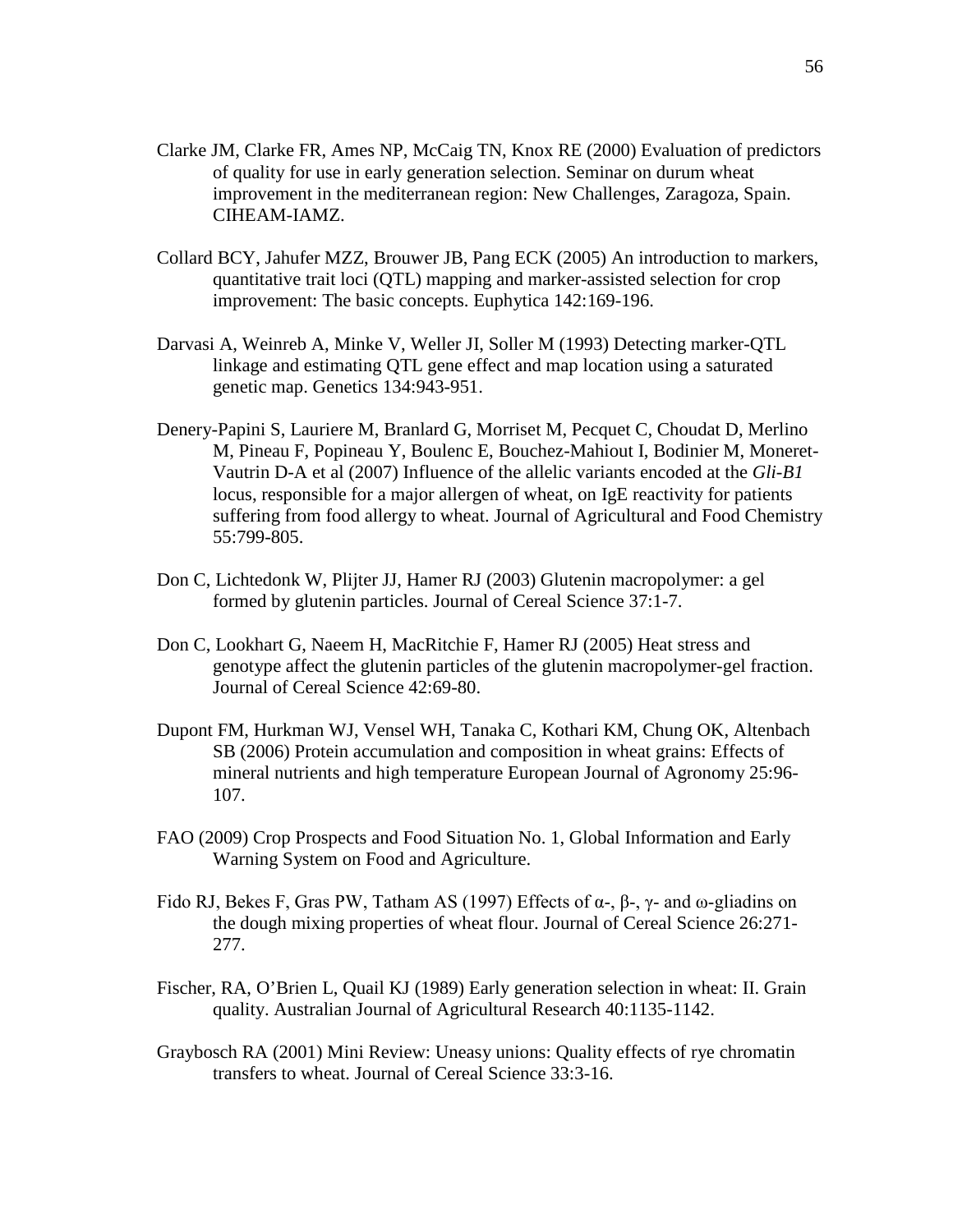Clarke JM, Clarke FR, Ames NP, McCaig TN, Knox RE (2000) Evaluation of predictors of quality for use in early generation selection. Seminar on durum wheat improvement in the mediterranean region: New Challenges, Zaragoza, Spain. CIHEAM-IAMZ.

Collard BCY, Jahufer MZZ, Brouwer JB, Pang ECK (2005) An introduction to markers, quantitative trait loci (QTL) mapping and marker-assisted selection for crop improvement: The basic concepts. Euphytica 142:169-196.

Darvasi A, Weinreb A, Minke V, Weller JI, Soller M (1993) Detecting marker-QTL linkage and estimating QTL gene effect and map location using a saturated genetic map. Genetics 134:943-951.

Denery-Papini S, Lauriere M, Branlard G, Morriset M, Pecquet C, Choudat D, Merlino M, Pineau F, Popineau Y, Boulenc E, Bouchez-Mahiout I, Bodinier M, Moneret-Vautrin D-A et al (2007) Influence of the allelic variants encoded at the *Gli-B1* locus, responsible for a major allergen of wheat, on IgE reactivity for patients suffering from food allergy to wheat. Journal of Agricultural and Food Chemistry 55:799-805.

Don C, Lichtedonk W, Plijter JJ, Hamer RJ (2003) Glutenin macropolymer: a gel formed by glutenin particles. Journal of Cereal Science 37:1-7.

Don C, Lookhart G, Naeem H, MacRitchie F, Hamer RJ (2005) Heat stress and genotype affect the glutenin particles of the glutenin macropolymer-gel fraction. Journal of Cereal Science 42:69-80.

Dupont FM, Hurkman WJ, Vensel WH, Tanaka C, Kothari KM, Chung OK, Altenbach SB (2006) Protein accumulation and composition in wheat grains: Effects of mineral nutrients and high temperature European Journal of Agronomy 25:96-107.

FAO (2009) Crop Prospects and Food Situation No. 1, Global Information and Early Warning System on Food and Agriculture.

Fido RJ, Bekes F, Gras PW, Tatham AS (1997) Effects of α-, β-, γ- and ω-gliadins on the dough mixing properties of wheat flour. Journal of Cereal Science 26:271-277.

Fischer, RA, O'Brien L, Quail KJ (1989) Early generation selection in wheat: II. Grain quality. Australian Journal of Agricultural Research 40:1135-1142.

Graybosch RA (2001) Mini Review: Uneasy unions: Quality effects of rye chromatin transfers to wheat. Journal of Cereal Science 33:3-16.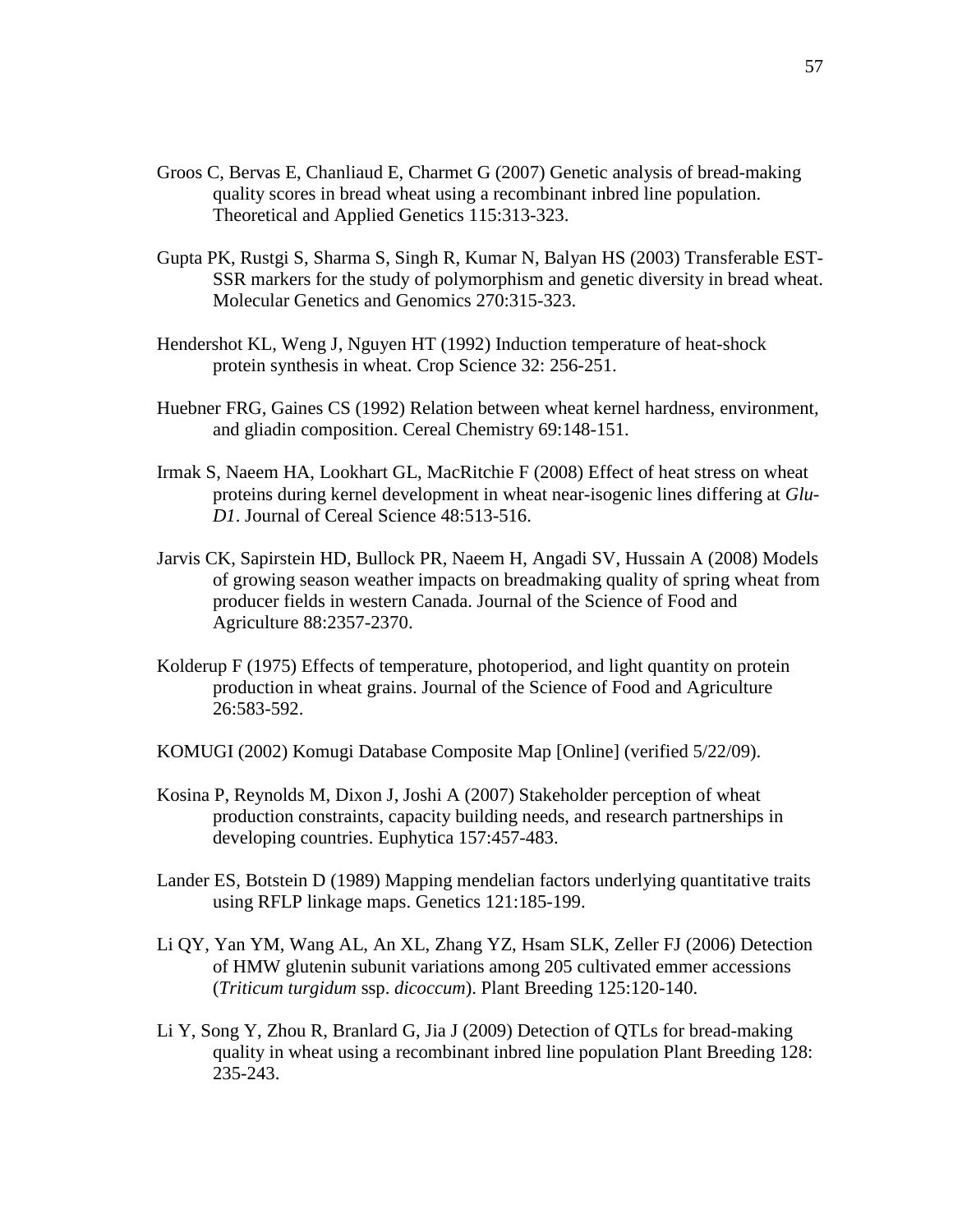Groos C, Bervas E, Chanliaud E, Charmet G (2007) Genetic analysis of bread-making quality scores in bread wheat using a recombinant inbred line population. Theoretical and Applied Genetics 115:313-323.

Gupta PK, Rustgi S, Sharma S, Singh R, Kumar N, Balyan HS (2003) Transferable EST-SSR markers for the study of polymorphism and genetic diversity in bread wheat. Molecular Genetics and Genomics 270:315-323.

Hendershot KL, Weng J, Nguyen HT (1992) Induction temperature of heat-shock protein synthesis in wheat. Crop Science 32: 256-251.

Huebner FRG, Gaines CS (1992) Relation between wheat kernel hardness, environment, and gliadin composition. Cereal Chemistry 69:148-151.

Irmak S, Naeem HA, Lookhart GL, MacRitchie F (2008) Effect of heat stress on wheat proteins during kernel development in wheat near-isogenic lines differing at *Glu-D1*. Journal of Cereal Science 48:513-516.

Jarvis CK, Sapirstein HD, Bullock PR, Naeem H, Angadi SV, Hussain A (2008) Models of growing season weather impacts on breadmaking quality of spring wheat from producer fields in western Canada. Journal of the Science of Food and Agriculture 88:2357-2370.

Kolderup F (1975) Effects of temperature, photoperiod, and light quantity on protein production in wheat grains. Journal of the Science of Food and Agriculture 26:583-592.

KOMUGI (2002) Komugi Database Composite Map [Online] (verified 5/22/09).

Kosina P, Reynolds M, Dixon J, Joshi A (2007) Stakeholder perception of wheat production constraints, capacity building needs, and research partnerships in developing countries. Euphytica 157:457-483.

Lander ES, Botstein D (1989) Mapping mendelian factors underlying quantitative traits using RFLP linkage maps. Genetics 121:185-199.

Li QY, Yan YM, Wang AL, An XL, Zhang YZ, Hsam SLK, Zeller FJ (2006) Detection of HMW glutenin subunit variations among 205 cultivated emmer accessions (*Triticum turgidum* ssp. *dicoccum*). Plant Breeding 125:120-140.

Li Y, Song Y, Zhou R, Branlard G, Jia J (2009) Detection of QTLs for bread-making quality in wheat using a recombinant inbred line population Plant Breeding 128: 235-243.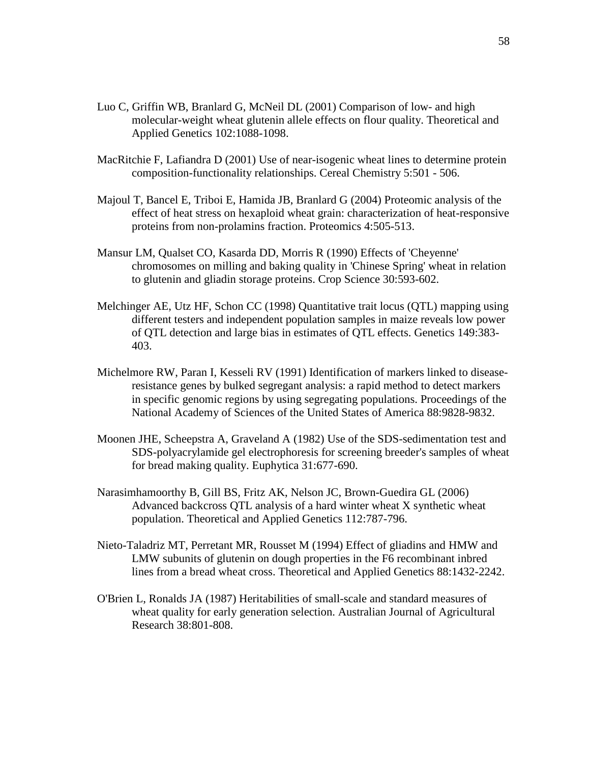Luo C, Griffin WB, Branlard G, McNeil DL (2001) Comparison of low- and high molecular-weight wheat glutenin allele effects on flour quality. Theoretical and Applied Genetics 102:1088-1098.

MacRitchie F, Lafiandra D (2001) Use of near-isogenic wheat lines to determine protein composition-functionality relationships. Cereal Chemistry 5:501 - 506.

Majoul T, Bancel E, Triboi E, Hamida JB, Branlard G (2004) Proteomic analysis of the effect of heat stress on hexaploid wheat grain: characterization of heat-responsive proteins from non-prolamins fraction. Proteomics 4:505-513.

Mansur LM, Qualset CO, Kasarda DD, Morris R (1990) Effects of 'Cheyenne' chromosomes on milling and baking quality in 'Chinese Spring' wheat in relation to glutenin and gliadin storage proteins. Crop Science 30:593-602.

Melchinger AE, Utz HF, Schon CC (1998) Quantitative trait locus (QTL) mapping using different testers and independent population samples in maize reveals low power of QTL detection and large bias in estimates of QTL effects. Genetics 149:383-403.

Michelmore RW, Paran I, Kesseli RV (1991) Identification of markers linked to disease-resistance genes by bulked segregant analysis: a rapid method to detect markers in specific genomic regions by using segregating populations. Proceedings of the National Academy of Sciences of the United States of America 88:9828-9832.

Moonen JHE, Scheepstra A, Graveland A (1982) Use of the SDS-sedimentation test and SDS-polyacrylamide gel electrophoresis for screening breeder's samples of wheat for bread making quality. Euphytica 31:677-690.

Narasimhamoorthy B, Gill BS, Fritz AK, Nelson JC, Brown-Guedira GL (2006) Advanced backcross QTL analysis of a hard winter wheat X synthetic wheat population. Theoretical and Applied Genetics 112:787-796.

Nieto-Taladriz MT, Perretant MR, Rousset M (1994) Effect of gliadins and HMW and LMW subunits of glutenin on dough properties in the F6 recombinant inbred lines from a bread wheat cross. Theoretical and Applied Genetics 88:1432-2242.

O'Brien L, Ronalds JA (1987) Heritabilities of small-scale and standard measures of wheat quality for early generation selection. Australian Journal of Agricultural Research 38:801-808.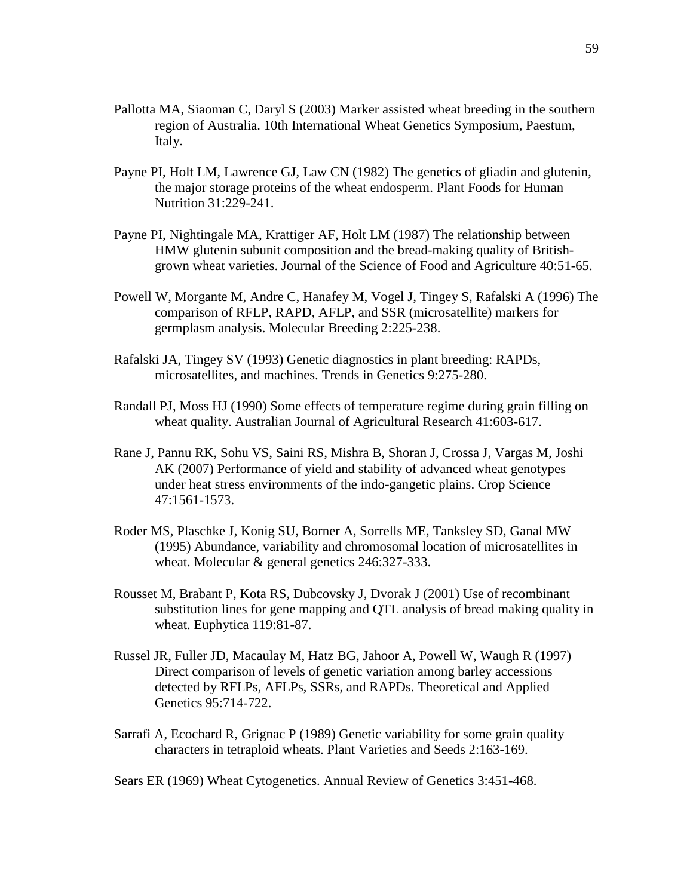Pallotta MA, Siaoman C, Daryl S (2003) Marker assisted wheat breeding in the southern region of Australia. 10th International Wheat Genetics Symposium, Paestum, Italy.

Payne PI, Holt LM, Lawrence GJ, Law CN (1982) The genetics of gliadin and glutenin, the major storage proteins of the wheat endosperm. Plant Foods for Human Nutrition 31:229-241.

Payne PI, Nightingale MA, Krattiger AF, Holt LM (1987) The relationship between HMW glutenin subunit composition and the bread-making quality of British-grown wheat varieties. Journal of the Science of Food and Agriculture 40:51-65.

Powell W, Morgante M, Andre C, Hanafey M, Vogel J, Tingey S, Rafalski A (1996) The comparison of RFLP, RAPD, AFLP, and SSR (microsatellite) markers for germplasm analysis. Molecular Breeding 2:225-238.

Rafalski JA, Tingey SV (1993) Genetic diagnostics in plant breeding: RAPDs, microsatellites, and machines. Trends in Genetics 9:275-280.

Randall PJ, Moss HJ (1990) Some effects of temperature regime during grain filling on wheat quality. Australian Journal of Agricultural Research 41:603-617.

Rane J, Pannu RK, Sohu VS, Saini RS, Mishra B, Shoran J, Crossa J, Vargas M, Joshi AK (2007) Performance of yield and stability of advanced wheat genotypes under heat stress environments of the indo-gangetic plains. Crop Science 47:1561-1573.

Roder MS, Plaschke J, Konig SU, Borner A, Sorrells ME, Tanksley SD, Ganal MW (1995) Abundance, variability and chromosomal location of microsatellites in wheat. Molecular & general genetics 246:327-333.

Rousset M, Brabant P, Kota RS, Dubcovsky J, Dvorak J (2001) Use of recombinant substitution lines for gene mapping and QTL analysis of bread making quality in wheat. Euphytica 119:81-87.

Russel JR, Fuller JD, Macaulay M, Hatz BG, Jahoor A, Powell W, Waugh R (1997) Direct comparison of levels of genetic variation among barley accessions detected by RFLPs, AFLPs, SSRs, and RAPDs. Theoretical and Applied Genetics 95:714-722.

Sarrafi A, Ecochard R, Grignac P (1989) Genetic variability for some grain quality characters in tetraploid wheats. Plant Varieties and Seeds 2:163-169.

Sears ER (1969) Wheat Cytogenetics. Annual Review of Genetics 3:451-468.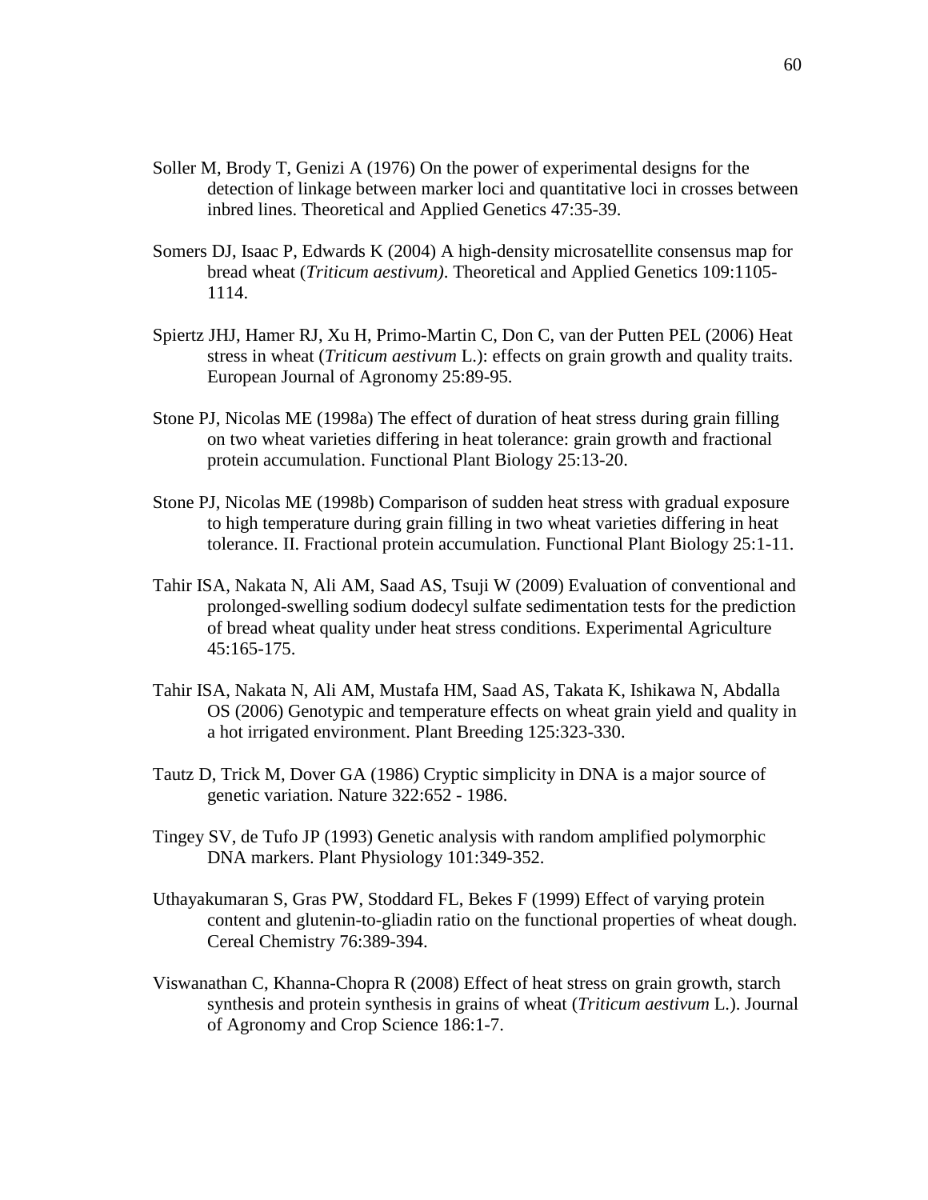Soller M, Brody T, Genizi A (1976) On the power of experimental designs for the detection of linkage between marker loci and quantitative loci in crosses between inbred lines. Theoretical and Applied Genetics 47:35-39.

Somers DJ, Isaac P, Edwards K (2004) A high-density microsatellite consensus map for bread wheat (*Triticum aestivum)*. Theoretical and Applied Genetics 109:1105-1114.

Spiertz JHJ, Hamer RJ, Xu H, Primo-Martin C, Don C, van der Putten PEL (2006) Heat stress in wheat (*Triticum aestivum* L.): effects on grain growth and quality traits. European Journal of Agronomy 25:89-95.

Stone PJ, Nicolas ME (1998a) The effect of duration of heat stress during grain filling on two wheat varieties differing in heat tolerance: grain growth and fractional protein accumulation. Functional Plant Biology 25:13-20.

Stone PJ, Nicolas ME (1998b) Comparison of sudden heat stress with gradual exposure to high temperature during grain filling in two wheat varieties differing in heat tolerance. II. Fractional protein accumulation. Functional Plant Biology 25:1-11.

Tahir ISA, Nakata N, Ali AM, Saad AS, Tsuji W (2009) Evaluation of conventional and prolonged-swelling sodium dodecyl sulfate sedimentation tests for the prediction of bread wheat quality under heat stress conditions. Experimental Agriculture 45:165-175.

Tahir ISA, Nakata N, Ali AM, Mustafa HM, Saad AS, Takata K, Ishikawa N, Abdalla OS (2006) Genotypic and temperature effects on wheat grain yield and quality in a hot irrigated environment. Plant Breeding 125:323-330.

Tautz D, Trick M, Dover GA (1986) Cryptic simplicity in DNA is a major source of genetic variation. Nature 322:652 - 1986.

Tingey SV, de Tufo JP (1993) Genetic analysis with random amplified polymorphic DNA markers. Plant Physiology 101:349-352.

Uthayakumaran S, Gras PW, Stoddard FL, Bekes F (1999) Effect of varying protein content and glutenin-to-gliadin ratio on the functional properties of wheat dough. Cereal Chemistry 76:389-394.

Viswanathan C, Khanna-Chopra R (2008) Effect of heat stress on grain growth, starch synthesis and protein synthesis in grains of wheat (*Triticum aestivum* L.). Journal of Agronomy and Crop Science 186:1-7.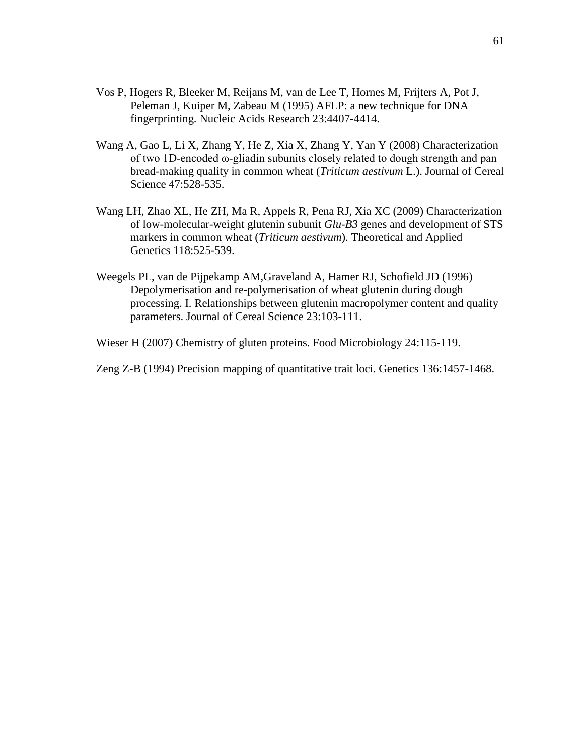Vos P, Hogers R, Bleeker M, Reijans M, van de Lee T, Hornes M, Frijters A, Pot J, Peleman J, Kuiper M, Zabeau M (1995) AFLP: a new technique for DNA fingerprinting. Nucleic Acids Research 23:4407-4414.

Wang A, Gao L, Li X, Zhang Y, He Z, Xia X, Zhang Y, Yan Y (2008) Characterization of two 1D-encoded ω-gliadin subunits closely related to dough strength and pan bread-making quality in common wheat (*Triticum aestivum* L.). Journal of Cereal Science 47:528-535.

Wang LH, Zhao XL, He ZH, Ma R, Appels R, Pena RJ, Xia XC (2009) Characterization of low-molecular-weight glutenin subunit *Glu-B3* genes and development of STS markers in common wheat (*Triticum aestivum*). Theoretical and Applied Genetics 118:525-539.

Weegels PL, van de Pijpekamp AM,Graveland A, Hamer RJ, Schofield JD (1996) Depolymerisation and re-polymerisation of wheat glutenin during dough processing. I. Relationships between glutenin macropolymer content and quality parameters. Journal of Cereal Science 23:103-111.

Wieser H (2007) Chemistry of gluten proteins. Food Microbiology 24:115-119.

Zeng Z-B (1994) Precision mapping of quantitative trait loci. Genetics 136:1457-1468.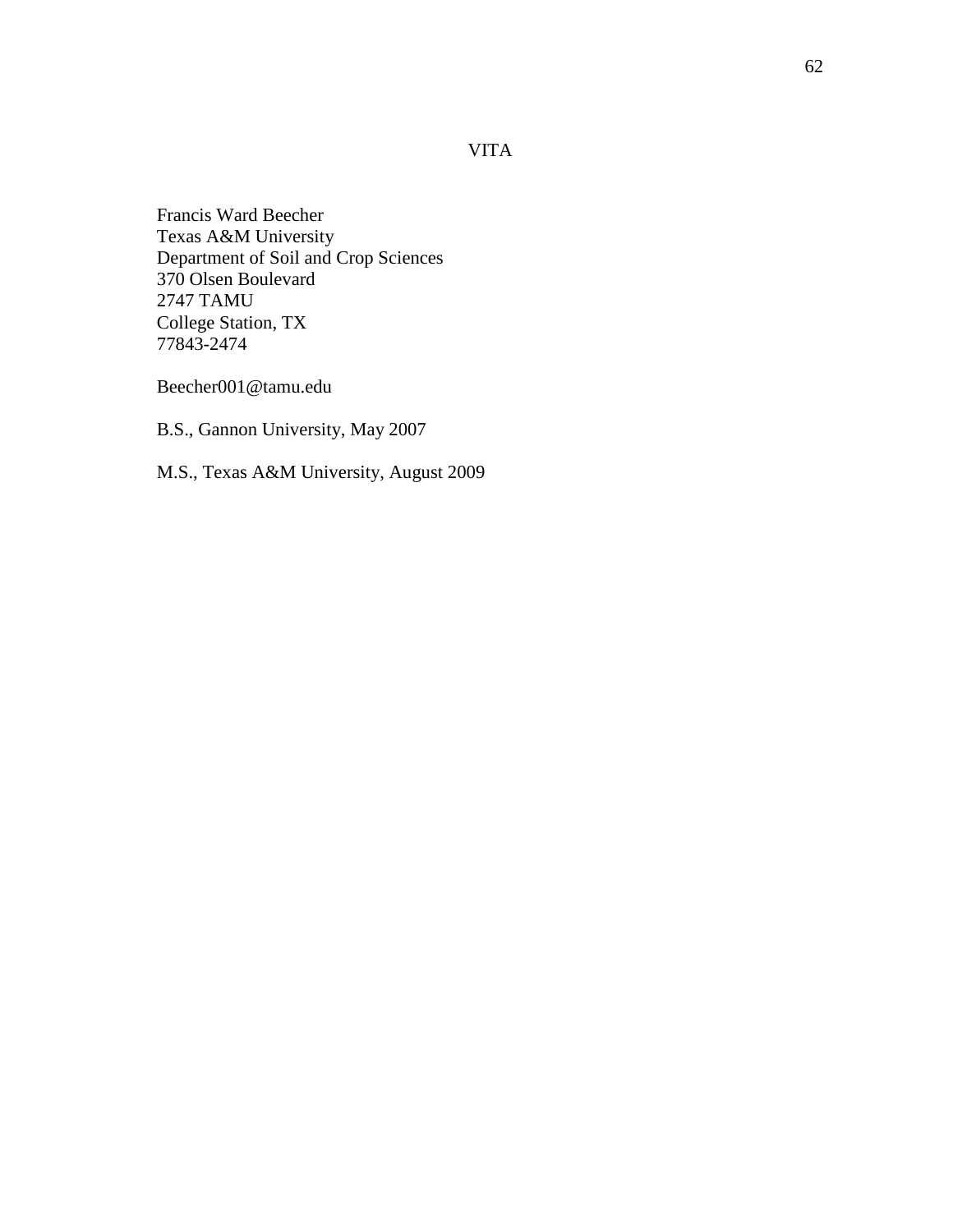# VITA

Francis Ward Beecher  
Texas A&M University  
Department of Soil and Crop Sciences  
370 Olsen Boulevard  
2747 TAMU  
College Station, TX  
77843-2474

Beecher001@tamu.edu

B.S., Gannon University, May 2007

M.S., Texas A&M University, August 2009